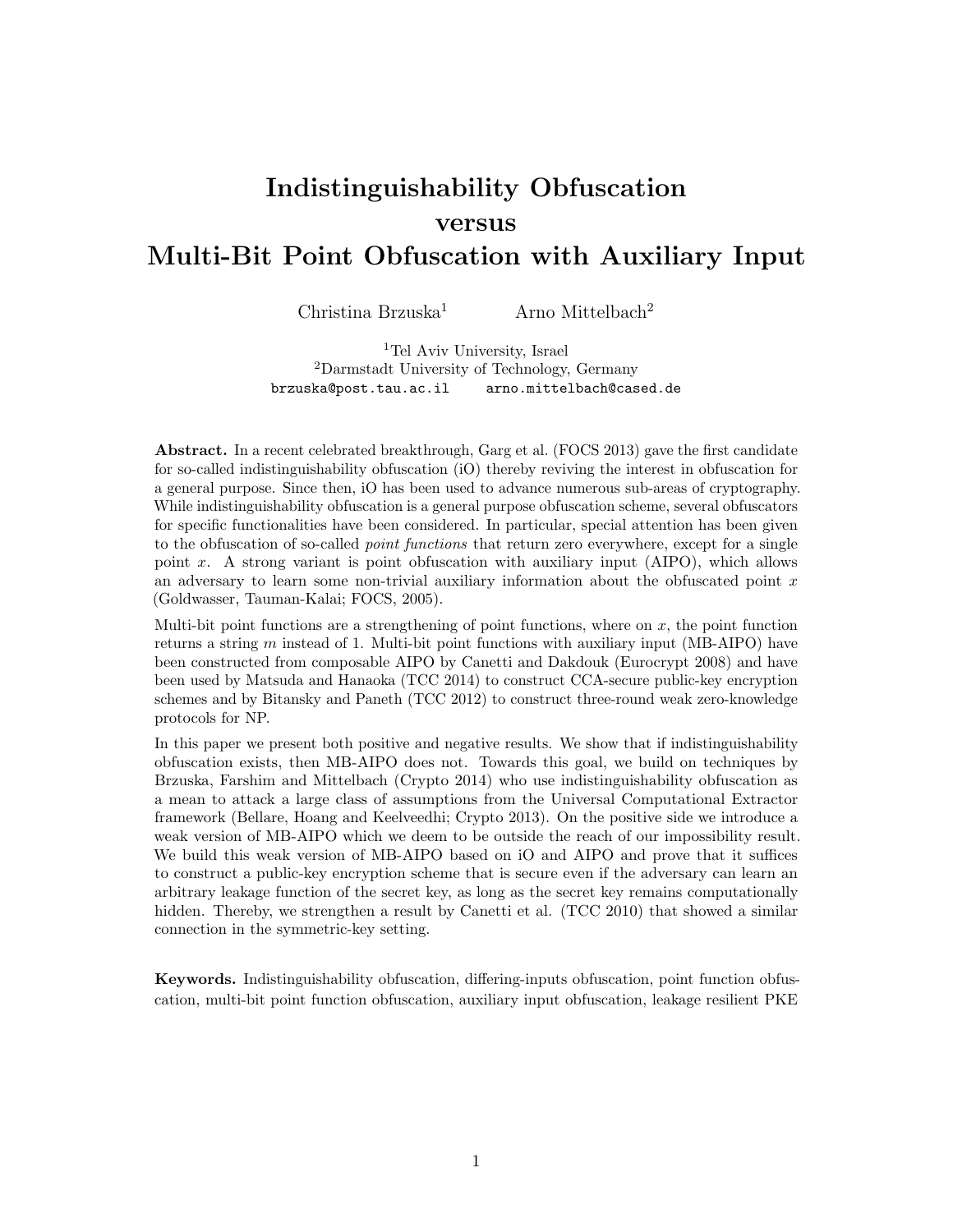# Indistinguishability Obfuscation versus Multi-Bit Point Obfuscation with Auxiliary Input

Christina Brzuska[1] Arno Mittelbach[2]

[1]Tel Aviv University, Israel
[2]Darmstadt University of Technology, Germany
brzuska@post.tau.ac.il arno.mittelbach@cased.de

**Abstract.** In a recent celebrated breakthrough, Garg et al. (FOCS 2013) gave the first candidate for so-called indistinguishability obfuscation (iO) thereby reviving the interest in obfuscation for a general purpose. Since then, iO has been used to advance numerous sub-areas of cryptography. While indistinguishability obfuscation is a general purpose obfuscation scheme, several obfuscators for specific functionalities have been considered. In particular, special attention has been given to the obfuscation of so-called *point functions* that return zero everywhere, except for a single point $x$. A strong variant is point obfuscation with auxiliary input (AIPO), which allows an adversary to learn some non-trivial auxiliary information about the obfuscated point $x$ (Goldwasser, Tauman-Kalai; FOCS, 2005).

Multi-bit point functions are a strengthening of point functions, where on $x$, the point function returns a string $m$ instead of 1. Multi-bit point functions with auxiliary input (MB-AIPO) have been constructed from composable AIPO by Canetti and Dakdouk (Eurocrypt 2008) and have been used by Matsuda and Hanaoka (TCC 2014) to construct CCA-secure public-key encryption schemes and by Bitansky and Paneth (TCC 2012) to construct three-round weak zero-knowledge protocols for NP.

In this paper we present both positive and negative results. We show that if indistinguishability obfuscation exists, then MB-AIPO does not. Towards this goal, we build on techniques by Brzuska, Farshim and Mittelbach (Crypto 2014) who use indistinguishability obfuscation as a mean to attack a large class of assumptions from the Universal Computational Extractor framework (Bellare, Hoang and Keelveedhi; Crypto 2013). On the positive side we introduce a weak version of MB-AIPO which we deem to be outside the reach of our impossibility result. We build this weak version of MB-AIPO based on iO and AIPO and prove that it suffices to construct a public-key encryption scheme that is secure even if the adversary can learn an arbitrary leakage function of the secret key, as long as the secret key remains computationally hidden. Thereby, we strengthen a result by Canetti et al. (TCC 2010) that showed a similar connection in the symmetric-key setting.

**Keywords.** Indistinguishability obfuscation, differing-inputs obfuscation, point function obfuscation, multi-bit point function obfuscation, auxiliary input obfuscation, leakage resilient PKE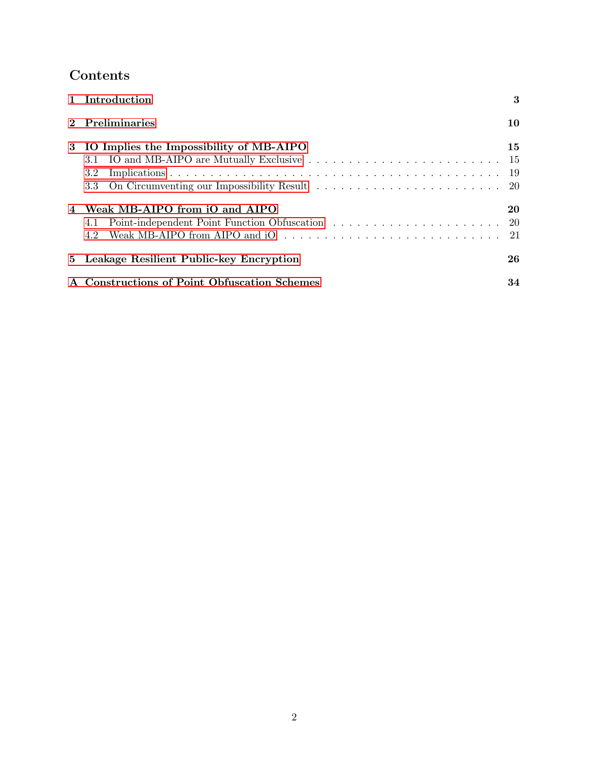# Contents

| | | |
|---|---|---|
| **1** | **Introduction** | **3** |
| **2** | **Preliminaries** | **10** |
| **3** | **IO Implies the Impossibility of MB-AIPO** | **15** |
| 3.1 | IO and MB-AIPO are Mutually Exclusive | 15 |
| 3.2 | Implications | 19 |
| 3.3 | On Circumventing our Impossibility Result | 20 |
| **4** | **Weak MB-AIPO from iO and AIPO** | **20** |
| 4.1 | Point-independent Point Function Obfuscation | 20 |
| 4.2 | Weak MB-AIPO from AIPO and iO | 21 |
| **5** | **Leakage Resilient Public-key Encryption** | **26** |
| **A** | **Constructions of Point Obfuscation Schemes** | **34** |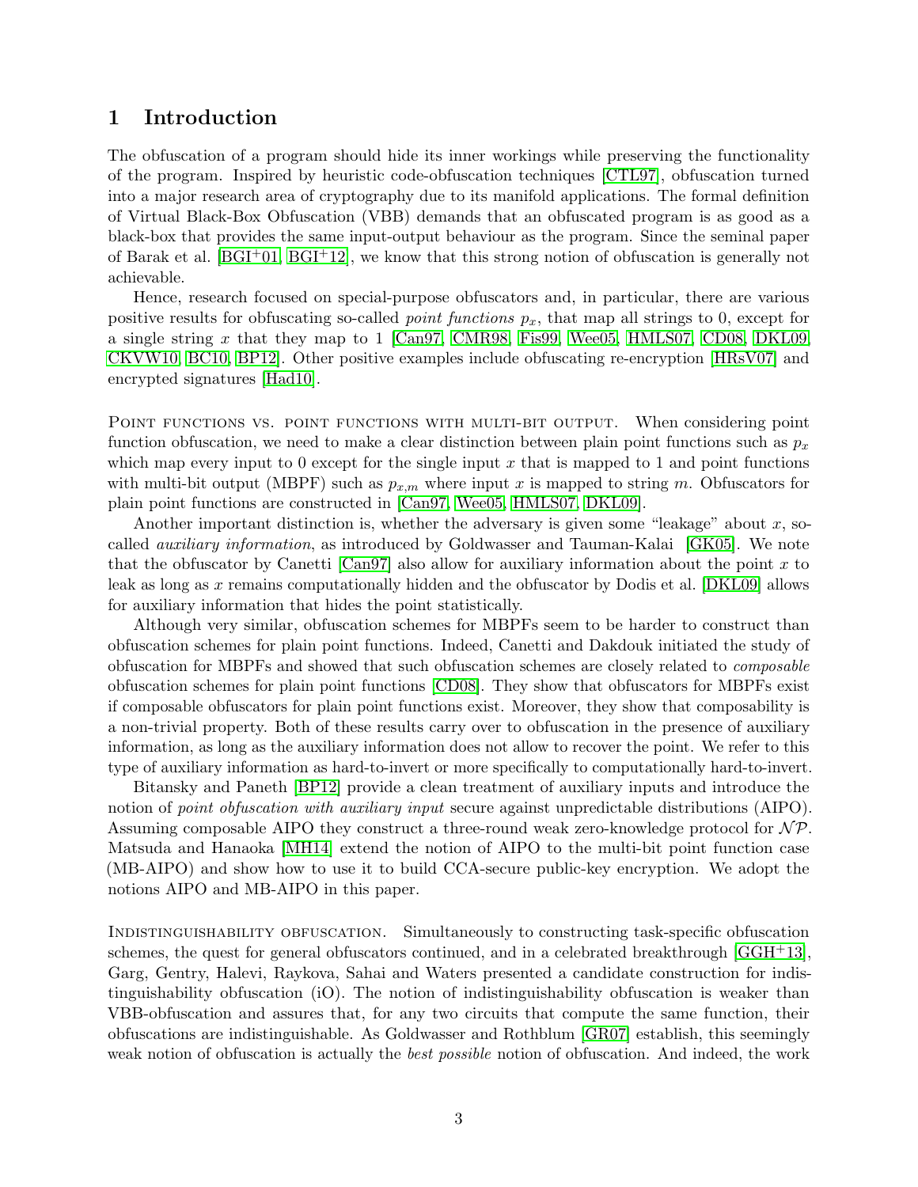# 1 Introduction

The obfuscation of a program should hide its inner workings while preserving the functionality of the program. Inspired by heuristic code-obfuscation techniques [CTL97], obfuscation turned into a major research area of cryptography due to its manifold applications. The formal definition of Virtual Black-Box Obfuscation (VBB) demands that an obfuscated program is as good as a black-box that provides the same input-output behaviour as the program. Since the seminal paper of Barak et al. [BGI+01, BGI+12], we know that this strong notion of obfuscation is generally not achievable.

Hence, research focused on special-purpose obfuscators and, in particular, there are various positive results for obfuscating so-called *point functions* $p_x$, that map all strings to 0, except for a single string $x$ that they map to 1 [Can97, CMR98, Fis99, Wee05, HMLS07, CD08, DKL09, CKVW10, BC10, BP12]. Other positive examples include obfuscating re-encryption [HRsV07] and encrypted signatures [Had10].

Point functions vs. point functions with multi-bit output. When considering point function obfuscation, we need to make a clear distinction between plain point functions such as $p_x$ which map every input to 0 except for the single input $x$ that is mapped to 1 and point functions with multi-bit output (MBPF) such as $p_{x,m}$ where input $x$ is mapped to string $m$. Obfuscators for plain point functions are constructed in [Can97, Wee05, HMLS07, DKL09].

Another important distinction is, whether the adversary is given some "leakage" about $x$, so-called *auxiliary information*, as introduced by Goldwasser and Tauman-Kalai [GK05]. We note that the obfuscator by Canetti [Can97] also allow for auxiliary information about the point $x$ to leak as long as $x$ remains computationally hidden and the obfuscator by Dodis et al. [DKL09] allows for auxiliary information that hides the point statistically.

Although very similar, obfuscation schemes for MBPFs seem to be harder to construct than obfuscation schemes for plain point functions. Indeed, Canetti and Dakdouk initiated the study of obfuscation for MBPFs and showed that such obfuscation schemes are closely related to *composable* obfuscation schemes for plain point functions [CD08]. They show that obfuscators for MBPFs exist if composable obfuscators for plain point functions exist. Moreover, they show that composability is a non-trivial property. Both of these results carry over to obfuscation in the presence of auxiliary information, as long as the auxiliary information does not allow to recover the point. We refer to this type of auxiliary information as hard-to-invert or more specifically to computationally hard-to-invert.

Bitansky and Paneth [BP12] provide a clean treatment of auxiliary inputs and introduce the notion of *point obfuscation with auxiliary input* secure against unpredictable distributions (AIPO). Assuming composable AIPO they construct a three-round weak zero-knowledge protocol for $\mathcal{NP}$. Matsuda and Hanaoka [MH14] extend the notion of AIPO to the multi-bit point function case (MB-AIPO) and show how to use it to build CCA-secure public-key encryption. We adopt the notions AIPO and MB-AIPO in this paper.

Indistinguishability obfuscation. Simultaneously to constructing task-specific obfuscation schemes, the quest for general obfuscators continued, and in a celebrated breakthrough [GGH+13], Garg, Gentry, Halevi, Raykova, Sahai and Waters presented a candidate construction for indistinguishability obfuscation (iO). The notion of indistinguishability obfuscation is weaker than VBB-obfuscation and assures that, for any two circuits that compute the same function, their obfuscations are indistinguishable. As Goldwasser and Rothblum [GR07] establish, this seemingly weak notion of obfuscation is actually the *best possible* notion of obfuscation. And indeed, the work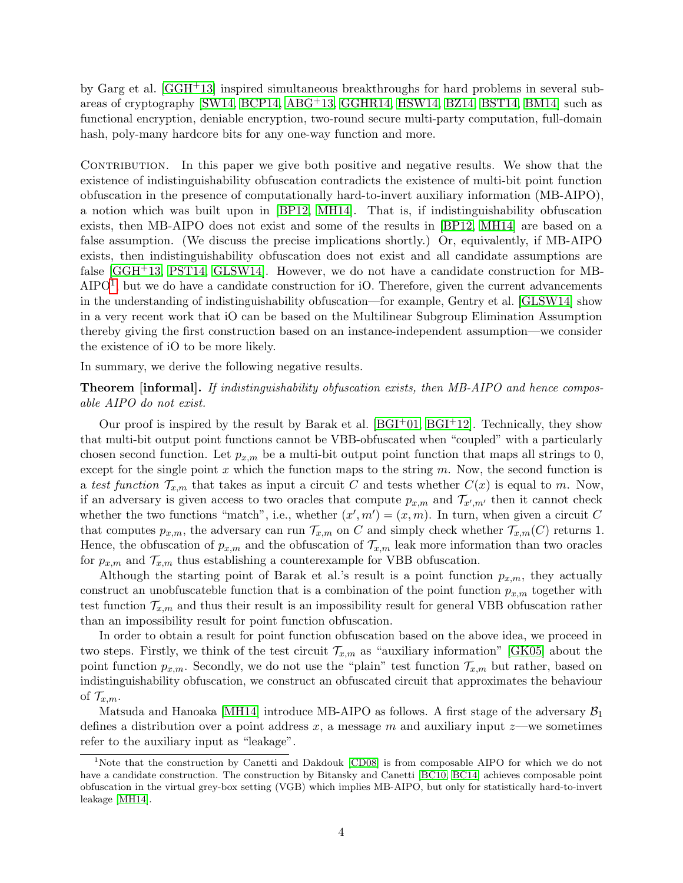by Garg et al. [GGH+13] inspired simultaneous breakthroughs for hard problems in several subareas of cryptography [SW14, BCP14, ABG+13, GGHR14, HSW14, BZ14, BST14, BM14] such as functional encryption, deniable encryption, two-round secure multi-party computation, full-domain hash, poly-many hardcore bits for any one-way function and more.

Contribution. In this paper we give both positive and negative results. We show that the existence of indistinguishability obfuscation contradicts the existence of multi-bit point function obfuscation in the presence of computationally hard-to-invert auxiliary information (MB-AIPO), a notion which was built upon in [BP12, MH14]. That is, if indistinguishability obfuscation exists, then MB-AIPO does not exist and some of the results in [BP12, MH14] are based on a false assumption. (We discuss the precise implications shortly.) Or, equivalently, if MB-AIPO exists, then indistinguishability obfuscation does not exist and all candidate assumptions are false [GGH+13, PST14, GLSW14]. However, we do not have a candidate construction for MB-AIPO[1], but we do have a candidate construction for iO. Therefore, given the current advancements in the understanding of indistinguishability obfuscation—for example, Gentry et al. [GLSW14] show in a very recent work that iO can be based on the Multilinear Subgroup Elimination Assumption thereby giving the first construction based on an instance-independent assumption—we consider the existence of iO to be more likely.

In summary, we derive the following negative results.

**Theorem [informal].** *If indistinguishability obfuscation exists, then MB-AIPO and hence composable AIPO do not exist.*

Our proof is inspired by the result by Barak et al. [BGI+01, BGI+12]. Technically, they show that multi-bit output point functions cannot be VBB-obfuscated when "coupled" with a particularly chosen second function. Let $p_{x,m}$ be a multi-bit output point function that maps all strings to 0, except for the single point $x$ which the function maps to the string $m$. Now, the second function is a *test function* $\mathcal{T}_{x,m}$ that takes as input a circuit $C$ and tests whether $C(x)$ is equal to $m$. Now, if an adversary is given access to two oracles that compute $p_{x,m}$ and $\mathcal{T}_{x',m'}$ then it cannot check whether the two functions "match", i.e., whether $(x', m') = (x, m)$. In turn, when given a circuit $C$ that computes $p_{x,m}$, the adversary can run $\mathcal{T}_{x,m}$ on $C$ and simply check whether $\mathcal{T}_{x,m}(C)$ returns 1. Hence, the obfuscation of $p_{x,m}$ and the obfuscation of $\mathcal{T}_{x,m}$ leak more information than two oracles for $p_{x,m}$ and $\mathcal{T}_{x,m}$ thus establishing a counterexample for VBB obfuscation.

Although the starting point of Barak et al.'s result is a point function $p_{x,m}$, they actually construct an unobfuscateble function that is a combination of the point function $p_{x,m}$ together with test function $\mathcal{T}_{x,m}$ and thus their result is an impossibility result for general VBB obfuscation rather than an impossibility result for point function obfuscation.

In order to obtain a result for point function obfuscation based on the above idea, we proceed in two steps. Firstly, we think of the test circuit $\mathcal{T}_{x,m}$ as "auxiliary information" [GK05] about the point function $p_{x,m}$. Secondly, we do not use the "plain" test function $\mathcal{T}_{x,m}$ but rather, based on indistinguishability obfuscation, we construct an obfuscated circuit that approximates the behaviour of $\mathcal{T}_{x,m}$.

Matsuda and Hanoaka [MH14] introduce MB-AIPO as follows. A first stage of the adversary $\mathcal{B}_1$ defines a distribution over a point address $x$, a message $m$ and auxiliary input $z$—we sometimes refer to the auxiliary input as "leakage".

[1] Note that the construction by Canetti and Dakdouk [CD08] is from composable AIPO for which we do not have a candidate construction. The construction by Bitansky and Canetti [BC10, BC14] achieves composable point obfuscation in the virtual grey-box setting (VGB) which implies MB-AIPO, but only for statistically hard-to-invert leakage [MH14].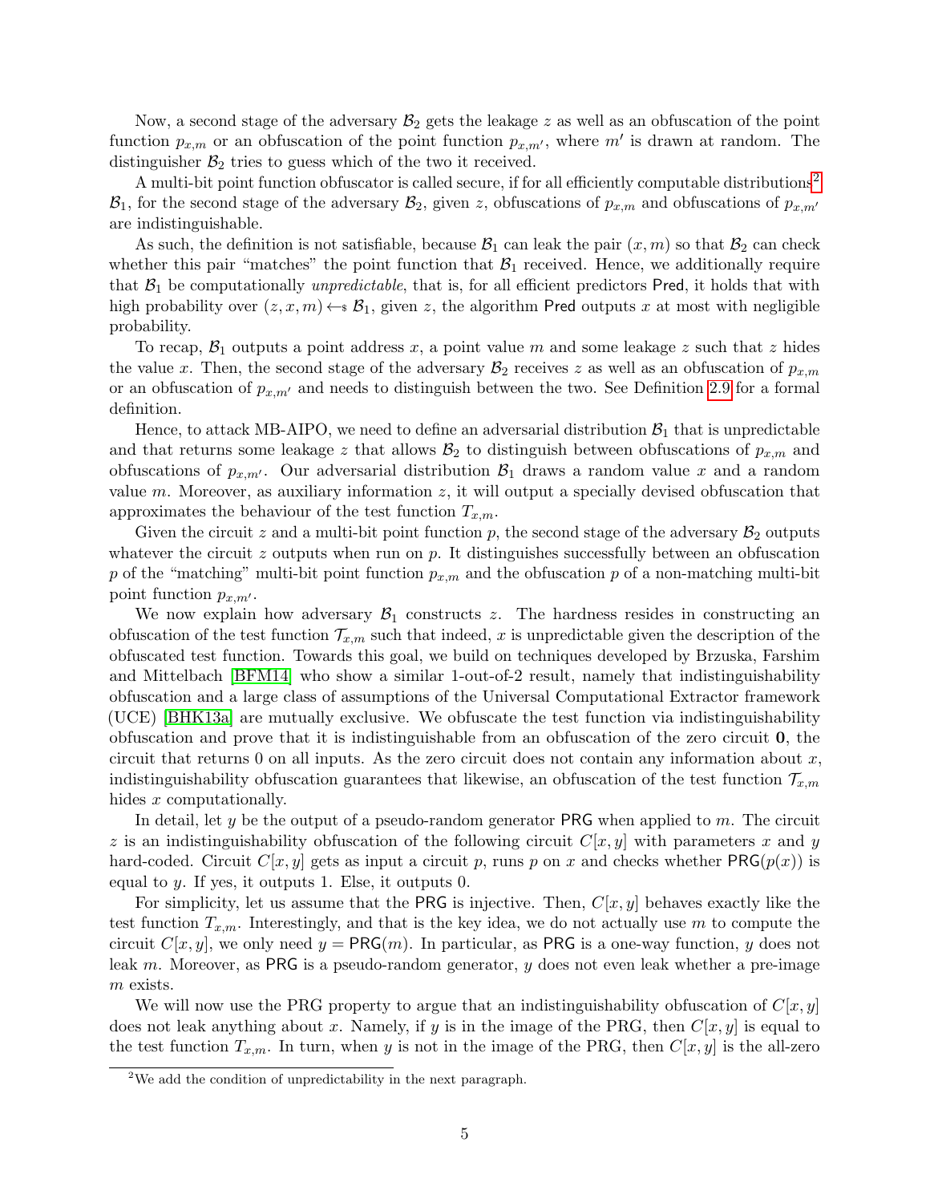Now, a second stage of the adversary $\mathcal{B}_2$ gets the leakage $z$ as well as an obfuscation of the point function $p_{x,m}$ or an obfuscation of the point function $p_{x,m'}$, where $m'$ is drawn at random. The distinguisher $\mathcal{B}_2$ tries to guess which of the two it received.

A multi-bit point function obfuscator is called secure, if for all efficiently computable distributions[2] $\mathcal{B}_1$, for the second stage of the adversary $\mathcal{B}_2$, given $z$, obfuscations of $p_{x,m}$ and obfuscations of $p_{x,m'}$ are indistinguishable.

As such, the definition is not satisfiable, because $\mathcal{B}_1$ can leak the pair $(x, m)$ so that $\mathcal{B}_2$ can check whether this pair "matches" the point function that $\mathcal{B}_1$ received. Hence, we additionally require that $\mathcal{B}_1$ be computationally *unpredictable*, that is, for all efficient predictors $\mathsf{Pred}$, it holds that with high probability over $(z, x, m) \leftarrow_{\$} \mathcal{B}_1$, given $z$, the algorithm $\mathsf{Pred}$ outputs $x$ at most with negligible probability.

To recap, $\mathcal{B}_1$ outputs a point address $x$, a point value $m$ and some leakage $z$ such that $z$ hides the value $x$. Then, the second stage of the adversary $\mathcal{B}_2$ receives $z$ as well as an obfuscation of $p_{x,m}$ or an obfuscation of $p_{x,m'}$ and needs to distinguish between the two. See Definition 2.9 for a formal definition.

Hence, to attack MB-AIPO, we need to define an adversarial distribution $\mathcal{B}_1$ that is unpredictable and that returns some leakage $z$ that allows $\mathcal{B}_2$ to distinguish between obfuscations of $p_{x,m}$ and obfuscations of $p_{x,m'}$. Our adversarial distribution $\mathcal{B}_1$ draws a random value $x$ and a random value $m$. Moreover, as auxiliary information $z$, it will output a specially devised obfuscation that approximates the behaviour of the test function $T_{x,m}$.

Given the circuit $z$ and a multi-bit point function $p$, the second stage of the adversary $\mathcal{B}_2$ outputs whatever the circuit $z$ outputs when run on $p$. It distinguishes successfully between an obfuscation $p$ of the "matching" multi-bit point function $p_{x,m}$ and the obfuscation $p$ of a non-matching multi-bit point function $p_{x,m'}$.

We now explain how adversary $\mathcal{B}_1$ constructs $z$. The hardness resides in constructing an obfuscation of the test function $\mathcal{T}_{x,m}$ such that indeed, $x$ is unpredictable given the description of the obfuscated test function. Towards this goal, we build on techniques developed by Brzuska, Farshim and Mittelbach [BFM14] who show a similar 1-out-of-2 result, namely that indistinguishability obfuscation and a large class of assumptions of the Universal Computational Extractor framework (UCE) [BHK13a] are mutually exclusive. We obfuscate the test function via indistinguishability obfuscation and prove that it is indistinguishable from an obfuscation of the zero circuit $\mathbf{0}$, the circuit that returns 0 on all inputs. As the zero circuit does not contain any information about $x$, indistinguishability obfuscation guarantees that likewise, an obfuscation of the test function $\mathcal{T}_{x,m}$ hides $x$ computationally.

In detail, let $y$ be the output of a pseudo-random generator $\mathsf{PRG}$ when applied to $m$. The circuit $z$ is an indistinguishability obfuscation of the following circuit $C[x, y]$ with parameters $x$ and $y$ hard-coded. Circuit $C[x, y]$ gets as input a circuit $p$, runs $p$ on $x$ and checks whether $\mathsf{PRG}(p(x))$ is equal to $y$. If yes, it outputs 1. Else, it outputs 0.

For simplicity, let us assume that the $\mathsf{PRG}$ is injective. Then, $C[x, y]$ behaves exactly like the test function $T_{x,m}$. Interestingly, and that is the key idea, we do not actually use $m$ to compute the circuit $C[x, y]$, we only need $y = \mathsf{PRG}(m)$. In particular, as $\mathsf{PRG}$ is a one-way function, $y$ does not leak $m$. Moreover, as $\mathsf{PRG}$ is a pseudo-random generator, $y$ does not even leak whether a pre-image $m$ exists.

We will now use the PRG property to argue that an indistinguishability obfuscation of $C[x, y]$ does not leak anything about $x$. Namely, if $y$ is in the image of the PRG, then $C[x, y]$ is equal to the test function $T_{x,m}$. In turn, when $y$ is not in the image of the PRG, then $C[x, y]$ is the all-zero

[2] We add the condition of unpredictability in the next paragraph.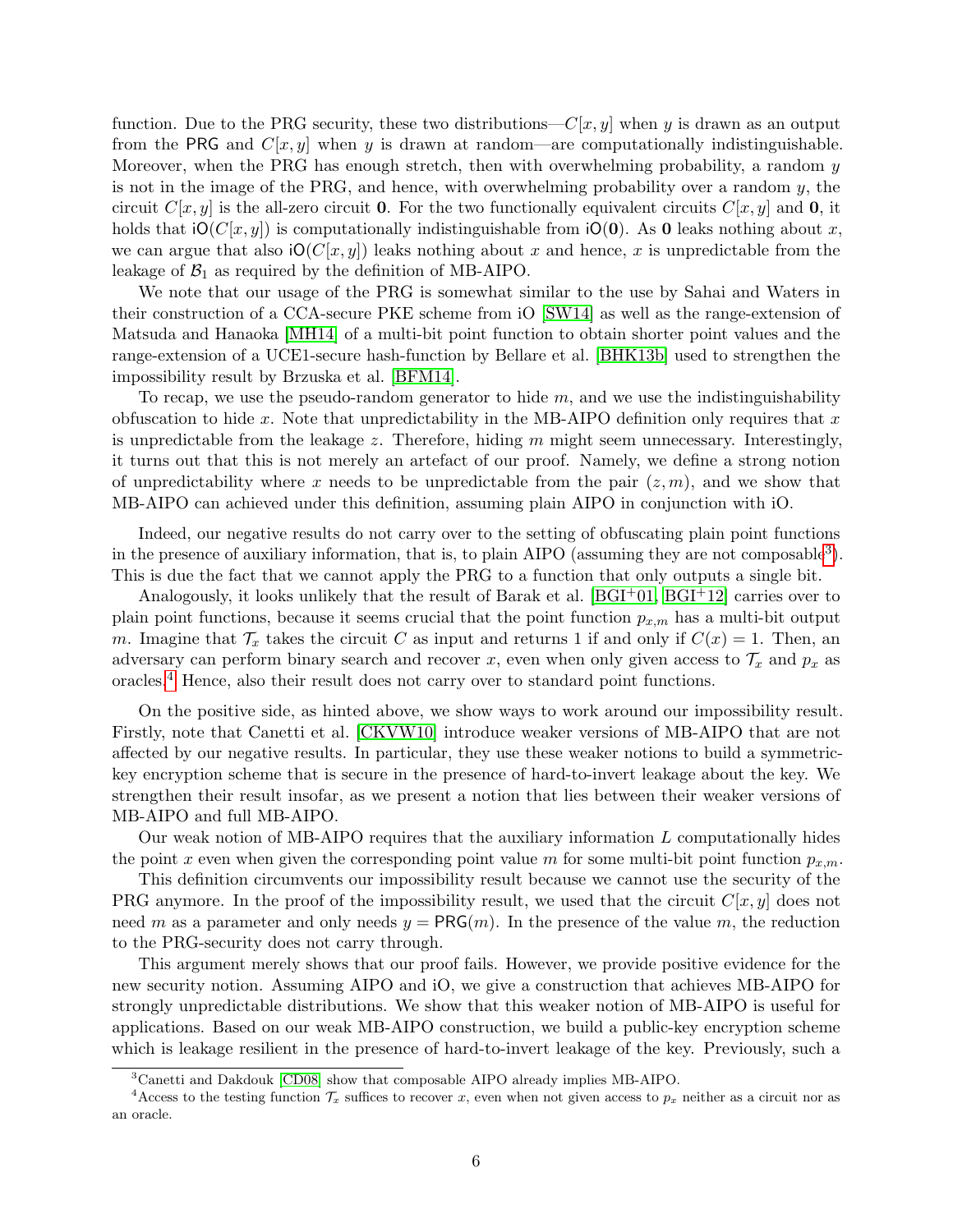function. Due to the PRG security, these two distributions—$C[x, y]$ when $y$ is drawn as an output from the $\mathsf{PRG}$ and $C[x, y]$ when $y$ is drawn at random—are computationally indistinguishable. Moreover, when the PRG has enough stretch, then with overwhelming probability, a random $y$ is not in the image of the PRG, and hence, with overwhelming probability over a random $y$, the circuit $C[x, y]$ is the all-zero circuit $\mathbf{0}$. For the two functionally equivalent circuits $C[x, y]$ and $\mathbf{0}$, it holds that $\mathsf{iO}(C[x, y])$ is computationally indistinguishable from $\mathsf{iO}(\mathbf{0})$. As $\mathbf{0}$ leaks nothing about $x$, we can argue that also $\mathsf{iO}(C[x, y])$ leaks nothing about $x$ and hence, $x$ is unpredictable from the leakage of $\mathcal{B}_1$ as required by the definition of MB-AIPO.

We note that our usage of the PRG is somewhat similar to the use by Sahai and Waters in their construction of a CCA-secure PKE scheme from iO [SW14] as well as the range-extension of Matsuda and Hanaoka [MH14] of a multi-bit point function to obtain shorter point values and the range-extension of a UCE1-secure hash-function by Bellare et al. [BHK13b] used to strengthen the impossibility result by Brzuska et al. [BFM14].

To recap, we use the pseudo-random generator to hide $m$, and we use the indistinguishability obfuscation to hide $x$. Note that unpredictability in the MB-AIPO definition only requires that $x$ is unpredictable from the leakage $z$. Therefore, hiding $m$ might seem unnecessary. Interestingly, it turns out that this is not merely an artefact of our proof. Namely, we define a strong notion of unpredictability where $x$ needs to be unpredictable from the pair $(z, m)$, and we show that MB-AIPO can achieved under this definition, assuming plain AIPO in conjunction with iO.

Indeed, our negative results do not carry over to the setting of obfuscating plain point functions in the presence of auxiliary information, that is, to plain AIPO (assuming they are not composable[3]). This is due the fact that we cannot apply the PRG to a function that only outputs a single bit.

Analogously, it looks unlikely that the result of Barak et al. [BGI+01, BGI+12] carries over to plain point functions, because it seems crucial that the point function $p_{x,m}$ has a multi-bit output $m$. Imagine that $\mathcal{T}_x$ takes the circuit $C$ as input and returns 1 if and only if $C(x) = 1$. Then, an adversary can perform binary search and recover $x$, even when only given access to $\mathcal{T}_x$ and $p_x$ as oracles.[4] Hence, also their result does not carry over to standard point functions.

On the positive side, as hinted above, we show ways to work around our impossibility result. Firstly, note that Canetti et al. [CKVW10] introduce weaker versions of MB-AIPO that are not affected by our negative results. In particular, they use these weaker notions to build a symmetric-key encryption scheme that is secure in the presence of hard-to-invert leakage about the key. We strengthen their result insofar, as we present a notion that lies between their weaker versions of MB-AIPO and full MB-AIPO.

Our weak notion of MB-AIPO requires that the auxiliary information $L$ computationally hides the point $x$ even when given the corresponding point value $m$ for some multi-bit point function $p_{x,m}$.

This definition circumvents our impossibility result because we cannot use the security of the PRG anymore. In the proof of the impossibility result, we used that the circuit $C[x, y]$ does not need $m$ as a parameter and only needs $y = \mathsf{PRG}(m)$. In the presence of the value $m$, the reduction to the PRG-security does not carry through.

This argument merely shows that our proof fails. However, we provide positive evidence for the new security notion. Assuming AIPO and iO, we give a construction that achieves MB-AIPO for strongly unpredictable distributions. We show that this weaker notion of MB-AIPO is useful for applications. Based on our weak MB-AIPO construction, we build a public-key encryption scheme which is leakage resilient in the presence of hard-to-invert leakage of the key. Previously, such a

[3] Canetti and Dakdouk [CD08] show that composable AIPO already implies MB-AIPO.

[4] Access to the testing function $\mathcal{T}_x$ suffices to recover $x$, even when not given access to $p_x$ neither as a circuit nor as an oracle.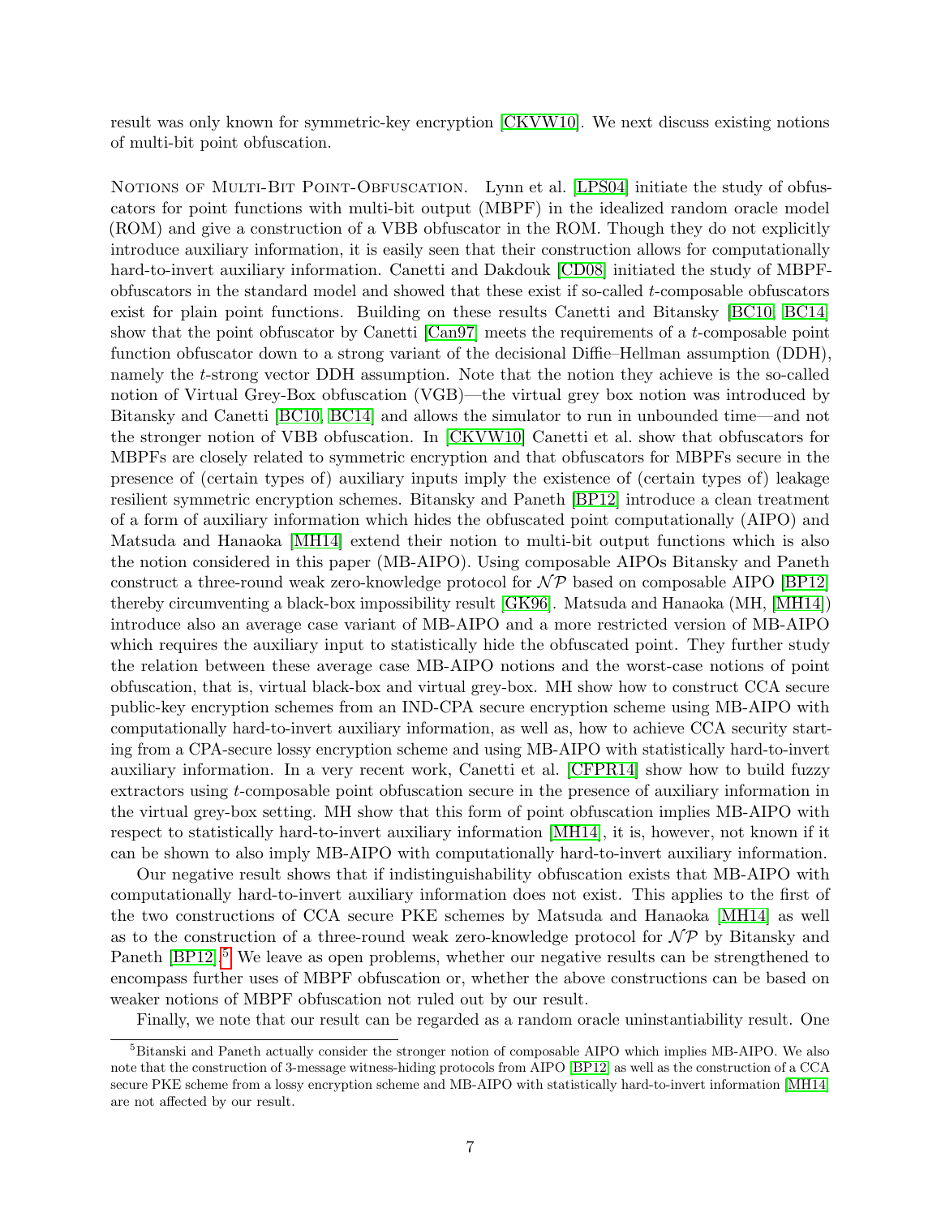result was only known for symmetric-key encryption [CKVW10]. We next discuss existing notions of multi-bit point obfuscation.

Notions of Multi-Bit Point-Obfuscation. Lynn et al. [LPS04] initiate the study of obfuscators for point functions with multi-bit output (MBPF) in the idealized random oracle model (ROM) and give a construction of a VBB obfuscator in the ROM. Though they do not explicitly introduce auxiliary information, it is easily seen that their construction allows for computationally hard-to-invert auxiliary information. Canetti and Dakdouk [CD08] initiated the study of MBPF-obfuscators in the standard model and showed that these exist if so-called $t$-composable obfuscators exist for plain point functions. Building on these results Canetti and Bitansky [BC10, BC14] show that the point obfuscator by Canetti [Can97] meets the requirements of a $t$-composable point function obfuscator down to a strong variant of the decisional Diffie–Hellman assumption (DDH), namely the $t$-strong vector DDH assumption. Note that the notion they achieve is the so-called notion of Virtual Grey-Box obfuscation (VGB)—the virtual grey box notion was introduced by Bitansky and Canetti [BC10, BC14] and allows the simulator to run in unbounded time—and not the stronger notion of VBB obfuscation. In [CKVW10] Canetti et al. show that obfuscators for MBPFs are closely related to symmetric encryption and that obfuscators for MBPFs secure in the presence of (certain types of) auxiliary inputs imply the existence of (certain types of) leakage resilient symmetric encryption schemes. Bitansky and Paneth [BP12] introduce a clean treatment of a form of auxiliary information which hides the obfuscated point computationally (AIPO) and Matsuda and Hanaoka [MH14] extend their notion to multi-bit output functions which is also the notion considered in this paper (MB-AIPO). Using composable AIPOs Bitansky and Paneth construct a three-round weak zero-knowledge protocol for $\mathcal{NP}$ based on composable AIPO [BP12] thereby circumventing a black-box impossibility result [GK96]. Matsuda and Hanaoka (MH, [MH14]) introduce also an average case variant of MB-AIPO and a more restricted version of MB-AIPO which requires the auxiliary input to statistically hide the obfuscated point. They further study the relation between these average case MB-AIPO notions and the worst-case notions of point obfuscation, that is, virtual black-box and virtual grey-box. MH show how to construct CCA secure public-key encryption schemes from an IND-CPA secure encryption scheme using MB-AIPO with computationally hard-to-invert auxiliary information, as well as, how to achieve CCA security starting from a CPA-secure lossy encryption scheme and using MB-AIPO with statistically hard-to-invert auxiliary information. In a very recent work, Canetti et al. [CFPR14] show how to build fuzzy extractors using $t$-composable point obfuscation secure in the presence of auxiliary information in the virtual grey-box setting. MH show that this form of point obfuscation implies MB-AIPO with respect to statistically hard-to-invert auxiliary information [MH14], it is, however, not known if it can be shown to also imply MB-AIPO with computationally hard-to-invert auxiliary information.

Our negative result shows that if indistinguishability obfuscation exists that MB-AIPO with computationally hard-to-invert auxiliary information does not exist. This applies to the first of the two constructions of CCA secure PKE schemes by Matsuda and Hanaoka [MH14] as well as to the construction of a three-round weak zero-knowledge protocol for $\mathcal{NP}$ by Bitansky and Paneth [BP12].[5] We leave as open problems, whether our negative results can be strengthened to encompass further uses of MBPF obfuscation or, whether the above constructions can be based on weaker notions of MBPF obfuscation not ruled out by our result.

Finally, we note that our result can be regarded as a random oracle uninstantiability result. One

[5] Bitanski and Paneth actually consider the stronger notion of composable AIPO which implies MB-AIPO. We also note that the construction of 3-message witness-hiding protocols from AIPO [BP12] as well as the construction of a CCA secure PKE scheme from a lossy encryption scheme and MB-AIPO with statistically hard-to-invert information [MH14] are not affected by our result.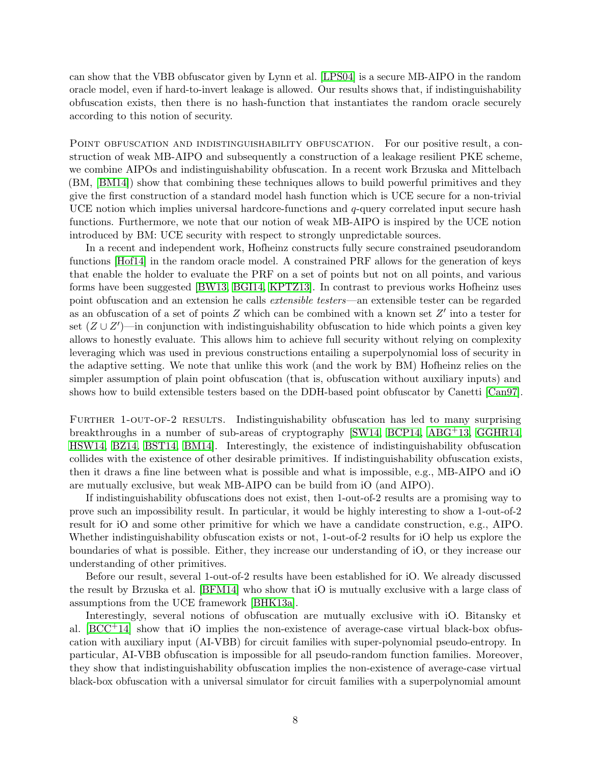can show that the VBB obfuscator given by Lynn et al. [LPS04] is a secure MB-AIPO in the random oracle model, even if hard-to-invert leakage is allowed. Our results shows that, if indistinguishability obfuscation exists, then there is no hash-function that instantiates the random oracle securely according to this notion of security.

Point obfuscation and indistinguishability obfuscation. For our positive result, a construction of weak MB-AIPO and subsequently a construction of a leakage resilient PKE scheme, we combine AIPOs and indistinguishability obfuscation. In a recent work Brzuska and Mittelbach (BM, [BM14]) show that combining these techniques allows to build powerful primitives and they give the first construction of a standard model hash function which is UCE secure for a non-trivial UCE notion which implies universal hardcore-functions and $q$-query correlated input secure hash functions. Furthermore, we note that our notion of weak MB-AIPO is inspired by the UCE notion introduced by BM: UCE security with respect to strongly unpredictable sources.

In a recent and independent work, Hofheinz constructs fully secure constrained pseudorandom functions [Hof14] in the random oracle model. A constrained PRF allows for the generation of keys that enable the holder to evaluate the PRF on a set of points but not on all points, and various forms have been suggested [BW13, BGI14, KPTZ13]. In contrast to previous works Hofheinz uses point obfuscation and an extension he calls *extensible testers*—an extensible tester can be regarded as an obfuscation of a set of points $Z$ which can be combined with a known set $Z'$ into a tester for set $(Z \cup Z')$—in conjunction with indistinguishability obfuscation to hide which points a given key allows to honestly evaluate. This allows him to achieve full security without relying on complexity leveraging which was used in previous constructions entailing a superpolynomial loss of security in the adaptive setting. We note that unlike this work (and the work by BM) Hofheinz relies on the simpler assumption of plain point obfuscation (that is, obfuscation without auxiliary inputs) and shows how to build extensible testers based on the DDH-based point obfuscator by Canetti [Can97].

Further 1-out-of-2 results. Indistinguishability obfuscation has led to many surprising breakthroughs in a number of sub-areas of cryptography [SW14, BCP14, ABG+13, GGHR14, HSW14, BZ14, BST14, BM14]. Interestingly, the existence of indistinguishability obfuscation collides with the existence of other desirable primitives. If indistinguishability obfuscation exists, then it draws a fine line between what is possible and what is impossible, e.g., MB-AIPO and iO are mutually exclusive, but weak MB-AIPO can be build from iO (and AIPO).

If indistinguishability obfuscations does not exist, then 1-out-of-2 results are a promising way to prove such an impossibility result. In particular, it would be highly interesting to show a 1-out-of-2 result for iO and some other primitive for which we have a candidate construction, e.g., AIPO. Whether indistinguishability obfuscation exists or not, 1-out-of-2 results for iO help us explore the boundaries of what is possible. Either, they increase our understanding of iO, or they increase our understanding of other primitives.

Before our result, several 1-out-of-2 results have been established for iO. We already discussed the result by Brzuska et al. [BFM14] who show that iO is mutually exclusive with a large class of assumptions from the UCE framework [BHK13a].

Interestingly, several notions of obfuscation are mutually exclusive with iO. Bitansky et al. [BCC+14] show that iO implies the non-existence of average-case virtual black-box obfuscation with auxiliary input (AI-VBB) for circuit families with super-polynomial pseudo-entropy. In particular, AI-VBB obfuscation is impossible for all pseudo-random function families. Moreover, they show that indistinguishability obfuscation implies the non-existence of average-case virtual black-box obfuscation with a universal simulator for circuit families with a superpolynomial amount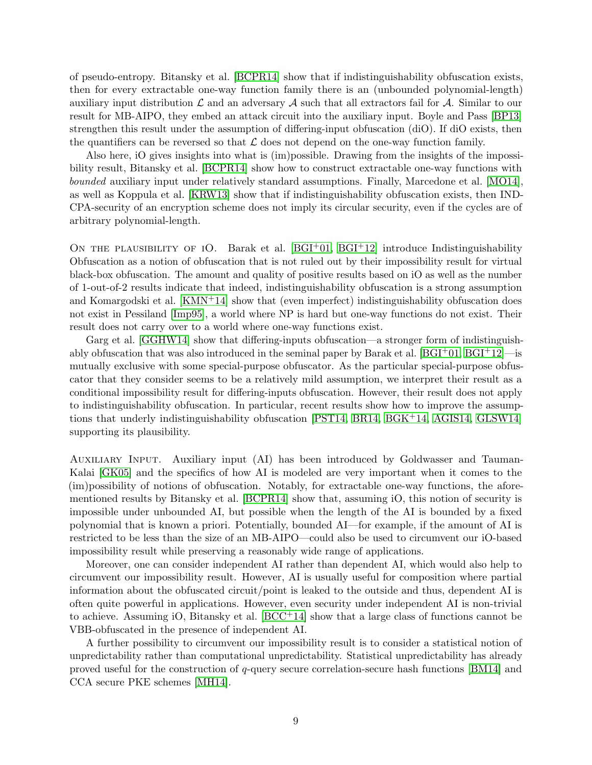of pseudo-entropy. Bitansky et al. [BCPR14] show that if indistinguishability obfuscation exists, then for every extractable one-way function family there is an (unbounded polynomial-length) auxiliary input distribution $\mathcal{L}$ and an adversary $\mathcal{A}$ such that all extractors fail for $\mathcal{A}$. Similar to our result for MB-AIPO, they embed an attack circuit into the auxiliary input. Boyle and Pass [BP13] strengthen this result under the assumption of differing-input obfuscation (diO). If diO exists, then the quantifiers can be reversed so that $\mathcal{L}$ does not depend on the one-way function family.

Also here, iO gives insights into what is (im)possible. Drawing from the insights of the impossibility result, Bitansky et al. [BCPR14] show how to construct extractable one-way functions with *bounded* auxiliary input under relatively standard assumptions. Finally, Marcedone et al. [MO14], as well as Koppula et al. [KRW13] show that if indistinguishability obfuscation exists, then IND-CPA-security of an encryption scheme does not imply its circular security, even if the cycles are of arbitrary polynomial-length.

On the plausibility of iO. Barak et al. [BGI+01, BGI+12] introduce Indistinguishability Obfuscation as a notion of obfuscation that is not ruled out by their impossibility result for virtual black-box obfuscation. The amount and quality of positive results based on iO as well as the number of 1-out-of-2 results indicate that indeed, indistinguishability obfuscation is a strong assumption and Komargodski et al. [KMN+14] show that (even imperfect) indistinguishability obfuscation does not exist in Pessiland [Imp95], a world where NP is hard but one-way functions do not exist. Their result does not carry over to a world where one-way functions exist.

Garg et al. [GGHW14] show that differing-inputs obfuscation—a stronger form of indistinguishably obfuscation that was also introduced in the seminal paper by Barak et al. [BGI+01, BGI+12]—is mutually exclusive with some special-purpose obfuscator. As the particular special-purpose obfuscator that they consider seems to be a relatively mild assumption, we interpret their result as a conditional impossibility result for differing-inputs obfuscation. However, their result does not apply to indistinguishability obfuscation. In particular, recent results show how to improve the assumptions that underly indistinguishability obfuscation [PST14, BR14, BGK+14, AGIS14, GLSW14] supporting its plausibility.

Auxiliary Input. Auxiliary input (AI) has been introduced by Goldwasser and Tauman-Kalai [GK05] and the specifics of how AI is modeled are very important when it comes to the (im)possibility of notions of obfuscation. Notably, for extractable one-way functions, the aforementioned results by Bitansky et al. [BCPR14] show that, assuming iO, this notion of security is impossible under unbounded AI, but possible when the length of the AI is bounded by a fixed polynomial that is known a priori. Potentially, bounded AI—for example, if the amount of AI is restricted to be less than the size of an MB-AIPO—could also be used to circumvent our iO-based impossibility result while preserving a reasonably wide range of applications.

Moreover, one can consider independent AI rather than dependent AI, which would also help to circumvent our impossibility result. However, AI is usually useful for composition where partial information about the obfuscated circuit/point is leaked to the outside and thus, dependent AI is often quite powerful in applications. However, even security under independent AI is non-trivial to achieve. Assuming iO, Bitansky et al. [BCC+14] show that a large class of functions cannot be VBB-obfuscated in the presence of independent AI.

A further possibility to circumvent our impossibility result is to consider a statistical notion of unpredictability rather than computational unpredictability. Statistical unpredictability has already proved useful for the construction of $q$-query secure correlation-secure hash functions [BM14] and CCA secure PKE schemes [MH14].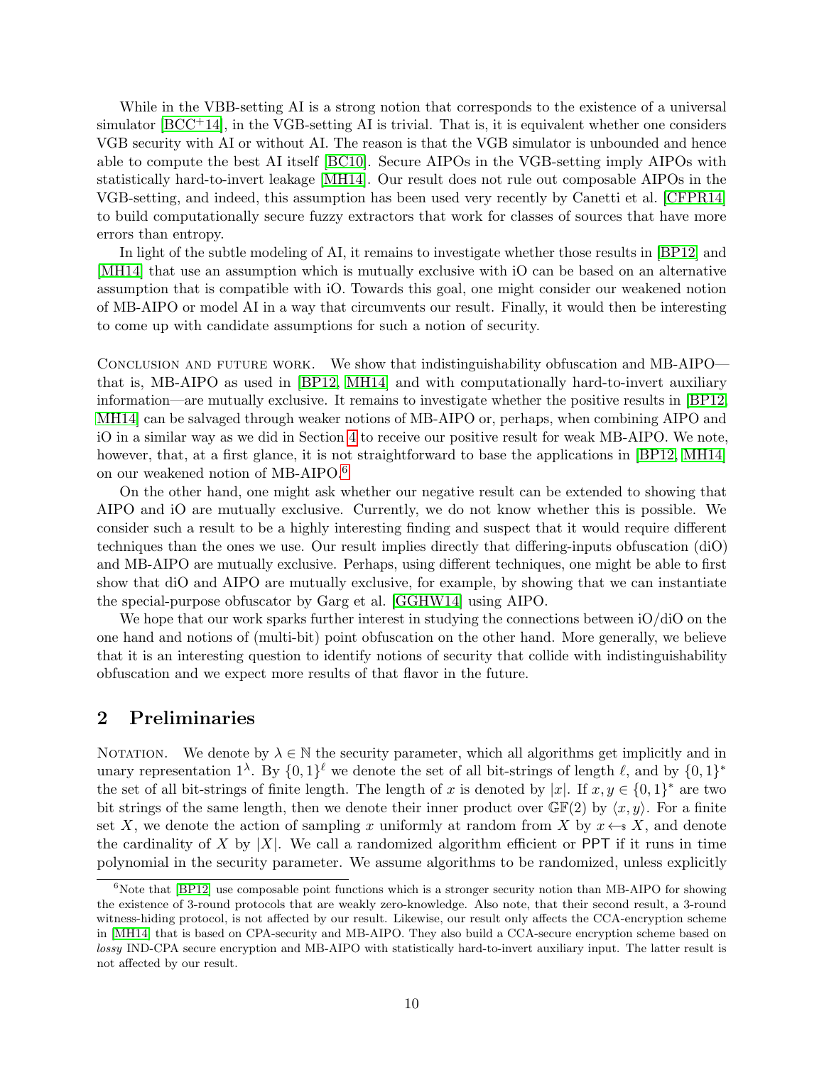While in the VBB-setting AI is a strong notion that corresponds to the existence of a universal simulator [BCC+14], in the VGB-setting AI is trivial. That is, it is equivalent whether one considers VGB security with AI or without AI. The reason is that the VGB simulator is unbounded and hence able to compute the best AI itself [BC10]. Secure AIPOs in the VGB-setting imply AIPOs with statistically hard-to-invert leakage [MH14]. Our result does not rule out composable AIPOs in the VGB-setting, and indeed, this assumption has been used very recently by Canetti et al. [CFPR14] to build computationally secure fuzzy extractors that work for classes of sources that have more errors than entropy.

In light of the subtle modeling of AI, it remains to investigate whether those results in [BP12] and [MH14] that use an assumption which is mutually exclusive with iO can be based on an alternative assumption that is compatible with iO. Towards this goal, one might consider our weakened notion of MB-AIPO or model AI in a way that circumvents our result. Finally, it would then be interesting to come up with candidate assumptions for such a notion of security.

Conclusion and future work. We show that indistinguishability obfuscation and MB-AIPO—that is, MB-AIPO as used in [BP12, MH14] and with computationally hard-to-invert auxiliary information—are mutually exclusive. It remains to investigate whether the positive results in [BP12, MH14] can be salvaged through weaker notions of MB-AIPO or, perhaps, when combining AIPO and iO in a similar way as we did in Section 4 to receive our positive result for weak MB-AIPO. We note, however, that, at a first glance, it is not straightforward to base the applications in [BP12, MH14] on our weakened notion of MB-AIPO.[6]

On the other hand, one might ask whether our negative result can be extended to showing that AIPO and iO are mutually exclusive. Currently, we do not know whether this is possible. We consider such a result to be a highly interesting finding and suspect that it would require different techniques than the ones we use. Our result implies directly that differing-inputs obfuscation (diO) and MB-AIPO are mutually exclusive. Perhaps, using different techniques, one might be able to first show that diO and AIPO are mutually exclusive, for example, by showing that we can instantiate the special-purpose obfuscator by Garg et al. [GGHW14] using AIPO.

We hope that our work sparks further interest in studying the connections between iO/diO on the one hand and notions of (multi-bit) point obfuscation on the other hand. More generally, we believe that it is an interesting question to identify notions of security that collide with indistinguishability obfuscation and we expect more results of that flavor in the future.

## 2 Preliminaries

Notation. We denote by $\lambda \in \mathbb{N}$ the security parameter, which all algorithms get implicitly and in unary representation $1^\lambda$. By $\{0,1\}^\ell$ we denote the set of all bit-strings of length $\ell$, and by $\{0,1\}^*$ the set of all bit-strings of finite length. The length of $x$ is denoted by $|x|$. If $x, y \in \{0,1\}^*$ are two bit strings of the same length, then we denote their inner product over $\mathbb{GF}(2)$ by $\langle x, y \rangle$. For a finite set $X$, we denote the action of sampling $x$ uniformly at random from $X$ by $x \leftarrow_\$ X$, and denote the cardinality of $X$ by $|X|$. We call a randomized algorithm efficient or $\mathsf{PPT}$ if it runs in time polynomial in the security parameter. We assume algorithms to be randomized, unless explicitly

[6] Note that [BP12] use composable point functions which is a stronger security notion than MB-AIPO for showing the existence of 3-round protocols that are weakly zero-knowledge. Also note, that their second result, a 3-round witness-hiding protocol, is not affected by our result. Likewise, our result only affects the CCA-encryption scheme in [MH14] that is based on CPA-security and MB-AIPO. They also build a CCA-secure encryption scheme based on *lossy* IND-CPA secure encryption and MB-AIPO with statistically hard-to-invert auxiliary input. The latter result is not affected by our result.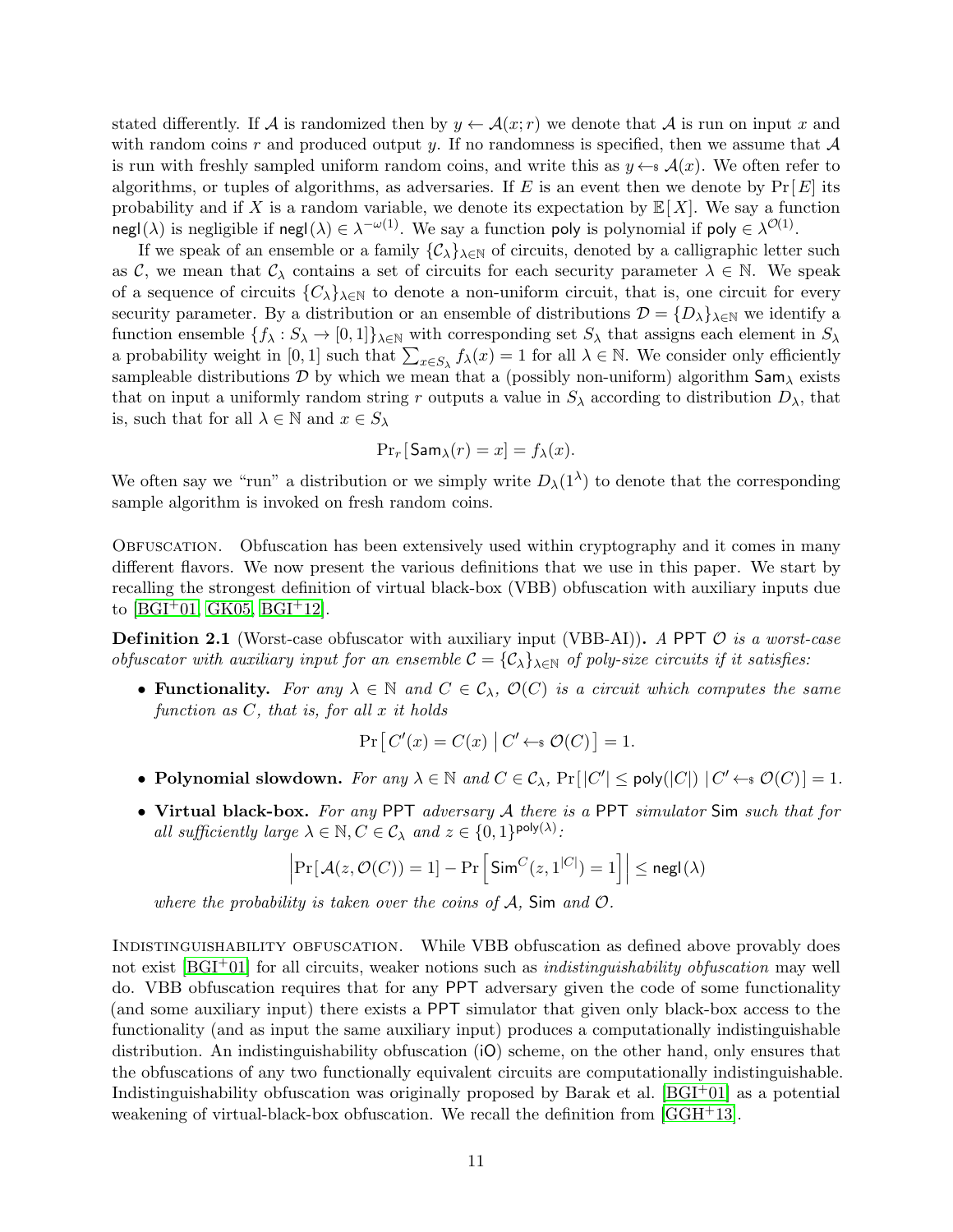stated differently. If $\mathcal{A}$ is randomized then by $y \leftarrow \mathcal{A}(x; r)$ we denote that $\mathcal{A}$ is run on input $x$ and with random coins $r$ and produced output $y$. If no randomness is specified, then we assume that $\mathcal{A}$ is run with freshly sampled uniform random coins, and write this as $y \leftarrow\!\!\$\, \mathcal{A}(x)$. We often refer to algorithms, or tuples of algorithms, as adversaries. If $E$ is an event then we denote by $\Pr[E]$ its probability and if $X$ is a random variable, we denote its expectation by $\mathbb{E}[X]$. We say a function $\mathsf{negl}(\lambda)$ is negligible if $\mathsf{negl}(\lambda) \in \lambda^{-\omega(1)}$. We say a function $\mathsf{poly}$ is polynomial if $\mathsf{poly} \in \lambda^{\mathcal{O}(1)}$.

If we speak of an ensemble or a family $\{\mathcal{C}_\lambda\}_{\lambda\in\mathbb{N}}$ of circuits, denoted by a calligraphic letter such as $\mathcal{C}$, we mean that $\mathcal{C}_\lambda$ contains a set of circuits for each security parameter $\lambda \in \mathbb{N}$. We speak of a sequence of circuits $\{C_\lambda\}_{\lambda\in\mathbb{N}}$ to denote a non-uniform circuit, that is, one circuit for every security parameter. By a distribution or an ensemble of distributions $\mathcal{D} = \{D_\lambda\}_{\lambda\in\mathbb{N}}$ we identify a function ensemble $\{f_\lambda : S_\lambda \to [0, 1]\}_{\lambda\in\mathbb{N}}$ with corresponding set $S_\lambda$ that assigns each element in $S_\lambda$ a probability weight in $[0, 1]$ such that $\sum_{x\in S_\lambda} f_\lambda(x) = 1$ for all $\lambda \in \mathbb{N}$. We consider only efficiently sampleable distributions $\mathcal{D}$ by which we mean that a (possibly non-uniform) algorithm $\mathsf{Sam}_\lambda$ exists that on input a uniformly random string $r$ outputs a value in $S_\lambda$ according to distribution $D_\lambda$, that is, such that for all $\lambda \in \mathbb{N}$ and $x \in S_\lambda$

$$\Pr_r[\mathsf{Sam}_\lambda(r) = x] = f_\lambda(x).$$

We often say we "run" a distribution or we simply write $D_\lambda(1^\lambda)$ to denote that the corresponding sample algorithm is invoked on fresh random coins.

Obfuscation. Obfuscation has been extensively used within cryptography and it comes in many different flavors. We now present the various definitions that we use in this paper. We start by recalling the strongest definition of virtual black-box (VBB) obfuscation with auxiliary inputs due to [BGI+01, GK05, BGI+12].

**Definition 2.1** (Worst-case obfuscator with auxiliary input (VBB-AI))**.** *A* PPT $\mathcal{O}$ *is a worst-case obfuscator with auxiliary input for an ensemble* $\mathcal{C} = \{\mathcal{C}_\lambda\}_{\lambda\in\mathbb{N}}$ *of poly-size circuits if it satisfies:*

- **Functionality.** *For any* $\lambda \in \mathbb{N}$ *and* $C \in \mathcal{C}_\lambda$, $\mathcal{O}(C)$ *is a circuit which computes the same function as* $C$*, that is, for all* $x$ *it holds*

$$\Pr\left[\, C'(x) = C(x) \;\middle|\; C' \leftarrow\!\!\$\, \mathcal{O}(C) \right] = 1.$$

- **Polynomial slowdown.** *For any* $\lambda \in \mathbb{N}$ *and* $C \in \mathcal{C}_\lambda$, $\Pr[\,|C'| \leq \mathsf{poly}(|C|) \mid C' \leftarrow\!\!\$\, \mathcal{O}(C)] = 1$.

- **Virtual black-box.** *For any* PPT *adversary* $\mathcal{A}$ *there is a* PPT *simulator* $\mathsf{Sim}$ *such that for all sufficiently large* $\lambda \in \mathbb{N}, C \in \mathcal{C}_\lambda$ *and* $z \in \{0,1\}^{\mathsf{poly}(\lambda)}$*:*

$$\left|\Pr[\mathcal{A}(z, \mathcal{O}(C)) = 1] - \Pr\left[\mathsf{Sim}^C(z, 1^{|C|}) = 1\right]\right| \leq \mathsf{negl}(\lambda)$$

*where the probability is taken over the coins of* $\mathcal{A}$, $\mathsf{Sim}$ *and* $\mathcal{O}$.

Indistinguishability obfuscation. While VBB obfuscation as defined above provably does not exist [BGI+01] for all circuits, weaker notions such as *indistinguishability obfuscation* may well do. VBB obfuscation requires that for any PPT adversary given the code of some functionality (and some auxiliary input) there exists a PPT simulator that given only black-box access to the functionality (and as input the same auxiliary input) produces a computationally indistinguishable distribution. An indistinguishability obfuscation (iO) scheme, on the other hand, only ensures that the obfuscations of any two functionally equivalent circuits are computationally indistinguishable. Indistinguishability obfuscation was originally proposed by Barak et al. [BGI+01] as a potential weakening of virtual-black-box obfuscation. We recall the definition from [GGH+13].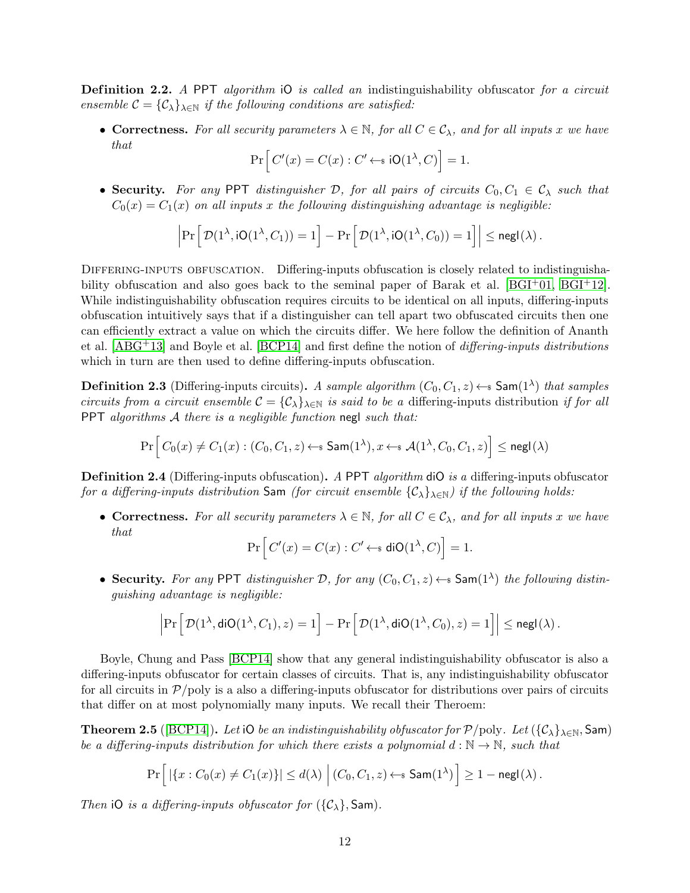**Definition 2.2.** *A* PPT *algorithm* iO *is called an* indistinguishability obfuscator *for a circuit ensemble* $\mathcal{C} = \{\mathcal{C}_\lambda\}_{\lambda\in\mathbb{N}}$ *if the following conditions are satisfied:*

- **Correctness.** *For all security parameters* $\lambda \in \mathbb{N}$*, for all* $C \in \mathcal{C}_\lambda$*, and for all inputs* $x$ *we have that*
$$\Pr\Big[\, C'(x) = C(x) : C' \leftarrow_{\$} \mathsf{iO}(1^\lambda, C)\Big] = 1.$$

- **Security.** *For any* PPT *distinguisher* $\mathcal{D}$*, for all pairs of circuits* $C_0, C_1 \in \mathcal{C}_\lambda$ *such that* $C_0(x) = C_1(x)$ *on all inputs* $x$ *the following distinguishing advantage is negligible:*
$$\Big|\Pr\Big[\,\mathcal{D}(1^\lambda, \mathsf{iO}(1^\lambda, C_1)) = 1\Big] - \Pr\Big[\,\mathcal{D}(1^\lambda, \mathsf{iO}(1^\lambda, C_0)) = 1\Big]\Big| \le \mathsf{negl}(\lambda)\,.$$

Differing-inputs obfuscation. Differing-inputs obfuscation is closely related to indistinguishability obfuscation and also goes back to the seminal paper of Barak et al. [BGI+01, BGI+12]. While indistinguishability obfuscation requires circuits to be identical on all inputs, differing-inputs obfuscation intuitively says that if a distinguisher can tell apart two obfuscated circuits then one can efficiently extract a value on which the circuits differ. We here follow the definition of Ananth et al. [ABG+13] and Boyle et al. [BCP14] and first define the notion of *differing-inputs distributions* which in turn are then used to define differing-inputs obfuscation.

**Definition 2.3** (Differing-inputs circuits)**.** *A sample algorithm* $(C_0, C_1, z) \leftarrow_{\$} \mathsf{Sam}(1^\lambda)$ *that samples circuits from a circuit ensemble* $\mathcal{C} = \{\mathcal{C}_\lambda\}_{\lambda\in\mathbb{N}}$ *is said to be a* differing-inputs distribution *if for all* PPT *algorithms* $\mathcal{A}$ *there is a negligible function* negl *such that:*
$$\Pr\Big[\, C_0(x) \ne C_1(x) : (C_0, C_1, z) \leftarrow_{\$} \mathsf{Sam}(1^\lambda), x \leftarrow_{\$} \mathcal{A}(1^\lambda, C_0, C_1, z)\Big] \le \mathsf{negl}(\lambda)$$

**Definition 2.4** (Differing-inputs obfuscation)**.** *A* PPT *algorithm* diO *is a* differing-inputs obfuscator *for a differing-inputs distribution* Sam *(for circuit ensemble* $\{\mathcal{C}_\lambda\}_{\lambda\in\mathbb{N}}$*) if the following holds:*

- **Correctness.** *For all security parameters* $\lambda \in \mathbb{N}$*, for all* $C \in \mathcal{C}_\lambda$*, and for all inputs* $x$ *we have that*
$$\Pr\Big[\, C'(x) = C(x) : C' \leftarrow_{\$} \mathsf{diO}(1^\lambda, C)\Big] = 1.$$

- **Security.** *For any* PPT *distinguisher* $\mathcal{D}$*, for any* $(C_0, C_1, z) \leftarrow_{\$} \mathsf{Sam}(1^\lambda)$ *the following distinguishing advantage is negligible:*
$$\Big|\Pr\Big[\,\mathcal{D}(1^\lambda, \mathsf{diO}(1^\lambda, C_1), z) = 1\Big] - \Pr\Big[\,\mathcal{D}(1^\lambda, \mathsf{diO}(1^\lambda, C_0), z) = 1\Big]\Big| \le \mathsf{negl}(\lambda)\,.$$

Boyle, Chung and Pass [BCP14] show that any general indistinguishability obfuscator is also a differing-inputs obfuscator for certain classes of circuits. That is, any indistinguishability obfuscator for all circuits in $\mathcal{P}/\text{poly}$ is a also a differing-inputs obfuscator for distributions over pairs of circuits that differ on at most polynomially many inputs. We recall their Theroem:

**Theorem 2.5** ([BCP14])**.** *Let* iO *be an indistinguishability obfuscator for* $\mathcal{P}/\text{poly}$*. Let* $(\{\mathcal{C}_\lambda\}_{\lambda\in\mathbb{N}}, \mathsf{Sam})$ *be a differing-inputs distribution for which there exists a polynomial* $d : \mathbb{N} \to \mathbb{N}$*, such that*
$$\Pr\Big[\, |\{x : C_0(x) \ne C_1(x)\}| \le d(\lambda) \;\Big|\; (C_0, C_1, z) \leftarrow_{\$} \mathsf{Sam}(1^\lambda)\Big] \ge 1 - \mathsf{negl}(\lambda)\,.$$

*Then* iO *is a differing-inputs obfuscator for* $(\{\mathcal{C}_\lambda\}, \mathsf{Sam})$*.*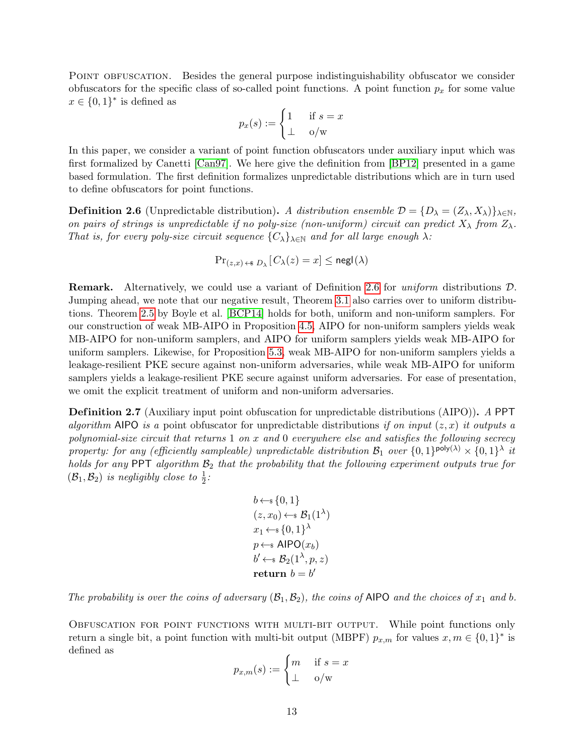Point obfuscation. Besides the general purpose indistinguishability obfuscator we consider obfuscators for the specific class of so-called point functions. A point function $p_x$ for some value $x \in \{0,1\}^*$ is defined as

$$p_x(s) := \begin{cases} 1 & \text{if } s = x \\ \bot & \text{o/w} \end{cases}$$

In this paper, we consider a variant of point function obfuscators under auxiliary input which was first formalized by Canetti [Can97]. We here give the definition from [BP12] presented in a game based formulation. The first definition formalizes unpredictable distributions which are in turn used to define obfuscators for point functions.

**Definition 2.6** (Unpredictable distribution)**.** *A distribution ensemble $\mathcal{D} = \{D_\lambda = (Z_\lambda, X_\lambda)\}_{\lambda \in \mathbb{N}}$, on pairs of strings is unpredictable if no poly-size (non-uniform) circuit can predict $X_\lambda$ from $Z_\lambda$. That is, for every poly-size circuit sequence $\{C_\lambda\}_{\lambda \in \mathbb{N}}$ and for all large enough $\lambda$:*

$$\Pr_{(z,x) \leftarrow_\$ D_\lambda}[C_\lambda(z) = x] \leq \mathsf{negl}(\lambda)$$

**Remark.** Alternatively, we could use a variant of Definition 2.6 for *uniform* distributions $\mathcal{D}$. Jumping ahead, we note that our negative result, Theorem 3.1 also carries over to uniform distributions. Theorem 2.5 by Boyle et al. [BCP14] holds for both, uniform and non-uniform samplers. For our construction of weak MB-AIPO in Proposition 4.5, AIPO for non-uniform samplers yields weak MB-AIPO for non-uniform samplers, and AIPO for uniform samplers yields weak MB-AIPO for uniform samplers. Likewise, for Proposition 5.3, weak MB-AIPO for non-uniform samplers yields a leakage-resilient PKE secure against non-uniform adversaries, while weak MB-AIPO for uniform samplers yields a leakage-resilient PKE secure against uniform adversaries. For ease of presentation, we omit the explicit treatment of uniform and non-uniform adversaries.

**Definition 2.7** (Auxiliary input point obfuscation for unpredictable distributions (AIPO))**.** *A* PPT *algorithm* AIPO *is a* point obfuscator for unpredictable distributions *if on input $(z, x)$ it outputs a polynomial-size circuit that returns* 1 *on $x$ and* 0 *everywhere else and satisfies the following secrecy property: for any (efficiently sampleable) unpredictable distribution $\mathcal{B}_1$ over $\{0,1\}^{\mathsf{poly}(\lambda)} \times \{0,1\}^\lambda$ it holds for any* PPT *algorithm $\mathcal{B}_2$ that the probability that the following experiment outputs true for $(\mathcal{B}_1, \mathcal{B}_2)$ is negligibly close to $\frac{1}{2}$:*

$$\begin{aligned}
& b \leftarrow_\$ \{0,1\} \\
& (z, x_0) \leftarrow_\$ \mathcal{B}_1(1^\lambda) \\
& x_1 \leftarrow_\$ \{0,1\}^\lambda \\
& p \leftarrow_\$ \mathsf{AIPO}(x_b) \\
& b' \leftarrow_\$ \mathcal{B}_2(1^\lambda, p, z) \\
& \textbf{return } b = b'
\end{aligned}$$

*The probability is over the coins of adversary $(\mathcal{B}_1, \mathcal{B}_2)$, the coins of* AIPO *and the choices of $x_1$ and $b$.*

Obfuscation for point functions with multi-bit output. While point functions only return a single bit, a point function with multi-bit output (MBPF) $p_{x,m}$ for values $x, m \in \{0,1\}^*$ is defined as

$$p_{x,m}(s) := \begin{cases} m & \text{if } s = x \\ \bot & \text{o/w} \end{cases}$$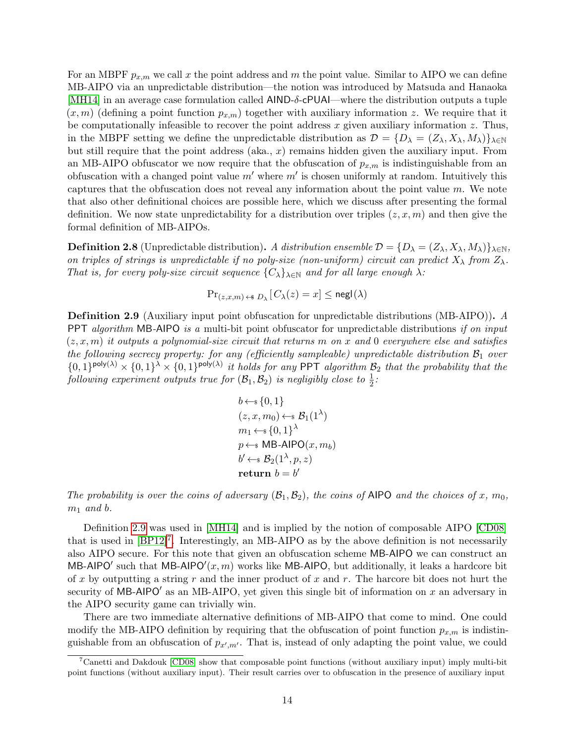For an MBPF $p_{x,m}$ we call $x$ the point address and $m$ the point value. Similar to AIPO we can define MB-AIPO via an unpredictable distribution—the notion was introduced by Matsuda and Hanaoka [MH14] in an average case formulation called AIND-$\delta$-cPUAI—where the distribution outputs a tuple $(x, m)$ (defining a point function $p_{x,m}$) together with auxiliary information $z$. We require that it be computationally infeasible to recover the point address $x$ given auxiliary information $z$. Thus, in the MBPF setting we define the unpredictable distribution as $\mathcal{D} = \{D_\lambda = (Z_\lambda, X_\lambda, M_\lambda)\}_{\lambda \in \mathbb{N}}$ but still require that the point address (aka., $x$) remains hidden given the auxiliary input. From an MB-AIPO obfuscator we now require that the obfuscation of $p_{x,m}$ is indistinguishable from an obfuscation with a changed point value $m'$ where $m'$ is chosen uniformly at random. Intuitively this captures that the obfuscation does not reveal any information about the point value $m$. We note that also other definitional choices are possible here, which we discuss after presenting the formal definition. We now state unpredictability for a distribution over triples $(z, x, m)$ and then give the formal definition of MB-AIPOs.

**Definition 2.8** (Unpredictable distribution)**.** *A distribution ensemble $\mathcal{D} = \{D_\lambda = (Z_\lambda, X_\lambda, M_\lambda)\}_{\lambda \in \mathbb{N}}$, on triples of strings is unpredictable if no poly-size (non-uniform) circuit can predict $X_\lambda$ from $Z_\lambda$. That is, for every poly-size circuit sequence $\{C_\lambda\}_{\lambda \in \mathbb{N}}$ and for all large enough $\lambda$:*

$$\Pr_{(z,x,m) \leftarrow\$ D_\lambda}[C_\lambda(z) = x] \leq \mathsf{negl}(\lambda)$$

**Definition 2.9** (Auxiliary input point obfuscation for unpredictable distributions (MB-AIPO))**.** *A* PPT *algorithm* MB-AIPO *is a* multi-bit point obfuscator for unpredictable distributions *if on input $(z, x, m)$ it outputs a polynomial-size circuit that returns $m$ on $x$ and $0$ everywhere else and satisfies the following secrecy property: for any (efficiently sampleable) unpredictable distribution $\mathcal{B}_1$ over $\{0,1\}^{\mathsf{poly}(\lambda)} \times \{0,1\}^\lambda \times \{0,1\}^{\mathsf{poly}(\lambda)}$ it holds for any* PPT *algorithm $\mathcal{B}_2$ that the probability that the following experiment outputs true for $(\mathcal{B}_1, \mathcal{B}_2)$ is negligibly close to $\frac{1}{2}$:*

$$\begin{aligned}
&b \leftarrow\$ \{0,1\} \\
&(z, x, m_0) \leftarrow\$ \mathcal{B}_1(1^\lambda) \\
&m_1 \leftarrow\$ \{0,1\}^\lambda \\
&p \leftarrow\$ \mathsf{MB\text{-}AIPO}(x, m_b) \\
&b' \leftarrow\$ \mathcal{B}_2(1^\lambda, p, z) \\
&\textbf{return } b = b'
\end{aligned}$$

*The probability is over the coins of adversary $(\mathcal{B}_1, \mathcal{B}_2)$, the coins of* AIPO *and the choices of $x$, $m_0$, $m_1$ and $b$.*

Definition 2.9 was used in [MH14] and is implied by the notion of composable AIPO [CD08] that is used in [BP12][7]. Interestingly, an MB-AIPO as by the above definition is not necessarily also AIPO secure. For this note that given an obfuscation scheme MB-AIPO we can construct an MB-AIPO′ such that MB-AIPO′$(x, m)$ works like MB-AIPO, but additionally, it leaks a hardcore bit of $x$ by outputting a string $r$ and the inner product of $x$ and $r$. The harcore bit does not hurt the security of MB-AIPO′ as an MB-AIPO, yet given this single bit of information on $x$ an adversary in the AIPO security game can trivially win.

There are two immediate alternative definitions of MB-AIPO that come to mind. One could modify the MB-AIPO definition by requiring that the obfuscation of point function $p_{x,m}$ is indistinguishable from an obfuscation of $p_{x',m'}$. That is, instead of only adapting the point value, we could

[7] Canetti and Dakdouk [CD08] show that composable point functions (without auxiliary input) imply multi-bit point functions (without auxiliary input). Their result carries over to obfuscation in the presence of auxiliary input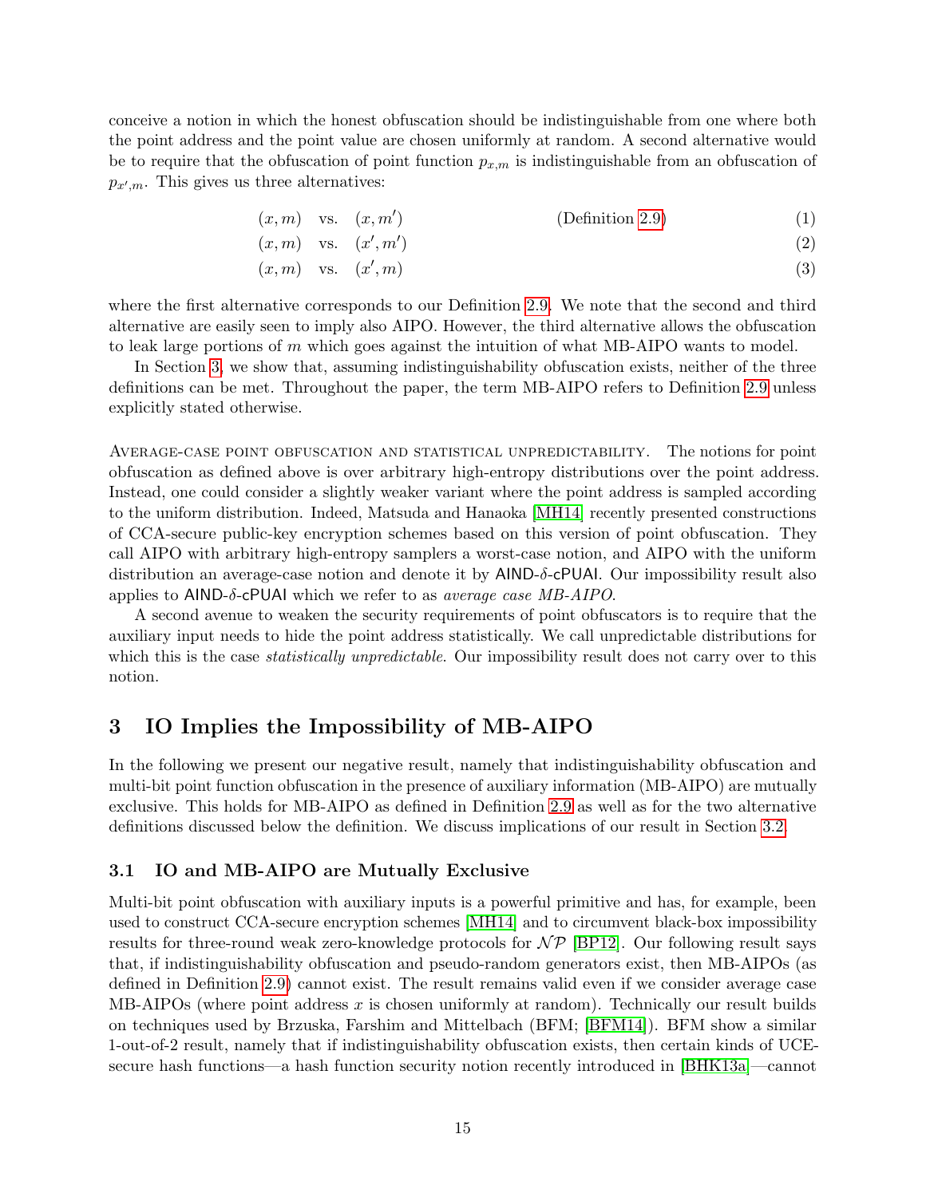conceive a notion in which the honest obfuscation should be indistinguishable from one where both the point address and the point value are chosen uniformly at random. A second alternative would be to require that the obfuscation of point function $p_{x,m}$ is indistinguishable from an obfuscation of $p_{x',m}$. This gives us three alternatives:

$$(x, m) \quad \text{vs.} \quad (x, m') \qquad\qquad \text{(Definition 2.9)} \tag{1}$$

$$(x, m) \quad \text{vs.} \quad (x', m') \tag{2}$$

$$(x, m) \quad \text{vs.} \quad (x', m) \tag{3}$$

where the first alternative corresponds to our Definition 2.9. We note that the second and third alternative are easily seen to imply also AIPO. However, the third alternative allows the obfuscation to leak large portions of $m$ which goes against the intuition of what MB-AIPO wants to model.

In Section 3, we show that, assuming indistinguishability obfuscation exists, neither of the three definitions can be met. Throughout the paper, the term MB-AIPO refers to Definition 2.9 unless explicitly stated otherwise.

Average-case point obfuscation and statistical unpredictability. The notions for point obfuscation as defined above is over arbitrary high-entropy distributions over the point address. Instead, one could consider a slightly weaker variant where the point address is sampled according to the uniform distribution. Indeed, Matsuda and Hanaoka [MH14] recently presented constructions of CCA-secure public-key encryption schemes based on this version of point obfuscation. They call AIPO with arbitrary high-entropy samplers a worst-case notion, and AIPO with the uniform distribution an average-case notion and denote it by AIND-$\delta$-cPUAI. Our impossibility result also applies to AIND-$\delta$-cPUAI which we refer to as *average case MB-AIPO*.

A second avenue to weaken the security requirements of point obfuscators is to require that the auxiliary input needs to hide the point address statistically. We call unpredictable distributions for which this is the case *statistically unpredictable*. Our impossibility result does not carry over to this notion.

# 3 IO Implies the Impossibility of MB-AIPO

In the following we present our negative result, namely that indistinguishability obfuscation and multi-bit point function obfuscation in the presence of auxiliary information (MB-AIPO) are mutually exclusive. This holds for MB-AIPO as defined in Definition 2.9 as well as for the two alternative definitions discussed below the definition. We discuss implications of our result in Section 3.2.

## 3.1 IO and MB-AIPO are Mutually Exclusive

Multi-bit point obfuscation with auxiliary inputs is a powerful primitive and has, for example, been used to construct CCA-secure encryption schemes [MH14] and to circumvent black-box impossibility results for three-round weak zero-knowledge protocols for $\mathcal{NP}$ [BP12]. Our following result says that, if indistinguishability obfuscation and pseudo-random generators exist, then MB-AIPOs (as defined in Definition 2.9) cannot exist. The result remains valid even if we consider average case MB-AIPOs (where point address $x$ is chosen uniformly at random). Technically our result builds on techniques used by Brzuska, Farshim and Mittelbach (BFM; [BFM14]). BFM show a similar 1-out-of-2 result, namely that if indistinguishability obfuscation exists, then certain kinds of UCE-secure hash functions—a hash function security notion recently introduced in [BHK13a]—cannot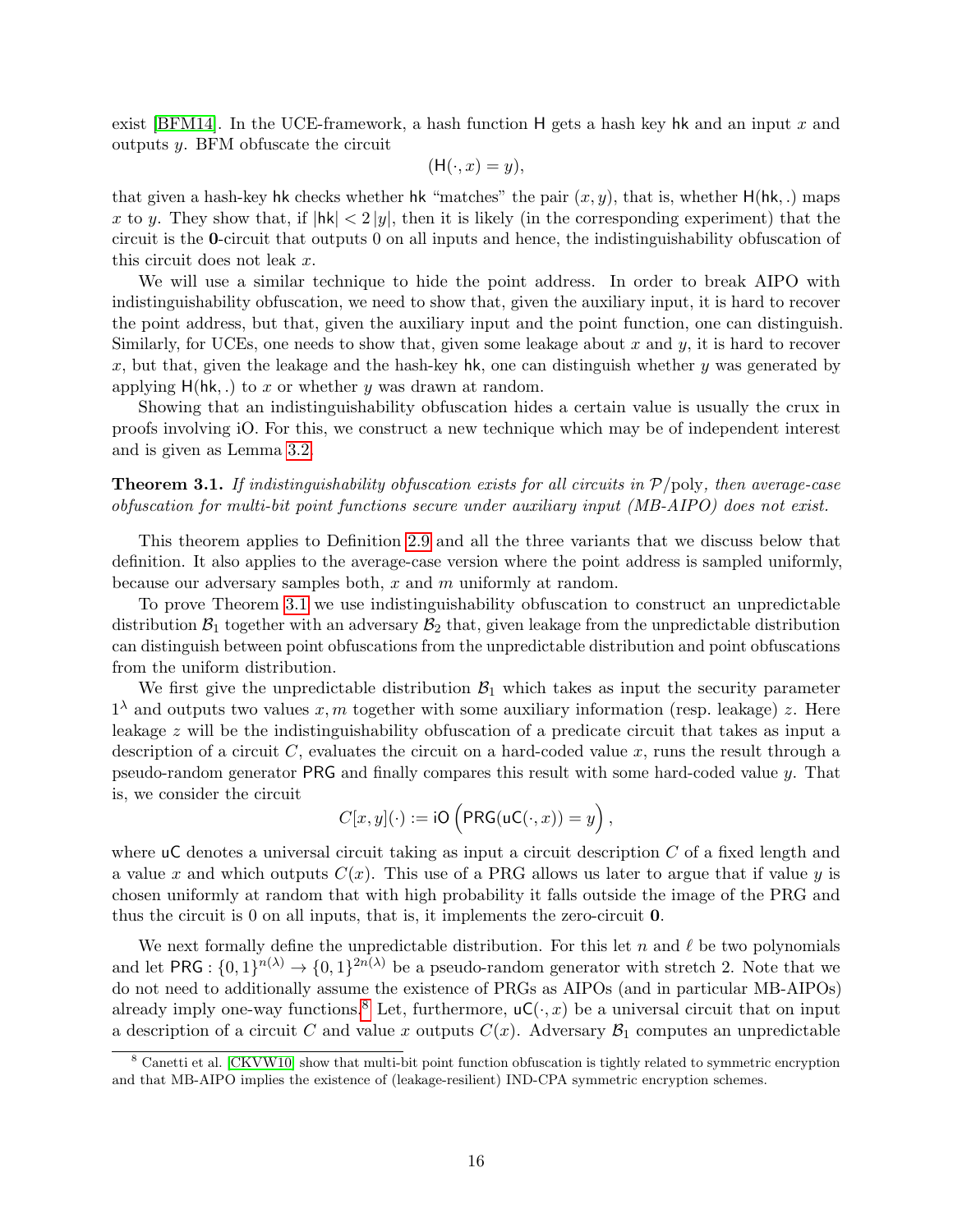exist [BFM14]. In the UCE-framework, a hash function $\mathsf{H}$ gets a hash key $\mathsf{hk}$ and an input $x$ and outputs $y$. BFM obfuscate the circuit

$$(\mathsf{H}(\cdot, x) = y),$$

that given a hash-key $\mathsf{hk}$ checks whether $\mathsf{hk}$ "matches" the pair $(x, y)$, that is, whether $\mathsf{H}(\mathsf{hk}, .)$ maps $x$ to $y$. They show that, if $|\mathsf{hk}| < 2|y|$, then it is likely (in the corresponding experiment) that the circuit is the $\mathbf{0}$-circuit that outputs 0 on all inputs and hence, the indistinguishability obfuscation of this circuit does not leak $x$.

We will use a similar technique to hide the point address. In order to break AIPO with indistinguishability obfuscation, we need to show that, given the auxiliary input, it is hard to recover the point address, but that, given the auxiliary input and the point function, one can distinguish. Similarly, for UCEs, one needs to show that, given some leakage about $x$ and $y$, it is hard to recover $x$, but that, given the leakage and the hash-key $\mathsf{hk}$, one can distinguish whether $y$ was generated by applying $\mathsf{H}(\mathsf{hk}, .)$ to $x$ or whether $y$ was drawn at random.

Showing that an indistinguishability obfuscation hides a certain value is usually the crux in proofs involving iO. For this, we construct a new technique which may be of independent interest and is given as Lemma 3.2.

**Theorem 3.1.** *If indistinguishability obfuscation exists for all circuits in $\mathcal{P}/\mathrm{poly}$, then average-case obfuscation for multi-bit point functions secure under auxiliary input (MB-AIPO) does not exist.*

This theorem applies to Definition 2.9 and all the three variants that we discuss below that definition. It also applies to the average-case version where the point address is sampled uniformly, because our adversary samples both, $x$ and $m$ uniformly at random.

To prove Theorem 3.1 we use indistinguishability obfuscation to construct an unpredictable distribution $\mathcal{B}_1$ together with an adversary $\mathcal{B}_2$ that, given leakage from the unpredictable distribution can distinguish between point obfuscations from the unpredictable distribution and point obfuscations from the uniform distribution.

We first give the unpredictable distribution $\mathcal{B}_1$ which takes as input the security parameter $1^\lambda$ and outputs two values $x, m$ together with some auxiliary information (resp. leakage) $z$. Here leakage $z$ will be the indistinguishability obfuscation of a predicate circuit that takes as input a description of a circuit $C$, evaluates the circuit on a hard-coded value $x$, runs the result through a pseudo-random generator $\mathsf{PRG}$ and finally compares this result with some hard-coded value $y$. That is, we consider the circuit

$$C[x, y](\cdot) := \mathsf{iO}\left(\mathsf{PRG}(\mathsf{uC}(\cdot, x)) = y\right),$$

where $\mathsf{uC}$ denotes a universal circuit taking as input a circuit description $C$ of a fixed length and a value $x$ and which outputs $C(x)$. This use of a PRG allows us later to argue that if value $y$ is chosen uniformly at random that with high probability it falls outside the image of the PRG and thus the circuit is 0 on all inputs, that is, it implements the zero-circuit $\mathbf{0}$.

We next formally define the unpredictable distribution. For this let $n$ and $\ell$ be two polynomials and let $\mathsf{PRG} : \{0,1\}^{n(\lambda)} \to \{0,1\}^{2n(\lambda)}$ be a pseudo-random generator with stretch 2. Note that we do not need to additionally assume the existence of PRGs as AIPOs (and in particular MB-AIPOs) already imply one-way functions.[8] Let, furthermore, $\mathsf{uC}(\cdot, x)$ be a universal circuit that on input a description of a circuit $C$ and value $x$ outputs $C(x)$. Adversary $\mathcal{B}_1$ computes an unpredictable

[8] Canetti et al. [CKVW10] show that multi-bit point function obfuscation is tightly related to symmetric encryption and that MB-AIPO implies the existence of (leakage-resilient) IND-CPA symmetric encryption schemes.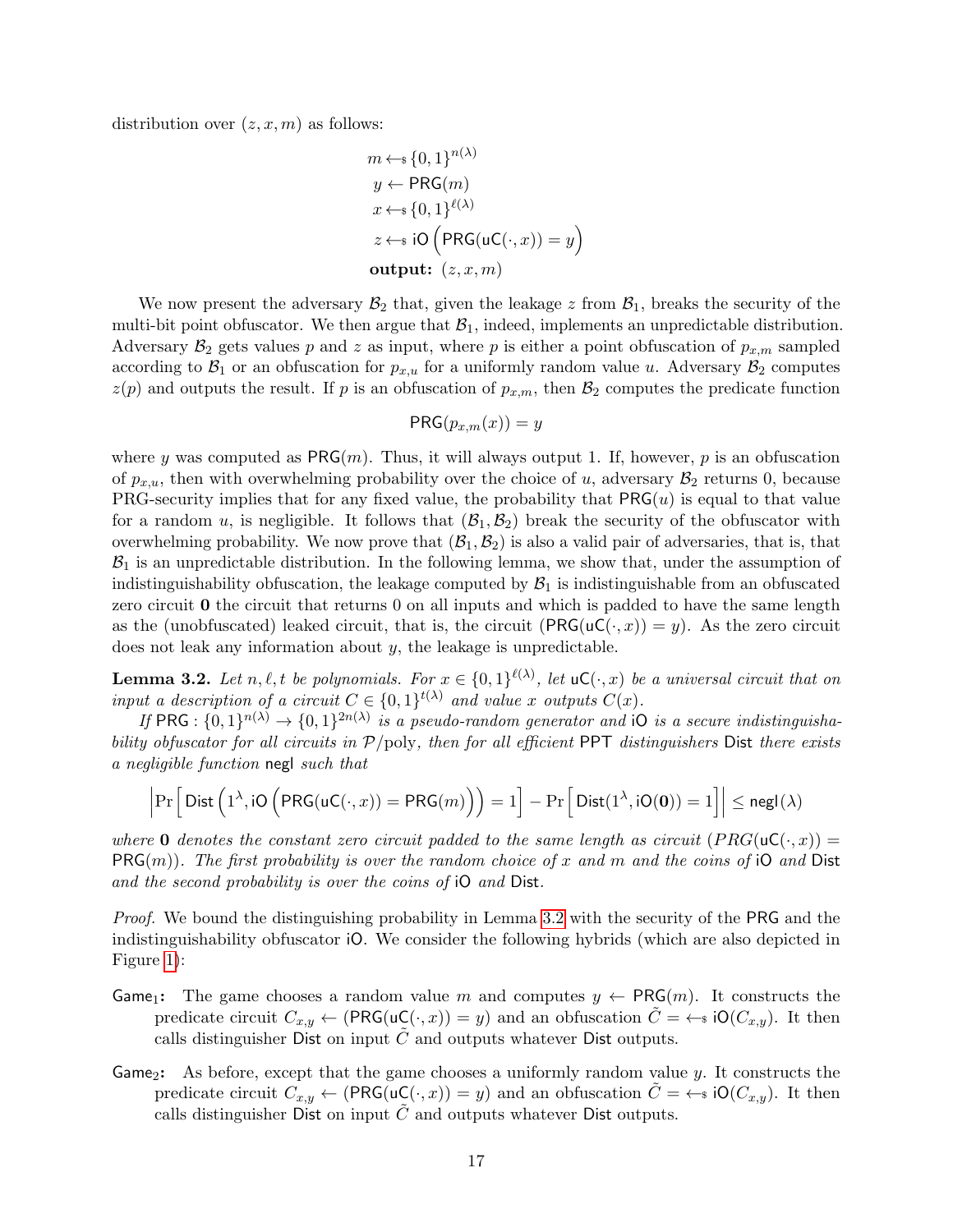distribution over $(z, x, m)$ as follows:

$$
\begin{aligned}
&m \leftarrow_{\$} \{0,1\}^{n(\lambda)} \\
&y \leftarrow \mathsf{PRG}(m) \\
&x \leftarrow_{\$} \{0,1\}^{\ell(\lambda)} \\
&z \leftarrow_{\$} \mathsf{iO}\left(\mathsf{PRG}(\mathsf{uC}(\cdot, x)) = y\right) \\
&\textbf{output: } (z, x, m)
\end{aligned}
$$

We now present the adversary $\mathcal{B}_2$ that, given the leakage $z$ from $\mathcal{B}_1$, breaks the security of the multi-bit point obfuscator. We then argue that $\mathcal{B}_1$, indeed, implements an unpredictable distribution. Adversary $\mathcal{B}_2$ gets values $p$ and $z$ as input, where $p$ is either a point obfuscation of $p_{x,m}$ sampled according to $\mathcal{B}_1$ or an obfuscation for $p_{x,u}$ for a uniformly random value $u$. Adversary $\mathcal{B}_2$ computes $z(p)$ and outputs the result. If $p$ is an obfuscation of $p_{x,m}$, then $\mathcal{B}_2$ computes the predicate function

$$\mathsf{PRG}(p_{x,m}(x)) = y$$

where $y$ was computed as $\mathsf{PRG}(m)$. Thus, it will always output 1. If, however, $p$ is an obfuscation of $p_{x,u}$, then with overwhelming probability over the choice of $u$, adversary $\mathcal{B}_2$ returns 0, because PRG-security implies that for any fixed value, the probability that $\mathsf{PRG}(u)$ is equal to that value for a random $u$, is negligible. It follows that $(\mathcal{B}_1, \mathcal{B}_2)$ break the security of the obfuscator with overwhelming probability. We now prove that $(\mathcal{B}_1, \mathcal{B}_2)$ is also a valid pair of adversaries, that is, that $\mathcal{B}_1$ is an unpredictable distribution. In the following lemma, we show that, under the assumption of indistinguishability obfuscation, the leakage computed by $\mathcal{B}_1$ is indistinguishable from an obfuscated zero circuit $\mathbf{0}$ the circuit that returns 0 on all inputs and which is padded to have the same length as the (unobfuscated) leaked circuit, that is, the circuit $(\mathsf{PRG}(\mathsf{uC}(\cdot, x)) = y)$. As the zero circuit does not leak any information about $y$, the leakage is unpredictable.

**Lemma 3.2.** *Let $n, \ell, t$ be polynomials. For $x \in \{0,1\}^{\ell(\lambda)}$, let $\mathsf{uC}(\cdot, x)$ be a universal circuit that on input a description of a circuit $C \in \{0,1\}^{t(\lambda)}$ and value $x$ outputs $C(x)$.*

*If $\mathsf{PRG} : \{0,1\}^{n(\lambda)} \to \{0,1\}^{2n(\lambda)}$ is a pseudo-random generator and $\mathsf{iO}$ is a secure indistinguishability obfuscator for all circuits in $\mathcal{P}/\mathrm{poly}$, then for all efficient $\mathsf{PPT}$ distinguishers $\mathsf{Dist}$ there exists a negligible function $\mathsf{negl}$ such that*

$$\left| \Pr\left[ \mathsf{Dist}\left(1^\lambda, \mathsf{iO}\left(\mathsf{PRG}(\mathsf{uC}(\cdot, x)) = \mathsf{PRG}(m)\right)\right) = 1\right] - \Pr\left[\mathsf{Dist}(1^\lambda, \mathsf{iO}(\mathbf{0})) = 1\right] \right| \leq \mathsf{negl}(\lambda)$$

*where $\mathbf{0}$ denotes the constant zero circuit padded to the same length as circuit $(PRG(\mathsf{uC}(\cdot, x)) = \mathsf{PRG}(m))$. The first probability is over the random choice of $x$ and $m$ and the coins of $\mathsf{iO}$ and $\mathsf{Dist}$ and the second probability is over the coins of $\mathsf{iO}$ and $\mathsf{Dist}$.*

*Proof.* We bound the distinguishing probability in Lemma 3.2 with the security of the $\mathsf{PRG}$ and the indistinguishability obfuscator $\mathsf{iO}$. We consider the following hybrids (which are also depicted in Figure 1):

- $\mathsf{Game}_1$**:** The game chooses a random value $m$ and computes $y \leftarrow \mathsf{PRG}(m)$. It constructs the predicate circuit $C_{x,y} \leftarrow (\mathsf{PRG}(\mathsf{uC}(\cdot, x)) = y)$ and an obfuscation $\tilde{C} = \leftarrow_{\$} \mathsf{iO}(C_{x,y})$. It then calls distinguisher $\mathsf{Dist}$ on input $\tilde{C}$ and outputs whatever $\mathsf{Dist}$ outputs.
- $\mathsf{Game}_2$**:** As before, except that the game chooses a uniformly random value $y$. It constructs the predicate circuit $C_{x,y} \leftarrow (\mathsf{PRG}(\mathsf{uC}(\cdot, x)) = y)$ and an obfuscation $\tilde{C} = \leftarrow_{\$} \mathsf{iO}(C_{x,y})$. It then calls distinguisher $\mathsf{Dist}$ on input $\tilde{C}$ and outputs whatever $\mathsf{Dist}$ outputs.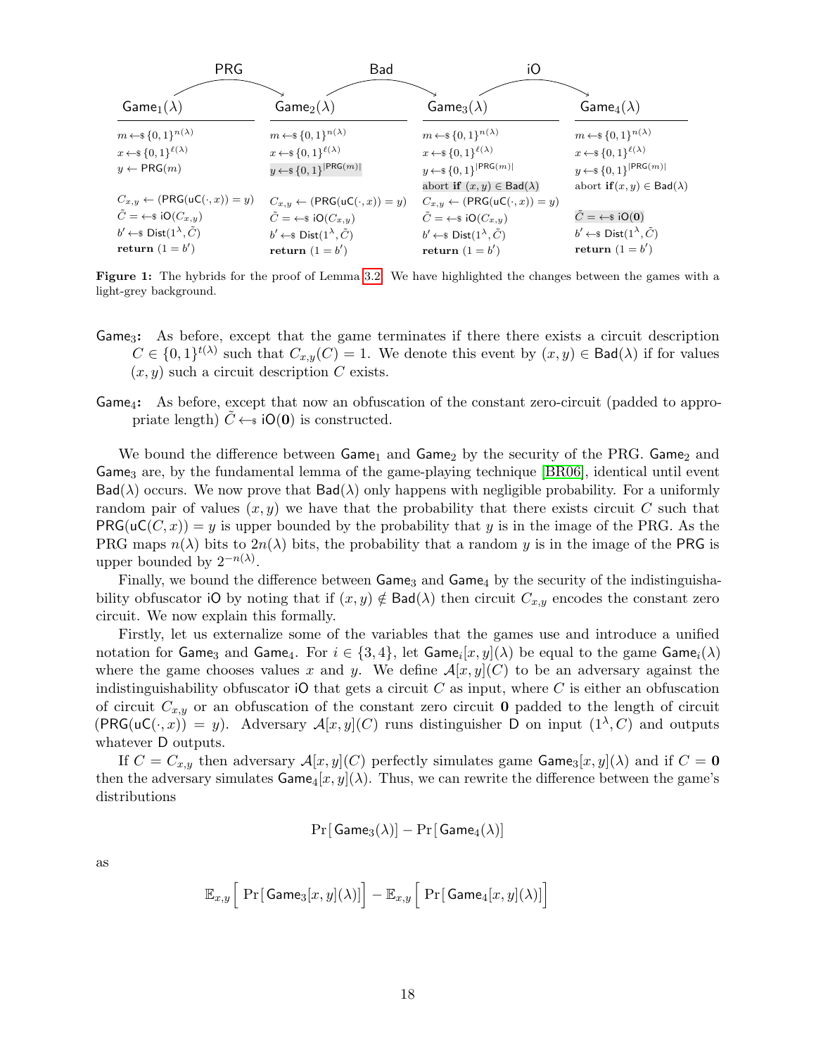| $\mathsf{Game}_1(\lambda)$ | $\mathsf{Game}_2(\lambda)$ | $\mathsf{Game}_3(\lambda)$ | $\mathsf{Game}_4(\lambda)$ |
|---|---|---|---|
| $m \leftarrow\$ \{0,1\}^{n(\lambda)}$ | $m \leftarrow\$ \{0,1\}^{n(\lambda)}$ | $m \leftarrow\$ \{0,1\}^{n(\lambda)}$ | $m \leftarrow\$ \{0,1\}^{n(\lambda)}$ |
| $x \leftarrow\$ \{0,1\}^{\ell(\lambda)}$ | $x \leftarrow\$ \{0,1\}^{\ell(\lambda)}$ | $x \leftarrow\$ \{0,1\}^{\ell(\lambda)}$ | $x \leftarrow\$ \{0,1\}^{\ell(\lambda)}$ |
| $y \leftarrow \mathsf{PRG}(m)$ | $y \leftarrow\$ \{0,1\}^{\lvert\mathsf{PRG}(m)\rvert}$ | $y \leftarrow\$ \{0,1\}^{\lvert\mathsf{PRG}(m)\rvert}$ | $y \leftarrow\$ \{0,1\}^{\lvert\mathsf{PRG}(m)\rvert}$ |
| | | **abort if** $(x,y) \in \mathsf{Bad}(\lambda)$ | abort **if** $(x,y) \in \mathsf{Bad}(\lambda)$ |
| $C_{x,y} \leftarrow (\mathsf{PRG}(\mathsf{uC}(\cdot,x)) = y)$ | $C_{x,y} \leftarrow (\mathsf{PRG}(\mathsf{uC}(\cdot,x)) = y)$ | $C_{x,y} \leftarrow (\mathsf{PRG}(\mathsf{uC}(\cdot,x)) = y)$ | |
| $\tilde{C} = \leftarrow\$ \mathsf{iO}(C_{x,y})$ | $\tilde{C} = \leftarrow\$ \mathsf{iO}(C_{x,y})$ | $\tilde{C} = \leftarrow\$ \mathsf{iO}(C_{x,y})$ | $\tilde{C} = \leftarrow\$ \mathsf{iO}(\mathbf{0})$ |
| $b' \leftarrow\$ \mathsf{Dist}(1^\lambda, \tilde{C})$ | $b' \leftarrow\$ \mathsf{Dist}(1^\lambda, \tilde{C})$ | $b' \leftarrow\$ \mathsf{Dist}(1^\lambda, \tilde{C})$ | $b' \leftarrow\$ \mathsf{Dist}(1^\lambda, \tilde{C})$ |
| **return** $(1 = b')$ | **return** $(1 = b')$ | **return** $(1 = b')$ | **return** $(1 = b')$ |

(Transitions: $\mathsf{Game}_1 \xrightarrow{\mathsf{PRG}} \mathsf{Game}_2 \xrightarrow{\mathsf{Bad}} \mathsf{Game}_3 \xrightarrow{\mathsf{iO}} \mathsf{Game}_4$)

**Figure 1:** The hybrids for the proof of Lemma 3.2. We have highlighted the changes between the games with a light-grey background.

**$\mathsf{Game}_3$:** As before, except that the game terminates if there there exists a circuit description $C \in \{0,1\}^{t(\lambda)}$ such that $C_{x,y}(C) = 1$. We denote this event by $(x,y) \in \mathsf{Bad}(\lambda)$ if for values $(x,y)$ such a circuit description $C$ exists.

**$\mathsf{Game}_4$:** As before, except that now an obfuscation of the constant zero-circuit (padded to appropriate length) $\tilde{C} \leftarrow\$ \mathsf{iO}(\mathbf{0})$ is constructed.

We bound the difference between $\mathsf{Game}_1$ and $\mathsf{Game}_2$ by the security of the PRG. $\mathsf{Game}_2$ and $\mathsf{Game}_3$ are, by the fundamental lemma of the game-playing technique [BR06], identical until event $\mathsf{Bad}(\lambda)$ occurs. We now prove that $\mathsf{Bad}(\lambda)$ only happens with negligible probability. For a uniformly random pair of values $(x,y)$ we have that the probability that there exists circuit $C$ such that $\mathsf{PRG}(\mathsf{uC}(C,x)) = y$ is upper bounded by the probability that $y$ is in the image of the PRG. As the PRG maps $n(\lambda)$ bits to $2n(\lambda)$ bits, the probability that a random $y$ is in the image of the $\mathsf{PRG}$ is upper bounded by $2^{-n(\lambda)}$.

Finally, we bound the difference between $\mathsf{Game}_3$ and $\mathsf{Game}_4$ by the security of the indistinguishability obfuscator $\mathsf{iO}$ by noting that if $(x,y) \notin \mathsf{Bad}(\lambda)$ then circuit $C_{x,y}$ encodes the constant zero circuit. We now explain this formally.

Firstly, let us externalize some of the variables that the games use and introduce a unified notation for $\mathsf{Game}_3$ and $\mathsf{Game}_4$. For $i \in \{3,4\}$, let $\mathsf{Game}_i[x,y](\lambda)$ be equal to the game $\mathsf{Game}_i(\lambda)$ where the game chooses values $x$ and $y$. We define $\mathcal{A}[x,y](C)$ to be an adversary against the indistinguishability obfuscator $\mathsf{iO}$ that gets a circuit $C$ as input, where $C$ is either an obfuscation of circuit $C_{x,y}$ or an obfuscation of the constant zero circuit $\mathbf{0}$ padded to the length of circuit $(\mathsf{PRG}(\mathsf{uC}(\cdot,x)) = y)$. Adversary $\mathcal{A}[x,y](C)$ runs distinguisher $\mathsf{D}$ on input $(1^\lambda, C)$ and outputs whatever $\mathsf{D}$ outputs.

If $C = C_{x,y}$ then adversary $\mathcal{A}[x,y](C)$ perfectly simulates game $\mathsf{Game}_3[x,y](\lambda)$ and if $C = \mathbf{0}$ then the adversary simulates $\mathsf{Game}_4[x,y](\lambda)$. Thus, we can rewrite the difference between the game's distributions

$$\Pr[\,\mathsf{Game}_3(\lambda)] - \Pr[\,\mathsf{Game}_4(\lambda)]$$

as

$$\mathbb{E}_{x,y}\Big[\,\Pr[\,\mathsf{Game}_3[x,y](\lambda)]\Big] - \mathbb{E}_{x,y}\Big[\,\Pr[\,\mathsf{Game}_4[x,y](\lambda)]\Big]$$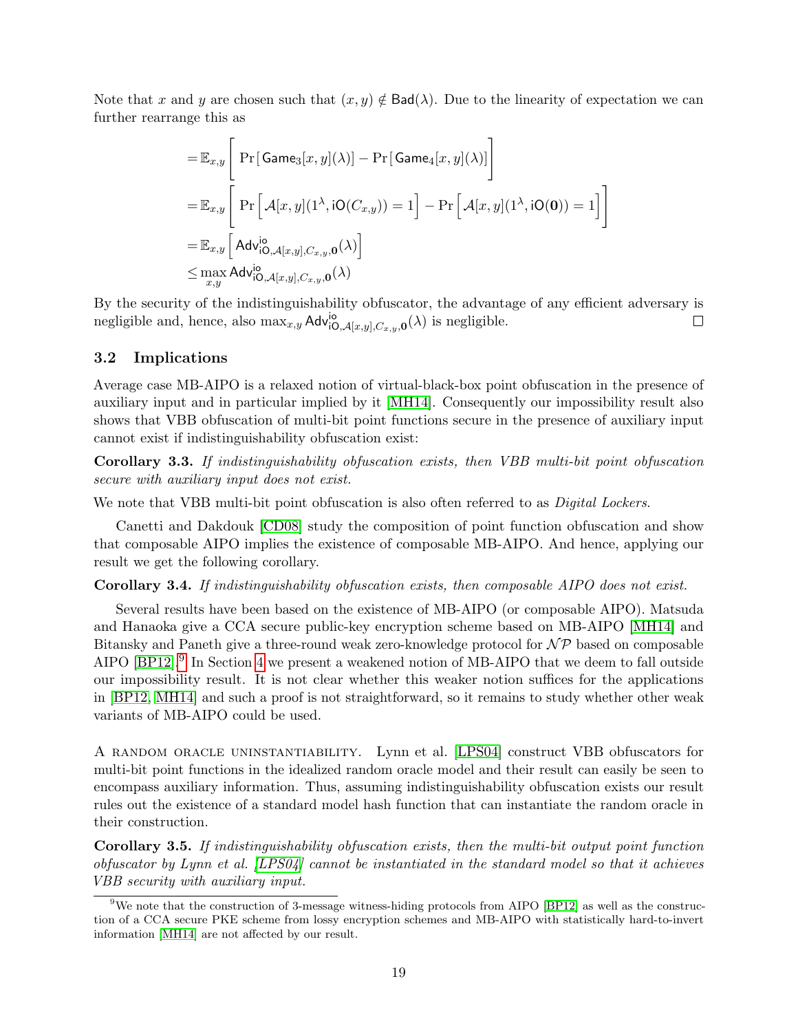Note that $x$ and $y$ are chosen such that $(x, y) \notin \mathsf{Bad}(\lambda)$. Due to the linearity of expectation we can further rearrange this as

$$
\begin{aligned}
&= \mathbb{E}_{x,y}\left[\ \Pr\left[\,\mathsf{Game}_3[x,y](\lambda)\right] - \Pr\left[\,\mathsf{Game}_4[x,y](\lambda)\right]\right] \\
&= \mathbb{E}_{x,y}\left[\ \Pr\left[\mathcal{A}[x,y](1^\lambda, \mathsf{iO}(C_{x,y})) = 1\right] - \Pr\left[\mathcal{A}[x,y](1^\lambda, \mathsf{iO}(\mathbf{0})) = 1\right]\right] \\
&= \mathbb{E}_{x,y}\left[\,\mathsf{Adv}^{\mathsf{io}}_{\mathsf{iO},\mathcal{A}[x,y],C_{x,y},\mathbf{0}}(\lambda)\right] \\
&\leq \max_{x,y} \mathsf{Adv}^{\mathsf{io}}_{\mathsf{iO},\mathcal{A}[x,y],C_{x,y},\mathbf{0}}(\lambda)
\end{aligned}
$$

By the security of the indistinguishability obfuscator, the advantage of any efficient adversary is negligible and, hence, also $\max_{x,y} \mathsf{Adv}^{\mathsf{io}}_{\mathsf{iO},\mathcal{A}[x,y],C_{x,y},\mathbf{0}}(\lambda)$ is negligible. □

### 3.2 Implications

Average case MB-AIPO is a relaxed notion of virtual-black-box point obfuscation in the presence of auxiliary input and in particular implied by it [MH14]. Consequently our impossibility result also shows that VBB obfuscation of multi-bit point functions secure in the presence of auxiliary input cannot exist if indistinguishability obfuscation exist:

**Corollary 3.3.** *If indistinguishability obfuscation exists, then VBB multi-bit point obfuscation secure with auxiliary input does not exist.*

We note that VBB multi-bit point obfuscation is also often referred to as *Digital Lockers*.

Canetti and Dakdouk [CD08] study the composition of point function obfuscation and show that composable AIPO implies the existence of composable MB-AIPO. And hence, applying our result we get the following corollary.

**Corollary 3.4.** *If indistinguishability obfuscation exists, then composable AIPO does not exist.*

Several results have been based on the existence of MB-AIPO (or composable AIPO). Matsuda and Hanaoka give a CCA secure public-key encryption scheme based on MB-AIPO [MH14] and Bitansky and Paneth give a three-round weak zero-knowledge protocol for $\mathcal{NP}$ based on composable AIPO [BP12].[9] In Section 4 we present a weakened notion of MB-AIPO that we deem to fall outside our impossibility result. It is not clear whether this weaker notion suffices for the applications in [BP12, MH14] and such a proof is not straightforward, so it remains to study whether other weak variants of MB-AIPO could be used.

A RANDOM ORACLE UNINSTANTIABILITY. Lynn et al. [LPS04] construct VBB obfuscators for multi-bit point functions in the idealized random oracle model and their result can easily be seen to encompass auxiliary information. Thus, assuming indistinguishability obfuscation exists our result rules out the existence of a standard model hash function that can instantiate the random oracle in their construction.

**Corollary 3.5.** *If indistinguishability obfuscation exists, then the multi-bit output point function obfuscator by Lynn et al. [LPS04] cannot be instantiated in the standard model so that it achieves VBB security with auxiliary input.*

[9] We note that the construction of 3-message witness-hiding protocols from AIPO [BP12] as well as the construction of a CCA secure PKE scheme from lossy encryption schemes and MB-AIPO with statistically hard-to-invert information [MH14] are not affected by our result.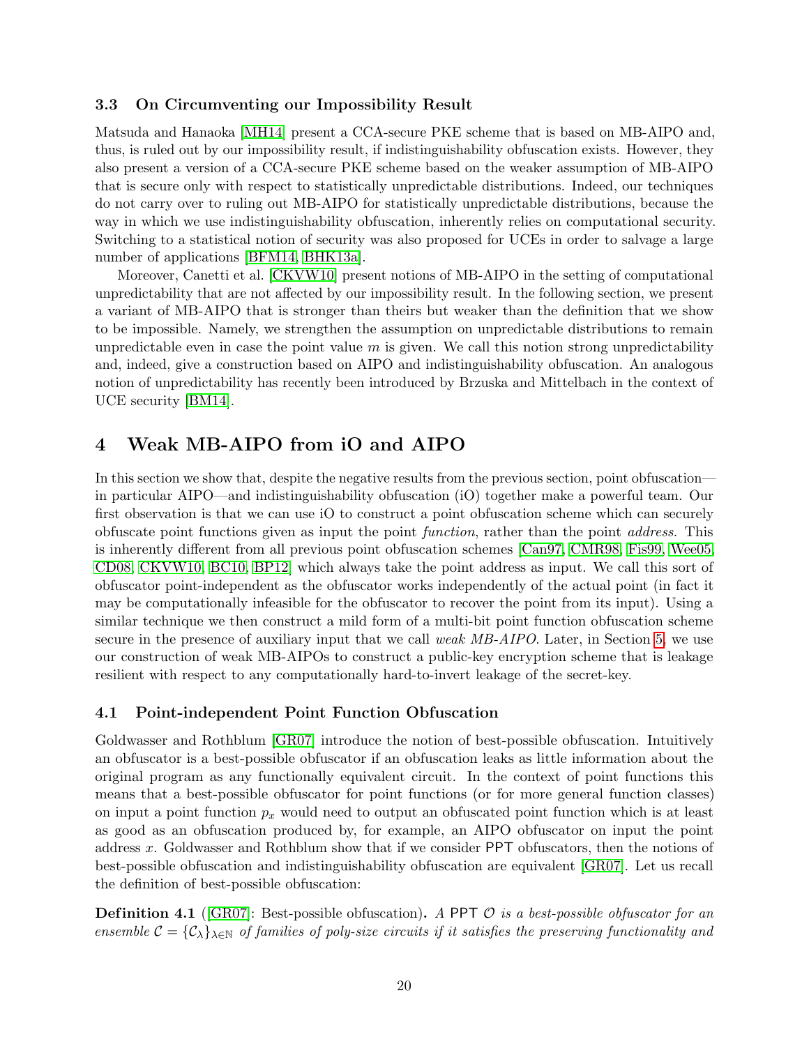### 3.3 On Circumventing our Impossibility Result

Matsuda and Hanaoka [MH14] present a CCA-secure PKE scheme that is based on MB-AIPO and, thus, is ruled out by our impossibility result, if indistinguishability obfuscation exists. However, they also present a version of a CCA-secure PKE scheme based on the weaker assumption of MB-AIPO that is secure only with respect to statistically unpredictable distributions. Indeed, our techniques do not carry over to ruling out MB-AIPO for statistically unpredictable distributions, because the way in which we use indistinguishability obfuscation, inherently relies on computational security. Switching to a statistical notion of security was also proposed for UCEs in order to salvage a large number of applications [BFM14, BHK13a].

Moreover, Canetti et al. [CKVW10] present notions of MB-AIPO in the setting of computational unpredictability that are not affected by our impossibility result. In the following section, we present a variant of MB-AIPO that is stronger than theirs but weaker than the definition that we show to be impossible. Namely, we strengthen the assumption on unpredictable distributions to remain unpredictable even in case the point value $m$ is given. We call this notion strong unpredictability and, indeed, give a construction based on AIPO and indistinguishability obfuscation. An analogous notion of unpredictability has recently been introduced by Brzuska and Mittelbach in the context of UCE security [BM14].

## 4 Weak MB-AIPO from iO and AIPO

In this section we show that, despite the negative results from the previous section, point obfuscation—in particular AIPO—and indistinguishability obfuscation (iO) together make a powerful team. Our first observation is that we can use iO to construct a point obfuscation scheme which can securely obfuscate point functions given as input the point *function*, rather than the point *address*. This is inherently different from all previous point obfuscation schemes [Can97, CMR98, Fis99, Wee05, CD08, CKVW10, BC10, BP12] which always take the point address as input. We call this sort of obfuscator point-independent as the obfuscator works independently of the actual point (in fact it may be computationally infeasible for the obfuscator to recover the point from its input). Using a similar technique we then construct a mild form of a multi-bit point function obfuscation scheme secure in the presence of auxiliary input that we call *weak MB-AIPO*. Later, in Section 5, we use our construction of weak MB-AIPOs to construct a public-key encryption scheme that is leakage resilient with respect to any computationally hard-to-invert leakage of the secret-key.

### 4.1 Point-independent Point Function Obfuscation

Goldwasser and Rothblum [GR07] introduce the notion of best-possible obfuscation. Intuitively an obfuscator is a best-possible obfuscator if an obfuscation leaks as little information about the original program as any functionally equivalent circuit. In the context of point functions this means that a best-possible obfuscator for point functions (or for more general function classes) on input a point function $p_x$ would need to output an obfuscated point function which is at least as good as an obfuscation produced by, for example, an AIPO obfuscator on input the point address $x$. Goldwasser and Rothblum show that if we consider PPT obfuscators, then the notions of best-possible obfuscation and indistinguishability obfuscation are equivalent [GR07]. Let us recall the definition of best-possible obfuscation:

**Definition 4.1** ([GR07]: Best-possible obfuscation)**.** *A PPT $\mathcal{O}$ is a best-possible obfuscator for an ensemble $\mathcal{C} = \{\mathcal{C}_\lambda\}_{\lambda\in\mathbb{N}}$ of families of poly-size circuits if it satisfies the preserving functionality and*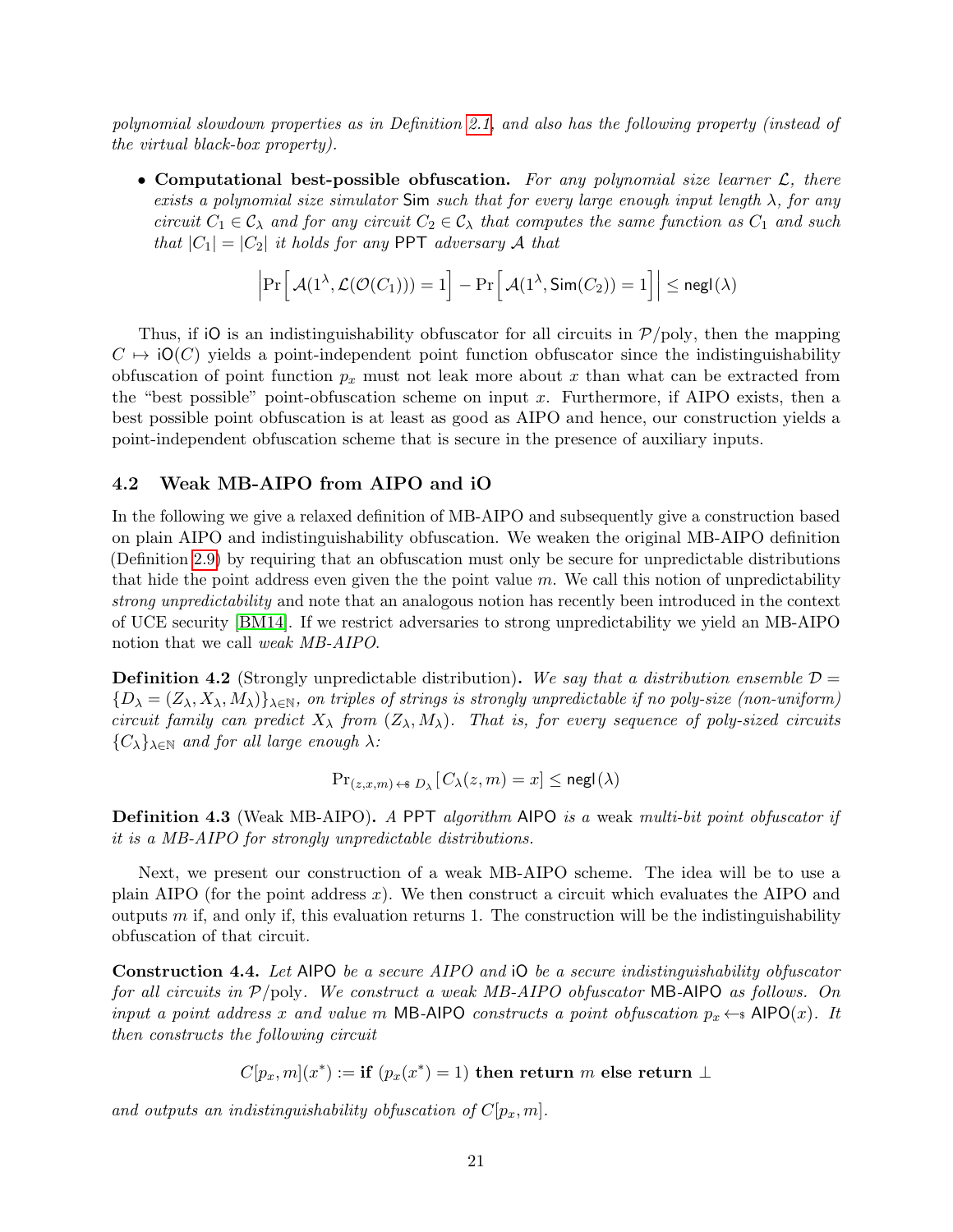*polynomial slowdown properties as in Definition 2.1, and also has the following property (instead of the virtual black-box property).*

- **Computational best-possible obfuscation.** *For any polynomial size learner $\mathcal{L}$, there exists a polynomial size simulator* Sim *such that for every large enough input length $\lambda$, for any circuit $C_1 \in \mathcal{C}_\lambda$ and for any circuit $C_2 \in \mathcal{C}_\lambda$ that computes the same function as $C_1$ and such that $|C_1| = |C_2|$ it holds for any* PPT *adversary $\mathcal{A}$ that*

$$\left|\Pr\Big[\mathcal{A}(1^\lambda, \mathcal{L}(\mathcal{O}(C_1))) = 1\Big] - \Pr\Big[\mathcal{A}(1^\lambda, \mathsf{Sim}(C_2)) = 1\Big]\right| \leq \mathsf{negl}(\lambda)$$

Thus, if iO is an indistinguishability obfuscator for all circuits in $\mathcal{P}$/poly, then the mapping $C \mapsto \mathsf{iO}(C)$ yields a point-independent point function obfuscator since the indistinguishability obfuscation of point function $p_x$ must not leak more about $x$ than what can be extracted from the "best possible" point-obfuscation scheme on input $x$. Furthermore, if AIPO exists, then a best possible point obfuscation is at least as good as AIPO and hence, our construction yields a point-independent obfuscation scheme that is secure in the presence of auxiliary inputs.

## 4.2 Weak MB-AIPO from AIPO and iO

In the following we give a relaxed definition of MB-AIPO and subsequently give a construction based on plain AIPO and indistinguishability obfuscation. We weaken the original MB-AIPO definition (Definition 2.9) by requiring that an obfuscation must only be secure for unpredictable distributions that hide the point address even given the the point value $m$. We call this notion of unpredictability *strong unpredictability* and note that an analogous notion has recently been introduced in the context of UCE security [BM14]. If we restrict adversaries to strong unpredictability we yield an MB-AIPO notion that we call *weak MB-AIPO*.

**Definition 4.2** (Strongly unpredictable distribution)**.** *We say that a distribution ensemble $\mathcal{D} = \{D_\lambda = (Z_\lambda, X_\lambda, M_\lambda)\}_{\lambda\in\mathbb{N}}$, on triples of strings is strongly unpredictable if no poly-size (non-uniform) circuit family can predict $X_\lambda$ from $(Z_\lambda, M_\lambda)$. That is, for every sequence of poly-sized circuits $\{C_\lambda\}_{\lambda\in\mathbb{N}}$ and for all large enough $\lambda$:*

$$\Pr_{(z,x,m) \leftarrow\$ D_\lambda}[C_\lambda(z, m) = x] \leq \mathsf{negl}(\lambda)$$

**Definition 4.3** (Weak MB-AIPO)**.** *A* PPT *algorithm* AIPO *is a* weak *multi-bit point obfuscator if it is a MB-AIPO for strongly unpredictable distributions.*

Next, we present our construction of a weak MB-AIPO scheme. The idea will be to use a plain AIPO (for the point address $x$). We then construct a circuit which evaluates the AIPO and outputs $m$ if, and only if, this evaluation returns 1. The construction will be the indistinguishability obfuscation of that circuit.

**Construction 4.4.** *Let* AIPO *be a secure AIPO and* iO *be a secure indistinguishability obfuscator for all circuits in $\mathcal{P}$/poly. We construct a weak MB-AIPO obfuscator* MB-AIPO *as follows. On input a point address $x$ and value $m$* MB-AIPO *constructs a point obfuscation $p_x \leftarrow\$ \mathsf{AIPO}(x)$. It then constructs the following circuit*

$$C[p_x, m](x^*) := \textbf{if } (p_x(x^*) = 1) \textbf{ then return } m \textbf{ else return } \bot$$

*and outputs an indistinguishability obfuscation of $C[p_x, m]$.*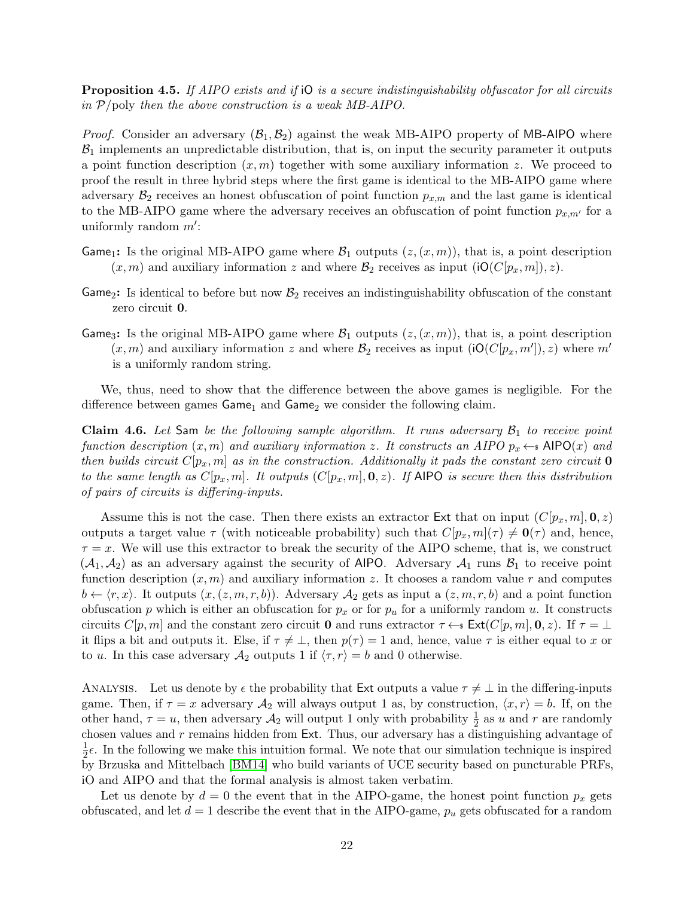**Proposition 4.5.** *If AIPO exists and if* $\mathsf{iO}$ *is a secure indistinguishability obfuscator for all circuits in* $\mathcal{P}/\text{poly}$ *then the above construction is a weak MB-AIPO.*

*Proof.* Consider an adversary $(\mathcal{B}_1, \mathcal{B}_2)$ against the weak MB-AIPO property of MB-AIPO where $\mathcal{B}_1$ implements an unpredictable distribution, that is, on input the security parameter it outputs a point function description $(x, m)$ together with some auxiliary information $z$. We proceed to proof the result in three hybrid steps where the first game is identical to the MB-AIPO game where adversary $\mathcal{B}_2$ receives an honest obfuscation of point function $p_{x,m}$ and the last game is identical to the MB-AIPO game where the adversary receives an obfuscation of point function $p_{x,m'}$ for a uniformly random $m'$:

$\mathsf{Game}_1$**:** Is the original MB-AIPO game where $\mathcal{B}_1$ outputs $(z, (x, m))$, that is, a point description $(x, m)$ and auxiliary information $z$ and where $\mathcal{B}_2$ receives as input $(\mathsf{iO}(C[p_x, m]), z)$.

$\mathsf{Game}_2$**:** Is identical to before but now $\mathcal{B}_2$ receives an indistinguishability obfuscation of the constant zero circuit $\mathbf{0}$.

$\mathsf{Game}_3$**:** Is the original MB-AIPO game where $\mathcal{B}_1$ outputs $(z, (x, m))$, that is, a point description $(x, m)$ and auxiliary information $z$ and where $\mathcal{B}_2$ receives as input $(\mathsf{iO}(C[p_x, m']), z)$ where $m'$ is a uniformly random string.

We, thus, need to show that the difference between the above games is negligible. For the difference between games $\mathsf{Game}_1$ and $\mathsf{Game}_2$ we consider the following claim.

**Claim 4.6.** *Let* $\mathsf{Sam}$ *be the following sample algorithm. It runs adversary* $\mathcal{B}_1$ *to receive point function description* $(x, m)$ *and auxiliary information* $z$*. It constructs an AIPO* $p_x \leftarrow\!\!\$\ \mathsf{AIPO}(x)$ *and then builds circuit* $C[p_x, m]$ *as in the construction. Additionally it pads the constant zero circuit* $\mathbf{0}$ *to the same length as* $C[p_x, m]$*. It outputs* $(C[p_x, m], \mathbf{0}, z)$*. If* $\mathsf{AIPO}$ *is secure then this distribution of pairs of circuits is differing-inputs.*

Assume this is not the case. Then there exists an extractor $\mathsf{Ext}$ that on input $(C[p_x, m], \mathbf{0}, z)$ outputs a target value $\tau$ (with noticeable probability) such that $C[p_x, m](\tau) \neq \mathbf{0}(\tau)$ and, hence, $\tau = x$. We will use this extractor to break the security of the AIPO scheme, that is, we construct $(\mathcal{A}_1, \mathcal{A}_2)$ as an adversary against the security of $\mathsf{AIPO}$. Adversary $\mathcal{A}_1$ runs $\mathcal{B}_1$ to receive point function description $(x, m)$ and auxiliary information $z$. It chooses a random value $r$ and computes $b \leftarrow \langle r, x\rangle$. It outputs $(x, (z, m, r, b))$. Adversary $\mathcal{A}_2$ gets as input a $(z, m, r, b)$ and a point function obfuscation $p$ which is either an obfuscation for $p_x$ or for $p_u$ for a uniformly random $u$. It constructs circuits $C[p, m]$ and the constant zero circuit $\mathbf{0}$ and runs extractor $\tau \leftarrow\!\!\$\ \mathsf{Ext}(C[p, m], \mathbf{0}, z)$. If $\tau = \bot$ it flips a bit and outputs it. Else, if $\tau \neq \bot$, then $p(\tau) = 1$ and, hence, value $\tau$ is either equal to $x$ or to $u$. In this case adversary $\mathcal{A}_2$ outputs 1 if $\langle \tau, r\rangle = b$ and 0 otherwise.

<span style="font-variant:small-caps">Analysis.</span> Let us denote by $\epsilon$ the probability that $\mathsf{Ext}$ outputs a value $\tau \neq \bot$ in the differing-inputs game. Then, if $\tau = x$ adversary $\mathcal{A}_2$ will always output 1 as, by construction, $\langle x, r\rangle = b$. If, on the other hand, $\tau = u$, then adversary $\mathcal{A}_2$ will output 1 only with probability $\frac{1}{2}$ as $u$ and $r$ are randomly chosen values and $r$ remains hidden from $\mathsf{Ext}$. Thus, our adversary has a distinguishing advantage of $\frac{1}{2}\epsilon$. In the following we make this intuition formal. We note that our simulation technique is inspired by Brzuska and Mittelbach [BM14] who build variants of UCE security based on puncturable PRFs, iO and AIPO and that the formal analysis is almost taken verbatim.

Let us denote by $d = 0$ the event that in the AIPO-game, the honest point function $p_x$ gets obfuscated, and let $d = 1$ describe the event that in the AIPO-game, $p_u$ gets obfuscated for a random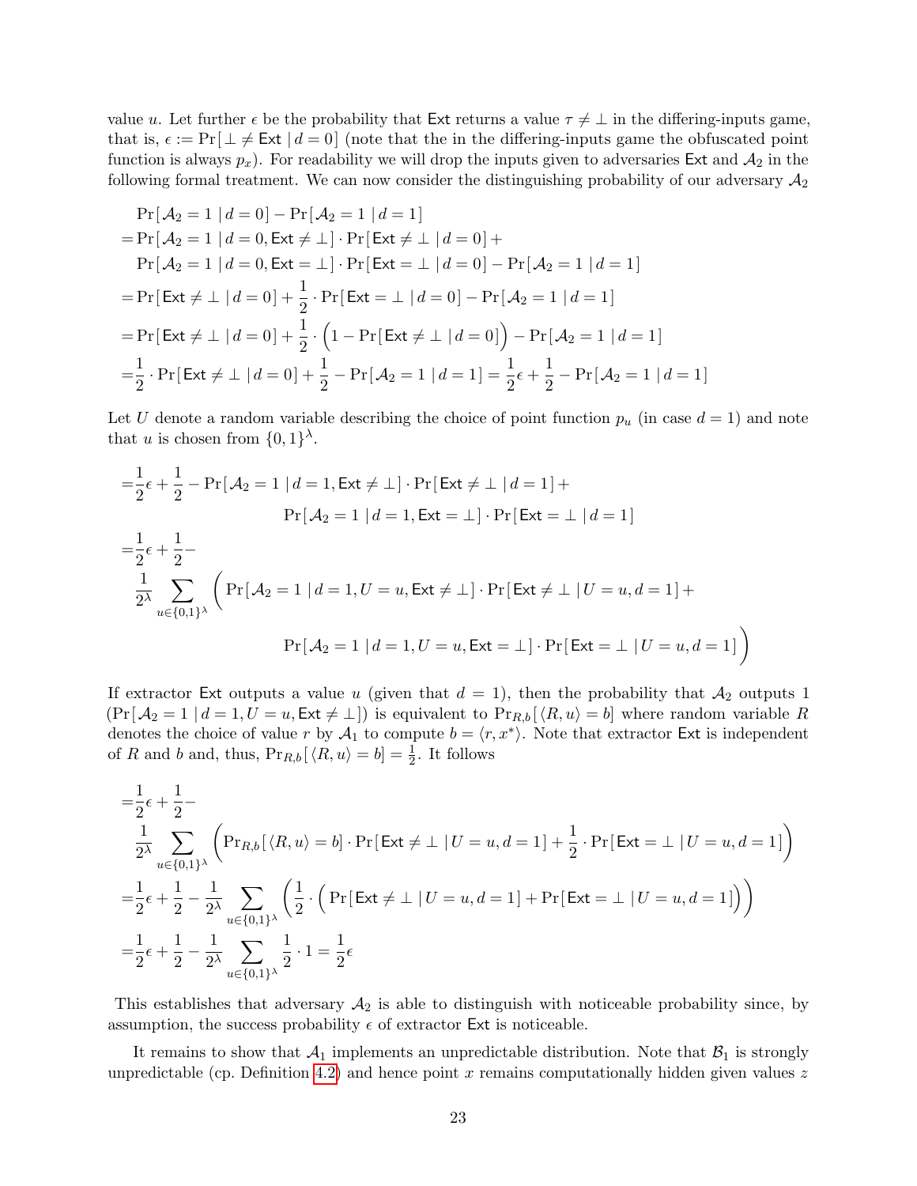value $u$. Let further $\epsilon$ be the probability that $\mathsf{Ext}$ returns a value $\tau \neq \bot$ in the differing-inputs game, that is, $\epsilon := \Pr[\,\bot \neq \mathsf{Ext} \mid d = 0]$ (note that the in the differing-inputs game the obfuscated point function is always $p_x$). For readability we will drop the inputs given to adversaries $\mathsf{Ext}$ and $\mathcal{A}_2$ in the following formal treatment. We can now consider the distinguishing probability of our adversary $\mathcal{A}_2$

$$
\begin{aligned}
&\Pr[\,\mathcal{A}_2 = 1 \mid d = 0] - \Pr[\,\mathcal{A}_2 = 1 \mid d = 1]\\
=&\Pr[\,\mathcal{A}_2 = 1 \mid d = 0, \mathsf{Ext} \neq \bot] \cdot \Pr[\,\mathsf{Ext} \neq \bot \mid d = 0] +\\
&\Pr[\,\mathcal{A}_2 = 1 \mid d = 0, \mathsf{Ext} = \bot] \cdot \Pr[\,\mathsf{Ext} = \bot \mid d = 0] - \Pr[\,\mathcal{A}_2 = 1 \mid d = 1]\\
=&\Pr[\,\mathsf{Ext} \neq \bot \mid d = 0] + \frac{1}{2} \cdot \Pr[\,\mathsf{Ext} = \bot \mid d = 0] - \Pr[\,\mathcal{A}_2 = 1 \mid d = 1]\\
=&\Pr[\,\mathsf{Ext} \neq \bot \mid d = 0] + \frac{1}{2} \cdot \Big(1 - \Pr[\,\mathsf{Ext} \neq \bot \mid d = 0]\Big) - \Pr[\,\mathcal{A}_2 = 1 \mid d = 1]\\
=&\frac{1}{2} \cdot \Pr[\,\mathsf{Ext} \neq \bot \mid d = 0] + \frac{1}{2} - \Pr[\,\mathcal{A}_2 = 1 \mid d = 1] = \frac{1}{2}\epsilon + \frac{1}{2} - \Pr[\,\mathcal{A}_2 = 1 \mid d = 1]
\end{aligned}
$$

Let $U$ denote a random variable describing the choice of point function $p_u$ (in case $d = 1$) and note that $u$ is chosen from $\{0,1\}^\lambda$.

$$
\begin{aligned}
=&\frac{1}{2}\epsilon + \frac{1}{2} - \Pr[\,\mathcal{A}_2 = 1 \mid d = 1, \mathsf{Ext} \neq \bot] \cdot \Pr[\,\mathsf{Ext} \neq \bot \mid d = 1] +\\
&\qquad \Pr[\,\mathcal{A}_2 = 1 \mid d = 1, \mathsf{Ext} = \bot] \cdot \Pr[\,\mathsf{Ext} = \bot \mid d = 1]\\
=&\frac{1}{2}\epsilon + \frac{1}{2} -\\
&\frac{1}{2^\lambda} \sum_{u \in \{0,1\}^\lambda} \Big( \Pr[\,\mathcal{A}_2 = 1 \mid d = 1, U = u, \mathsf{Ext} \neq \bot] \cdot \Pr[\,\mathsf{Ext} \neq \bot \mid U = u, d = 1] +\\
&\qquad \Pr[\,\mathcal{A}_2 = 1 \mid d = 1, U = u, \mathsf{Ext} = \bot] \cdot \Pr[\,\mathsf{Ext} = \bot \mid U = u, d = 1] \Big)
\end{aligned}
$$

If extractor $\mathsf{Ext}$ outputs a value $u$ (given that $d = 1$), then the probability that $\mathcal{A}_2$ outputs 1 ($\Pr[\,\mathcal{A}_2 = 1 \mid d = 1, U = u, \mathsf{Ext} \neq \bot]$) is equivalent to $\Pr_{R,b}[\,\langle R, u\rangle = b]$ where random variable $R$ denotes the choice of value $r$ by $\mathcal{A}_1$ to compute $b = \langle r, x^* \rangle$. Note that extractor $\mathsf{Ext}$ is independent of $R$ and $b$ and, thus, $\Pr_{R,b}[\,\langle R, u\rangle = b] = \frac{1}{2}$. It follows

$$
\begin{aligned}
=&\frac{1}{2}\epsilon + \frac{1}{2} -\\
&\frac{1}{2^\lambda} \sum_{u \in \{0,1\}^\lambda} \Big( \Pr_{R,b}[\,\langle R, u\rangle = b] \cdot \Pr[\,\mathsf{Ext} \neq \bot \mid U = u, d = 1] + \frac{1}{2} \cdot \Pr[\,\mathsf{Ext} = \bot \mid U = u, d = 1] \Big)\\
=&\frac{1}{2}\epsilon + \frac{1}{2} - \frac{1}{2^\lambda} \sum_{u \in \{0,1\}^\lambda} \Big( \frac{1}{2} \cdot \Big( \Pr[\,\mathsf{Ext} \neq \bot \mid U = u, d = 1] + \Pr[\,\mathsf{Ext} = \bot \mid U = u, d = 1] \Big) \Big)\\
=&\frac{1}{2}\epsilon + \frac{1}{2} - \frac{1}{2^\lambda} \sum_{u \in \{0,1\}^\lambda} \frac{1}{2} \cdot 1 = \frac{1}{2}\epsilon
\end{aligned}
$$

This establishes that adversary $\mathcal{A}_2$ is able to distinguish with noticeable probability since, by assumption, the success probability $\epsilon$ of extractor $\mathsf{Ext}$ is noticeable.

It remains to show that $\mathcal{A}_1$ implements an unpredictable distribution. Note that $\mathcal{B}_1$ is strongly unpredictable (cp. Definition 4.2) and hence point $x$ remains computationally hidden given values $z$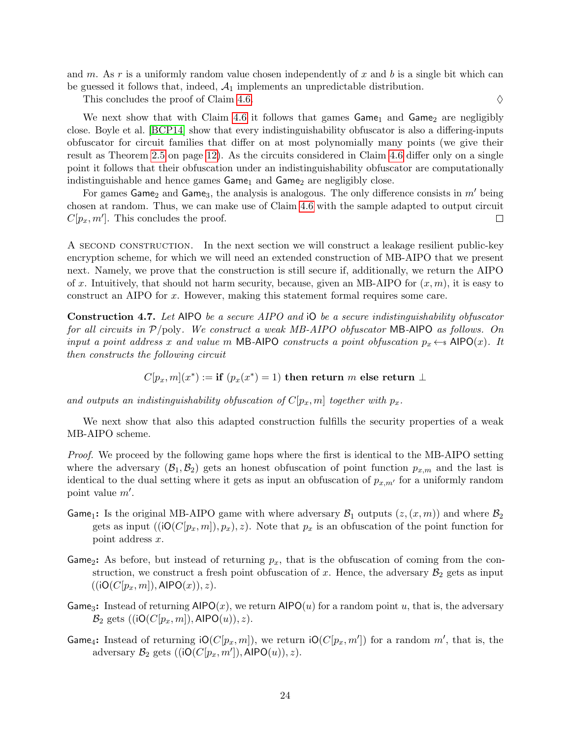and $m$. As $r$ is a uniformly random value chosen independently of $x$ and $b$ is a single bit which can be guessed it follows that, indeed, $\mathcal{A}_1$ implements an unpredictable distribution.

This concludes the proof of Claim 4.6. ◊

We next show that with Claim 4.6 it follows that games $\mathsf{Game}_1$ and $\mathsf{Game}_2$ are negligibly close. Boyle et al. [BCP14] show that every indistinguishability obfuscator is also a differing-inputs obfuscator for circuit families that differ on at most polynomially many points (we give their result as Theorem 2.5 on page 12). As the circuits considered in Claim 4.6 differ only on a single point it follows that their obfuscation under an indistinguishability obfuscator are computationally indistinguishable and hence games $\mathsf{Game}_1$ and $\mathsf{Game}_2$ are negligibly close.

For games $\mathsf{Game}_2$ and $\mathsf{Game}_3$, the analysis is analogous. The only difference consists in $m'$ being chosen at random. Thus, we can make use of Claim 4.6 with the sample adapted to output circuit $C[p_x, m']$. This concludes the proof. □

A SECOND CONSTRUCTION. In the next section we will construct a leakage resilient public-key encryption scheme, for which we will need an extended construction of MB-AIPO that we present next. Namely, we prove that the construction is still secure if, additionally, we return the AIPO of $x$. Intuitively, that should not harm security, because, given an MB-AIPO for $(x, m)$, it is easy to construct an AIPO for $x$. However, making this statement formal requires some care.

**Construction 4.7.** *Let* AIPO *be a secure AIPO and* iO *be a secure indistinguishability obfuscator for all circuits in* $\mathcal{P}/\mathrm{poly}$. *We construct a weak MB-AIPO obfuscator* MB-AIPO *as follows. On input a point address $x$ and value $m$* MB-AIPO *constructs a point obfuscation* $p_x \leftarrow\!\!\$\ \mathsf{AIPO}(x)$. *It then constructs the following circuit*

$$C[p_x, m](x^*) := \textbf{if } (p_x(x^*) = 1) \textbf{ then return } m \textbf{ else return } \bot$$

*and outputs an indistinguishability obfuscation of $C[p_x, m]$ together with $p_x$.*

We next show that also this adapted construction fulfills the security properties of a weak MB-AIPO scheme.

*Proof.* We proceed by the following game hops where the first is identical to the MB-AIPO setting where the adversary $(\mathcal{B}_1, \mathcal{B}_2)$ gets an honest obfuscation of point function $p_{x,m}$ and the last is identical to the dual setting where it gets as input an obfuscation of $p_{x,m'}$ for a uniformly random point value $m'$.

- $\mathsf{Game}_1$**:** Is the original MB-AIPO game with where adversary $\mathcal{B}_1$ outputs $(z, (x, m))$ and where $\mathcal{B}_2$ gets as input $((\mathsf{iO}(C[p_x, m]), p_x), z)$. Note that $p_x$ is an obfuscation of the point function for point address $x$.
- $\mathsf{Game}_2$**:** As before, but instead of returning $p_x$, that is the obfuscation of coming from the construction, we construct a fresh point obfuscation of $x$. Hence, the adversary $\mathcal{B}_2$ gets as input $((\mathsf{iO}(C[p_x, m]), \mathsf{AIPO}(x)), z)$.
- $\mathsf{Game}_3$**:** Instead of returning $\mathsf{AIPO}(x)$, we return $\mathsf{AIPO}(u)$ for a random point $u$, that is, the adversary $\mathcal{B}_2$ gets $((\mathsf{iO}(C[p_x, m]), \mathsf{AIPO}(u)), z)$.
- $\mathsf{Game}_4$**:** Instead of returning $\mathsf{iO}(C[p_x, m])$, we return $\mathsf{iO}(C[p_x, m'])$ for a random $m'$, that is, the adversary $\mathcal{B}_2$ gets $((\mathsf{iO}(C[p_x, m']), \mathsf{AIPO}(u)), z)$.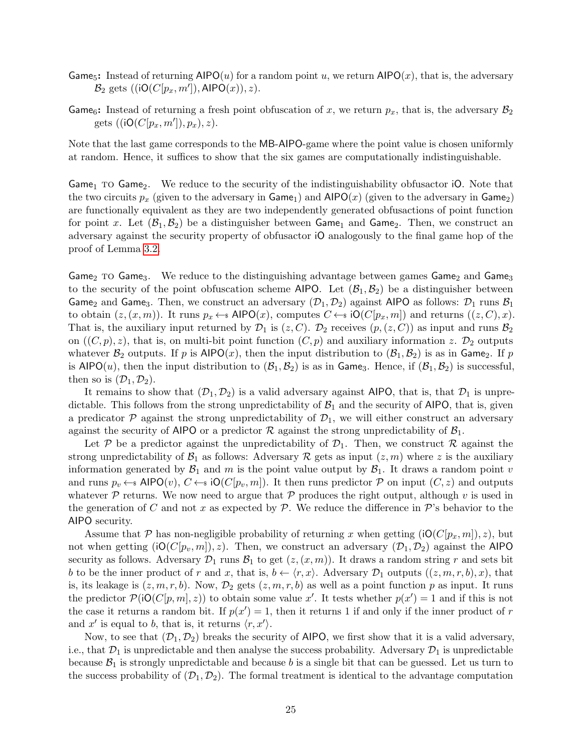$\mathsf{Game}_5$**:** Instead of returning $\mathsf{AIPO}(u)$ for a random point $u$, we return $\mathsf{AIPO}(x)$, that is, the adversary $\mathcal{B}_2$ gets $((\mathsf{iO}(C[p_x, m']), \mathsf{AIPO}(x)), z)$.

$\mathsf{Game}_6$**:** Instead of returning a fresh point obfuscation of $x$, we return $p_x$, that is, the adversary $\mathcal{B}_2$ gets $((\mathsf{iO}(C[p_x, m']), p_x), z)$.

Note that the last game corresponds to the MB-AIPO-game where the point value is chosen uniformly at random. Hence, it suffices to show that the six games are computationally indistinguishable.

$\mathsf{Game}_1$ TO $\mathsf{Game}_2$. We reduce to the security of the indistinguishability obfusactor iO. Note that the two circuits $p_x$ (given to the adversary in $\mathsf{Game}_1$) and $\mathsf{AIPO}(x)$ (given to the adversary in $\mathsf{Game}_2$) are functionally equivalent as they are two independently generated obfusactions of point function for point $x$. Let $(\mathcal{B}_1, \mathcal{B}_2)$ be a distinguisher between $\mathsf{Game}_1$ and $\mathsf{Game}_2$. Then, we construct an adversary against the security property of obfusactor iO analogously to the final game hop of the proof of Lemma 3.2.

$\mathsf{Game}_2$ TO $\mathsf{Game}_3$. We reduce to the distinguishing advantage between games $\mathsf{Game}_2$ and $\mathsf{Game}_3$ to the security of the point obfuscation scheme AIPO. Let $(\mathcal{B}_1, \mathcal{B}_2)$ be a distinguisher between $\mathsf{Game}_2$ and $\mathsf{Game}_3$. Then, we construct an adversary $(\mathcal{D}_1, \mathcal{D}_2)$ against AIPO as follows: $\mathcal{D}_1$ runs $\mathcal{B}_1$ to obtain $(z, (x, m))$. It runs $p_x \leftarrow\!\!\$\ \mathsf{AIPO}(x)$, computes $C \leftarrow\!\!\$\ \mathsf{iO}(C[p_x, m])$ and returns $((z, C), x)$. That is, the auxiliary input returned by $\mathcal{D}_1$ is $(z, C)$. $\mathcal{D}_2$ receives $(p, (z, C))$ as input and runs $\mathcal{B}_2$ on $((C, p), z)$, that is, on multi-bit point function $(C, p)$ and auxiliary information $z$. $\mathcal{D}_2$ outputs whatever $\mathcal{B}_2$ outputs. If $p$ is $\mathsf{AIPO}(x)$, then the input distribution to $(\mathcal{B}_1, \mathcal{B}_2)$ is as in $\mathsf{Game}_2$. If $p$ is $\mathsf{AIPO}(u)$, then the input distribution to $(\mathcal{B}_1, \mathcal{B}_2)$ is as in $\mathsf{Game}_3$. Hence, if $(\mathcal{B}_1, \mathcal{B}_2)$ is successful, then so is $(\mathcal{D}_1, \mathcal{D}_2)$.

It remains to show that $(\mathcal{D}_1, \mathcal{D}_2)$ is a valid adversary against AIPO, that is, that $\mathcal{D}_1$ is unpredictable. This follows from the strong unpredictability of $\mathcal{B}_1$ and the security of AIPO, that is, given a predicator $\mathcal{P}$ against the strong unpredictability of $\mathcal{D}_1$, we will either construct an adversary against the security of AIPO or a predictor $\mathcal{R}$ against the strong unpredictability of $\mathcal{B}_1$.

Let $\mathcal{P}$ be a predictor against the unpredictability of $\mathcal{D}_1$. Then, we construct $\mathcal{R}$ against the strong unpredictability of $\mathcal{B}_1$ as follows: Adversary $\mathcal{R}$ gets as input $(z, m)$ where $z$ is the auxiliary information generated by $\mathcal{B}_1$ and $m$ is the point value output by $\mathcal{B}_1$. It draws a random point $v$ and runs $p_v \leftarrow\!\!\$\ \mathsf{AIPO}(v)$, $C \leftarrow\!\!\$\ \mathsf{iO}(C[p_v, m])$. It then runs predictor $\mathcal{P}$ on input $(C, z)$ and outputs whatever $\mathcal{P}$ returns. We now need to argue that $\mathcal{P}$ produces the right output, although $v$ is used in the generation of $C$ and not $x$ as expected by $\mathcal{P}$. We reduce the difference in $\mathcal{P}$'s behavior to the AIPO security.

Assume that $\mathcal{P}$ has non-negligible probability of returning $x$ when getting $(\mathsf{iO}(C[p_x, m]), z)$, but not when getting $(\mathsf{iO}(C[p_v, m]), z)$. Then, we construct an adversary $(\mathcal{D}_1, \mathcal{D}_2)$ against the AIPO security as follows. Adversary $\mathcal{D}_1$ runs $\mathcal{B}_1$ to get $(z, (x, m))$. It draws a random string $r$ and sets bit $b$ to be the inner product of $r$ and $x$, that is, $b \leftarrow \langle r, x \rangle$. Adversary $\mathcal{D}_1$ outputs $((z, m, r, b), x)$, that is, its leakage is $(z, m, r, b)$. Now, $\mathcal{D}_2$ gets $(z, m, r, b)$ as well as a point function $p$ as input. It runs the predictor $\mathcal{P}(\mathsf{iO}(C[p, m], z))$ to obtain some value $x'$. It tests whether $p(x') = 1$ and if this is not the case it returns a random bit. If $p(x') = 1$, then it returns 1 if and only if the inner product of $r$ and $x'$ is equal to $b$, that is, it returns $\langle r, x' \rangle$.

Now, to see that $(\mathcal{D}_1, \mathcal{D}_2)$ breaks the security of AIPO, we first show that it is a valid adversary, i.e., that $\mathcal{D}_1$ is unpredictable and then analyse the success probability. Adversary $\mathcal{D}_1$ is unpredictable because $\mathcal{B}_1$ is strongly unpredictable and because $b$ is a single bit that can be guessed. Let us turn to the success probability of $(\mathcal{D}_1, \mathcal{D}_2)$. The formal treatment is identical to the advantage computation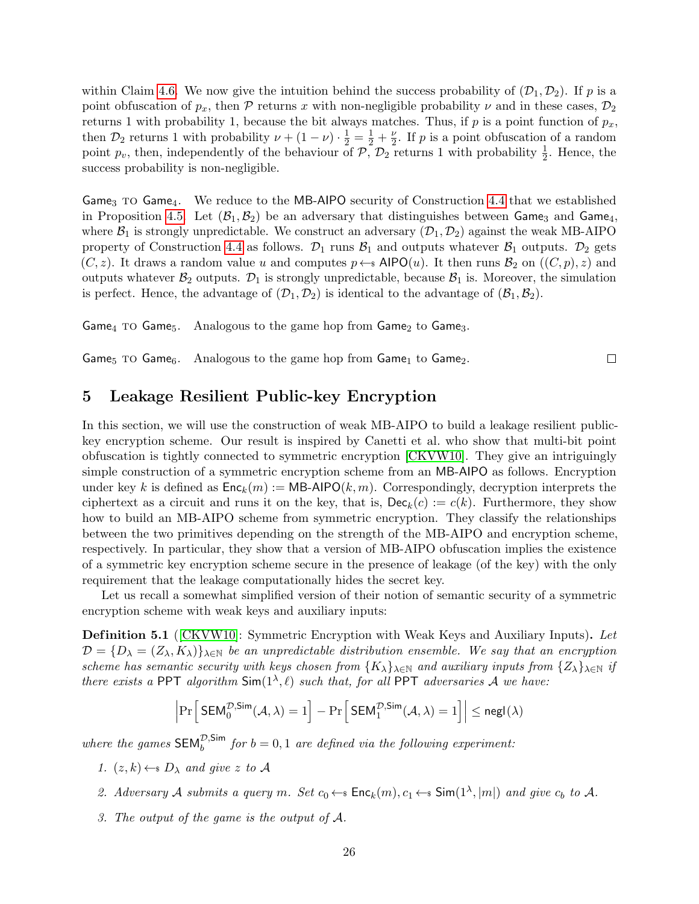within Claim 4.6. We now give the intuition behind the success probability of $(\mathcal{D}_1, \mathcal{D}_2)$. If $p$ is a point obfuscation of $p_x$, then $\mathcal{P}$ returns $x$ with non-negligible probability $\nu$ and in these cases, $\mathcal{D}_2$ returns 1 with probability 1, because the bit always matches. Thus, if $p$ is a point function of $p_x$, then $\mathcal{D}_2$ returns 1 with probability $\nu + (1-\nu)\cdot\frac{1}{2} = \frac{1}{2} + \frac{\nu}{2}$. If $p$ is a point obfuscation of a random point $p_v$, then, independently of the behaviour of $\mathcal{P}$, $\mathcal{D}_2$ returns 1 with probability $\frac{1}{2}$. Hence, the success probability is non-negligible.

$\mathsf{Game}_3$ TO $\mathsf{Game}_4$. We reduce to the MB-AIPO security of Construction 4.4 that we established in Proposition 4.5. Let $(\mathcal{B}_1, \mathcal{B}_2)$ be an adversary that distinguishes between $\mathsf{Game}_3$ and $\mathsf{Game}_4$, where $\mathcal{B}_1$ is strongly unpredictable. We construct an adversary $(\mathcal{D}_1, \mathcal{D}_2)$ against the weak MB-AIPO property of Construction 4.4 as follows. $\mathcal{D}_1$ runs $\mathcal{B}_1$ and outputs whatever $\mathcal{B}_1$ outputs. $\mathcal{D}_2$ gets $(C, z)$. It draws a random value $u$ and computes $p \leftarrow\!\!\$\ \mathsf{AIPO}(u)$. It then runs $\mathcal{B}_2$ on $((C, p), z)$ and outputs whatever $\mathcal{B}_2$ outputs. $\mathcal{D}_1$ is strongly unpredictable, because $\mathcal{B}_1$ is. Moreover, the simulation is perfect. Hence, the advantage of $(\mathcal{D}_1, \mathcal{D}_2)$ is identical to the advantage of $(\mathcal{B}_1, \mathcal{B}_2)$.

$\mathsf{Game}_4$ TO $\mathsf{Game}_5$. Analogous to the game hop from $\mathsf{Game}_2$ to $\mathsf{Game}_3$.

$\mathsf{Game}_5$ TO $\mathsf{Game}_6$. Analogous to the game hop from $\mathsf{Game}_1$ to $\mathsf{Game}_2$. □

## 5 Leakage Resilient Public-key Encryption

In this section, we will use the construction of weak MB-AIPO to build a leakage resilient public-key encryption scheme. Our result is inspired by Canetti et al. who show that multi-bit point obfuscation is tightly connected to symmetric encryption [CKVW10]. They give an intriguingly simple construction of a symmetric encryption scheme from an MB-AIPO as follows. Encryption under key $k$ is defined as $\mathsf{Enc}_k(m) := \mathsf{MB\text{-}AIPO}(k, m)$. Correspondingly, decryption interprets the ciphertext as a circuit and runs it on the key, that is, $\mathsf{Dec}_k(c) := c(k)$. Furthermore, they show how to build an MB-AIPO scheme from symmetric encryption. They classify the relationships between the two primitives depending on the strength of the MB-AIPO and encryption scheme, respectively. In particular, they show that a version of MB-AIPO obfuscation implies the existence of a symmetric key encryption scheme secure in the presence of leakage (of the key) with the only requirement that the leakage computationally hides the secret key.

Let us recall a somewhat simplified version of their notion of semantic security of a symmetric encryption scheme with weak keys and auxiliary inputs:

**Definition 5.1** ([CKVW10]: Symmetric Encryption with Weak Keys and Auxiliary Inputs)**.** *Let $\mathcal{D} = \{D_\lambda = (Z_\lambda, K_\lambda)\}_{\lambda\in\mathbb{N}}$ be an unpredictable distribution ensemble. We say that an encryption scheme has semantic security with keys chosen from $\{K_\lambda\}_{\lambda\in\mathbb{N}}$ and auxiliary inputs from $\{Z_\lambda\}_{\lambda\in\mathbb{N}}$ if there exists a* PPT *algorithm $\mathsf{Sim}(1^\lambda, \ell)$ such that, for all* PPT *adversaries $\mathcal{A}$ we have:*

$$\left|\Pr\left[\mathsf{SEM}_0^{\mathcal{D},\mathsf{Sim}}(\mathcal{A},\lambda) = 1\right] - \Pr\left[\mathsf{SEM}_1^{\mathcal{D},\mathsf{Sim}}(\mathcal{A},\lambda) = 1\right]\right| \leq \mathsf{negl}(\lambda)$$

*where the games $\mathsf{SEM}_b^{\mathcal{D},\mathsf{Sim}}$ for $b = 0, 1$ are defined via the following experiment:*

1. *$(z, k) \leftarrow\!\!\$\ D_\lambda$ and give $z$ to $\mathcal{A}$*
2. *Adversary $\mathcal{A}$ submits a query $m$. Set $c_0 \leftarrow\!\!\$\ \mathsf{Enc}_k(m), c_1 \leftarrow\!\!\$\ \mathsf{Sim}(1^\lambda, |m|)$ and give $c_b$ to $\mathcal{A}$.*
3. *The output of the game is the output of $\mathcal{A}$.*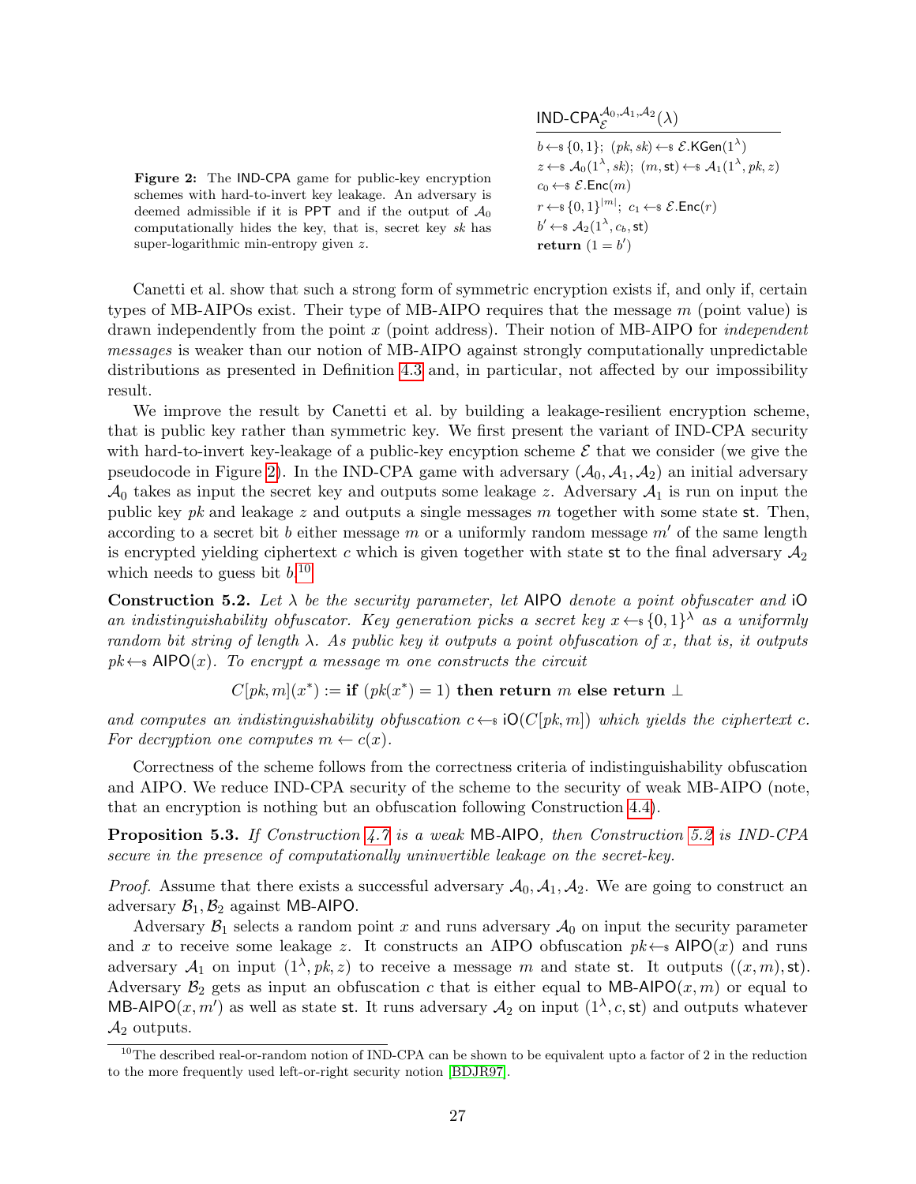**Figure 2:** The IND-CPA game for public-key encryption schemes with hard-to-invert key leakage. An adversary is deemed admissible if it is PPT and if the output of $\mathcal{A}_0$ computationally hides the key, that is, secret key $sk$ has super-logarithmic min-entropy given $z$.

$$
\begin{array}{l}
\underline{\mathsf{IND\text{-}CPA}_{\mathcal{E}}^{\mathcal{A}_0,\mathcal{A}_1,\mathcal{A}_2}(\lambda)} \\
b \leftarrow\!\!\$\ \{0,1\};\ (pk, sk) \leftarrow\!\!\$\ \mathcal{E}.\mathsf{KGen}(1^\lambda) \\
z \leftarrow\!\!\$\ \mathcal{A}_0(1^\lambda, sk);\ (m, \mathsf{st}) \leftarrow\!\!\$\ \mathcal{A}_1(1^\lambda, pk, z) \\
c_0 \leftarrow\!\!\$\ \mathcal{E}.\mathsf{Enc}(m) \\
r \leftarrow\!\!\$\ \{0,1\}^{|m|};\ c_1 \leftarrow\!\!\$\ \mathcal{E}.\mathsf{Enc}(r) \\
b' \leftarrow\!\!\$\ \mathcal{A}_2(1^\lambda, c_b, \mathsf{st}) \\
\textbf{return } (1 = b')
\end{array}
$$

Canetti et al. show that such a strong form of symmetric encryption exists if, and only if, certain types of MB-AIPOs exist. Their type of MB-AIPO requires that the message $m$ (point value) is drawn independently from the point $x$ (point address). Their notion of MB-AIPO for *independent messages* is weaker than our notion of MB-AIPO against strongly computationally unpredictable distributions as presented in Definition 4.3 and, in particular, not affected by our impossibility result.

We improve the result by Canetti et al. by building a leakage-resilient encryption scheme, that is public key rather than symmetric key. We first present the variant of IND-CPA security with hard-to-invert key-leakage of a public-key encyption scheme $\mathcal{E}$ that we consider (we give the pseudocode in Figure 2). In the IND-CPA game with adversary $(\mathcal{A}_0, \mathcal{A}_1, \mathcal{A}_2)$ an initial adversary $\mathcal{A}_0$ takes as input the secret key and outputs some leakage $z$. Adversary $\mathcal{A}_1$ is run on input the public key $pk$ and leakage $z$ and outputs a single messages $m$ together with some state $\mathsf{st}$. Then, according to a secret bit $b$ either message $m$ or a uniformly random message $m'$ of the same length is encrypted yielding ciphertext $c$ which is given together with state $\mathsf{st}$ to the final adversary $\mathcal{A}_2$ which needs to guess bit $b$.[10]

**Construction 5.2.** *Let $\lambda$ be the security parameter, let* AIPO *denote a point obfuscater and* iO *an indistinguishability obfuscator. Key generation picks a secret key $x \leftarrow\!\!\$\ \{0,1\}^\lambda$ as a uniformly random bit string of length $\lambda$. As public key it outputs a point obfuscation of $x$, that is, it outputs $pk \leftarrow\!\!\$\ \mathsf{AIPO}(x)$. To encrypt a message $m$ one constructs the circuit*

$$C[pk, m](x^*) := \textbf{if } (pk(x^*) = 1) \textbf{ then return } m \textbf{ else return } \bot$$

*and computes an indistinguishability obfuscation $c \leftarrow\!\!\$\ \mathsf{iO}(C[pk, m])$ which yields the ciphertext $c$. For decryption one computes $m \leftarrow c(x)$.*

Correctness of the scheme follows from the correctness criteria of indistinguishability obfuscation and AIPO. We reduce IND-CPA security of the scheme to the security of weak MB-AIPO (note, that an encryption is nothing but an obfuscation following Construction 4.4).

**Proposition 5.3.** *If Construction 4.7 is a weak* MB-AIPO*, then Construction 5.2 is IND-CPA secure in the presence of computationally uninvertible leakage on the secret-key.*

*Proof.* Assume that there exists a successful adversary $\mathcal{A}_0, \mathcal{A}_1, \mathcal{A}_2$. We are going to construct an adversary $\mathcal{B}_1, \mathcal{B}_2$ against MB-AIPO.

Adversary $\mathcal{B}_1$ selects a random point $x$ and runs adversary $\mathcal{A}_0$ on input the security parameter and $x$ to receive some leakage $z$. It constructs an AIPO obfuscation $pk \leftarrow\!\!\$\ \mathsf{AIPO}(x)$ and runs adversary $\mathcal{A}_1$ on input $(1^\lambda, pk, z)$ to receive a message $m$ and state $\mathsf{st}$. It outputs $((x, m), \mathsf{st})$. Adversary $\mathcal{B}_2$ gets as input an obfuscation $c$ that is either equal to $\mathsf{MB\text{-}AIPO}(x, m)$ or equal to $\mathsf{MB\text{-}AIPO}(x, m')$ as well as state $\mathsf{st}$. It runs adversary $\mathcal{A}_2$ on input $(1^\lambda, c, \mathsf{st})$ and outputs whatever $\mathcal{A}_2$ outputs.

[10] The described real-or-random notion of IND-CPA can be shown to be equivalent upto a factor of 2 in the reduction to the more frequently used left-or-right security notion [BDJR97].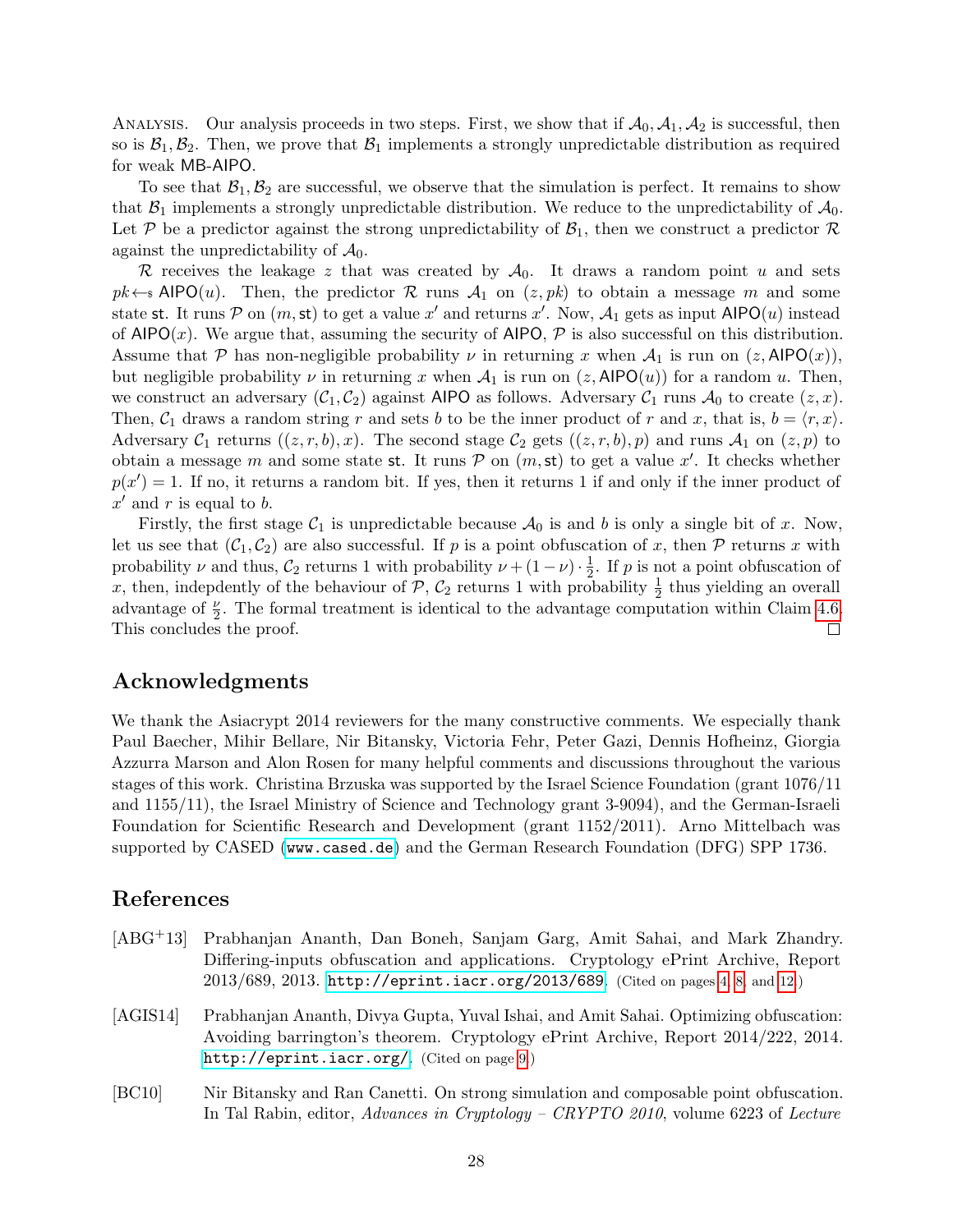Analysis. Our analysis proceeds in two steps. First, we show that if $\mathcal{A}_0, \mathcal{A}_1, \mathcal{A}_2$ is successful, then so is $\mathcal{B}_1, \mathcal{B}_2$. Then, we prove that $\mathcal{B}_1$ implements a strongly unpredictable distribution as required for weak MB-AIPO.

To see that $\mathcal{B}_1, \mathcal{B}_2$ are successful, we observe that the simulation is perfect. It remains to show that $\mathcal{B}_1$ implements a strongly unpredictable distribution. We reduce to the unpredictability of $\mathcal{A}_0$. Let $\mathcal{P}$ be a predictor against the strong unpredictability of $\mathcal{B}_1$, then we construct a predictor $\mathcal{R}$ against the unpredictability of $\mathcal{A}_0$.

$\mathcal{R}$ receives the leakage $z$ that was created by $\mathcal{A}_0$. It draws a random point $u$ and sets $pk \leftarrow\!\!\$\ \mathsf{AIPO}(u)$. Then, the predictor $\mathcal{R}$ runs $\mathcal{A}_1$ on $(z, pk)$ to obtain a message $m$ and some state $\mathsf{st}$. It runs $\mathcal{P}$ on $(m, \mathsf{st})$ to get a value $x'$ and returns $x'$. Now, $\mathcal{A}_1$ gets as input $\mathsf{AIPO}(u)$ instead of $\mathsf{AIPO}(x)$. We argue that, assuming the security of AIPO, $\mathcal{P}$ is also successful on this distribution. Assume that $\mathcal{P}$ has non-negligible probability $\nu$ in returning $x$ when $\mathcal{A}_1$ is run on $(z, \mathsf{AIPO}(x))$, but negligible probability $\nu$ in returning $x$ when $\mathcal{A}_1$ is run on $(z, \mathsf{AIPO}(u))$ for a random $u$. Then, we construct an adversary $(\mathcal{C}_1, \mathcal{C}_2)$ against AIPO as follows. Adversary $\mathcal{C}_1$ runs $\mathcal{A}_0$ to create $(z, x)$. Then, $\mathcal{C}_1$ draws a random string $r$ and sets $b$ to be the inner product of $r$ and $x$, that is, $b = \langle r, x \rangle$. Adversary $\mathcal{C}_1$ returns $((z, r, b), x)$. The second stage $\mathcal{C}_2$ gets $((z, r, b), p)$ and runs $\mathcal{A}_1$ on $(z, p)$ to obtain a message $m$ and some state $\mathsf{st}$. It runs $\mathcal{P}$ on $(m, \mathsf{st})$ to get a value $x'$. It checks whether $p(x') = 1$. If no, it returns a random bit. If yes, then it returns 1 if and only if the inner product of $x'$ and $r$ is equal to $b$.

Firstly, the first stage $\mathcal{C}_1$ is unpredictable because $\mathcal{A}_0$ is and $b$ is only a single bit of $x$. Now, let us see that $(\mathcal{C}_1, \mathcal{C}_2)$ are also successful. If $p$ is a point obfuscation of $x$, then $\mathcal{P}$ returns $x$ with probability $\nu$ and thus, $\mathcal{C}_2$ returns 1 with probability $\nu + (1-\nu) \cdot \frac{1}{2}$. If $p$ is not a point obfuscation of $x$, then, indepdently of the behaviour of $\mathcal{P}$, $\mathcal{C}_2$ returns 1 with probability $\frac{1}{2}$ thus yielding an overall advantage of $\frac{\nu}{2}$. The formal treatment is identical to the advantage computation within Claim 4.6. This concludes the proof. □

## Acknowledgments

We thank the Asiacrypt 2014 reviewers for the many constructive comments. We especially thank Paul Baecher, Mihir Bellare, Nir Bitansky, Victoria Fehr, Peter Gazi, Dennis Hofheinz, Giorgia Azzurra Marson and Alon Rosen for many helpful comments and discussions throughout the various stages of this work. Christina Brzuska was supported by the Israel Science Foundation (grant 1076/11 and 1155/11), the Israel Ministry of Science and Technology grant 3-9094), and the German-Israeli Foundation for Scientific Research and Development (grant 1152/2011). Arno Mittelbach was supported by CASED (www.cased.de) and the German Research Foundation (DFG) SPP 1736.

## References

[ABG+13] Prabhanjan Ananth, Dan Boneh, Sanjam Garg, Amit Sahai, and Mark Zhandry. Differing-inputs obfuscation and applications. Cryptology ePrint Archive, Report 2013/689, 2013. http://eprint.iacr.org/2013/689. (Cited on pages 4, 8, and 12.)

[AGIS14] Prabhanjan Ananth, Divya Gupta, Yuval Ishai, and Amit Sahai. Optimizing obfuscation: Avoiding barrington's theorem. Cryptology ePrint Archive, Report 2014/222, 2014. http://eprint.iacr.org/. (Cited on page 9.)

[BC10] Nir Bitansky and Ran Canetti. On strong simulation and composable point obfuscation. In Tal Rabin, editor, *Advances in Cryptology – CRYPTO 2010*, volume 6223 of *Lecture*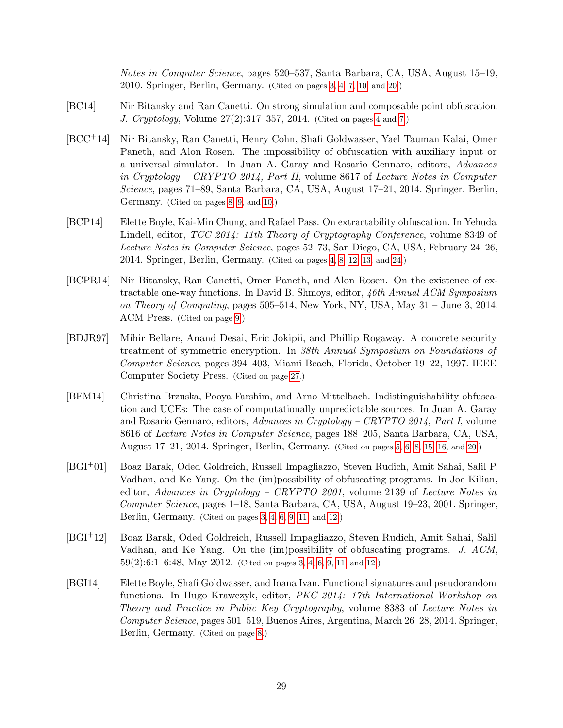*Notes in Computer Science*, pages 520–537, Santa Barbara, CA, USA, August 15–19, 2010. Springer, Berlin, Germany. (Cited on pages 3, 4, 7, 10, and 20.)

[BC14] Nir Bitansky and Ran Canetti. On strong simulation and composable point obfuscation. *J. Cryptology*, Volume 27(2):317–357, 2014. (Cited on pages 4 and 7.)

[BCC+14] Nir Bitansky, Ran Canetti, Henry Cohn, Shafi Goldwasser, Yael Tauman Kalai, Omer Paneth, and Alon Rosen. The impossibility of obfuscation with auxiliary input or a universal simulator. In Juan A. Garay and Rosario Gennaro, editors, *Advances in Cryptology – CRYPTO 2014, Part II*, volume 8617 of *Lecture Notes in Computer Science*, pages 71–89, Santa Barbara, CA, USA, August 17–21, 2014. Springer, Berlin, Germany. (Cited on pages 8, 9, and 10.)

[BCP14] Elette Boyle, Kai-Min Chung, and Rafael Pass. On extractability obfuscation. In Yehuda Lindell, editor, *TCC 2014: 11th Theory of Cryptography Conference*, volume 8349 of *Lecture Notes in Computer Science*, pages 52–73, San Diego, CA, USA, February 24–26, 2014. Springer, Berlin, Germany. (Cited on pages 4, 8, 12, 13, and 24.)

[BCPR14] Nir Bitansky, Ran Canetti, Omer Paneth, and Alon Rosen. On the existence of extractable one-way functions. In David B. Shmoys, editor, *46th Annual ACM Symposium on Theory of Computing*, pages 505–514, New York, NY, USA, May 31 – June 3, 2014. ACM Press. (Cited on page 9.)

[BDJR97] Mihir Bellare, Anand Desai, Eric Jokipii, and Phillip Rogaway. A concrete security treatment of symmetric encryption. In *38th Annual Symposium on Foundations of Computer Science*, pages 394–403, Miami Beach, Florida, October 19–22, 1997. IEEE Computer Society Press. (Cited on page 27.)

[BFM14] Christina Brzuska, Pooya Farshim, and Arno Mittelbach. Indistinguishability obfuscation and UCEs: The case of computationally unpredictable sources. In Juan A. Garay and Rosario Gennaro, editors, *Advances in Cryptology – CRYPTO 2014, Part I*, volume 8616 of *Lecture Notes in Computer Science*, pages 188–205, Santa Barbara, CA, USA, August 17–21, 2014. Springer, Berlin, Germany. (Cited on pages 5, 6, 8, 15, 16, and 20.)

[BGI+01] Boaz Barak, Oded Goldreich, Russell Impagliazzo, Steven Rudich, Amit Sahai, Salil P. Vadhan, and Ke Yang. On the (im)possibility of obfuscating programs. In Joe Kilian, editor, *Advances in Cryptology – CRYPTO 2001*, volume 2139 of *Lecture Notes in Computer Science*, pages 1–18, Santa Barbara, CA, USA, August 19–23, 2001. Springer, Berlin, Germany. (Cited on pages 3, 4, 6, 9, 11, and 12.)

[BGI+12] Boaz Barak, Oded Goldreich, Russell Impagliazzo, Steven Rudich, Amit Sahai, Salil Vadhan, and Ke Yang. On the (im)possibility of obfuscating programs. *J. ACM*, 59(2):6:1–6:48, May 2012. (Cited on pages 3, 4, 6, 9, 11, and 12.)

[BGI14] Elette Boyle, Shafi Goldwasser, and Ioana Ivan. Functional signatures and pseudorandom functions. In Hugo Krawczyk, editor, *PKC 2014: 17th International Workshop on Theory and Practice in Public Key Cryptography*, volume 8383 of *Lecture Notes in Computer Science*, pages 501–519, Buenos Aires, Argentina, March 26–28, 2014. Springer, Berlin, Germany. (Cited on page 8.)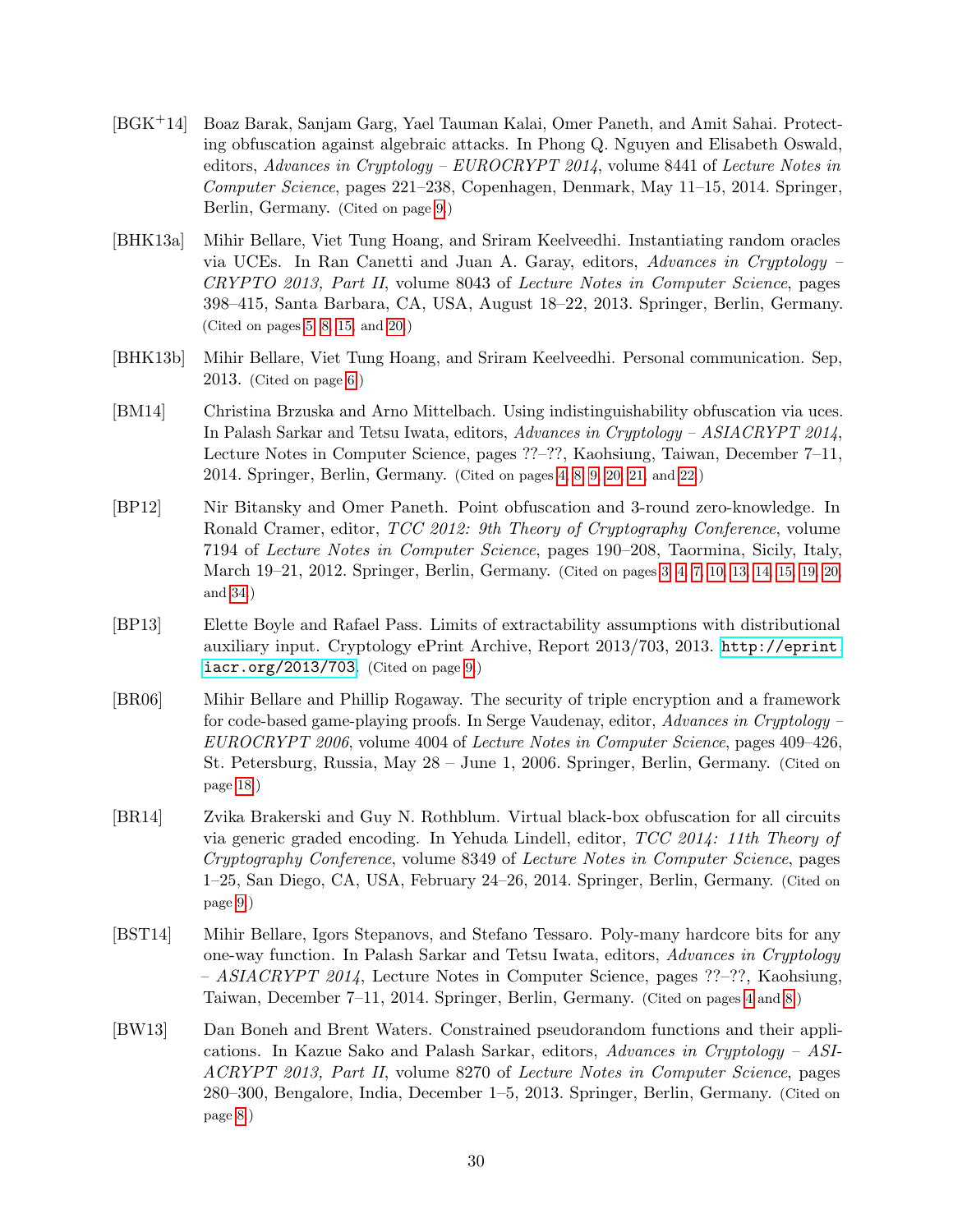[BGK+14] Boaz Barak, Sanjam Garg, Yael Tauman Kalai, Omer Paneth, and Amit Sahai. Protecting obfuscation against algebraic attacks. In Phong Q. Nguyen and Elisabeth Oswald, editors, *Advances in Cryptology – EUROCRYPT 2014*, volume 8441 of *Lecture Notes in Computer Science*, pages 221–238, Copenhagen, Denmark, May 11–15, 2014. Springer, Berlin, Germany. (Cited on page 9.)

[BHK13a] Mihir Bellare, Viet Tung Hoang, and Sriram Keelveedhi. Instantiating random oracles via UCEs. In Ran Canetti and Juan A. Garay, editors, *Advances in Cryptology – CRYPTO 2013, Part II*, volume 8043 of *Lecture Notes in Computer Science*, pages 398–415, Santa Barbara, CA, USA, August 18–22, 2013. Springer, Berlin, Germany. (Cited on pages 5, 8, 15, and 20.)

[BHK13b] Mihir Bellare, Viet Tung Hoang, and Sriram Keelveedhi. Personal communication. Sep, 2013. (Cited on page 6.)

[BM14] Christina Brzuska and Arno Mittelbach. Using indistinguishability obfuscation via uces. In Palash Sarkar and Tetsu Iwata, editors, *Advances in Cryptology – ASIACRYPT 2014*, Lecture Notes in Computer Science, pages ??–??, Kaohsiung, Taiwan, December 7–11, 2014. Springer, Berlin, Germany. (Cited on pages 4, 8, 9, 20, 21, and 22.)

[BP12] Nir Bitansky and Omer Paneth. Point obfuscation and 3-round zero-knowledge. In Ronald Cramer, editor, *TCC 2012: 9th Theory of Cryptography Conference*, volume 7194 of *Lecture Notes in Computer Science*, pages 190–208, Taormina, Sicily, Italy, March 19–21, 2012. Springer, Berlin, Germany. (Cited on pages 3, 4, 7, 10, 13, 14, 15, 19, 20, and 34.)

[BP13] Elette Boyle and Rafael Pass. Limits of extractability assumptions with distributional auxiliary input. Cryptology ePrint Archive, Report 2013/703, 2013. http://eprint.iacr.org/2013/703. (Cited on page 9.)

[BR06] Mihir Bellare and Phillip Rogaway. The security of triple encryption and a framework for code-based game-playing proofs. In Serge Vaudenay, editor, *Advances in Cryptology – EUROCRYPT 2006*, volume 4004 of *Lecture Notes in Computer Science*, pages 409–426, St. Petersburg, Russia, May 28 – June 1, 2006. Springer, Berlin, Germany. (Cited on page 18.)

[BR14] Zvika Brakerski and Guy N. Rothblum. Virtual black-box obfuscation for all circuits via generic graded encoding. In Yehuda Lindell, editor, *TCC 2014: 11th Theory of Cryptography Conference*, volume 8349 of *Lecture Notes in Computer Science*, pages 1–25, San Diego, CA, USA, February 24–26, 2014. Springer, Berlin, Germany. (Cited on page 9.)

[BST14] Mihir Bellare, Igors Stepanovs, and Stefano Tessaro. Poly-many hardcore bits for any one-way function. In Palash Sarkar and Tetsu Iwata, editors, *Advances in Cryptology – ASIACRYPT 2014*, Lecture Notes in Computer Science, pages ??–??, Kaohsiung, Taiwan, December 7–11, 2014. Springer, Berlin, Germany. (Cited on pages 4 and 8.)

[BW13] Dan Boneh and Brent Waters. Constrained pseudorandom functions and their applications. In Kazue Sako and Palash Sarkar, editors, *Advances in Cryptology – ASIACRYPT 2013, Part II*, volume 8270 of *Lecture Notes in Computer Science*, pages 280–300, Bengalore, India, December 1–5, 2013. Springer, Berlin, Germany. (Cited on page 8.)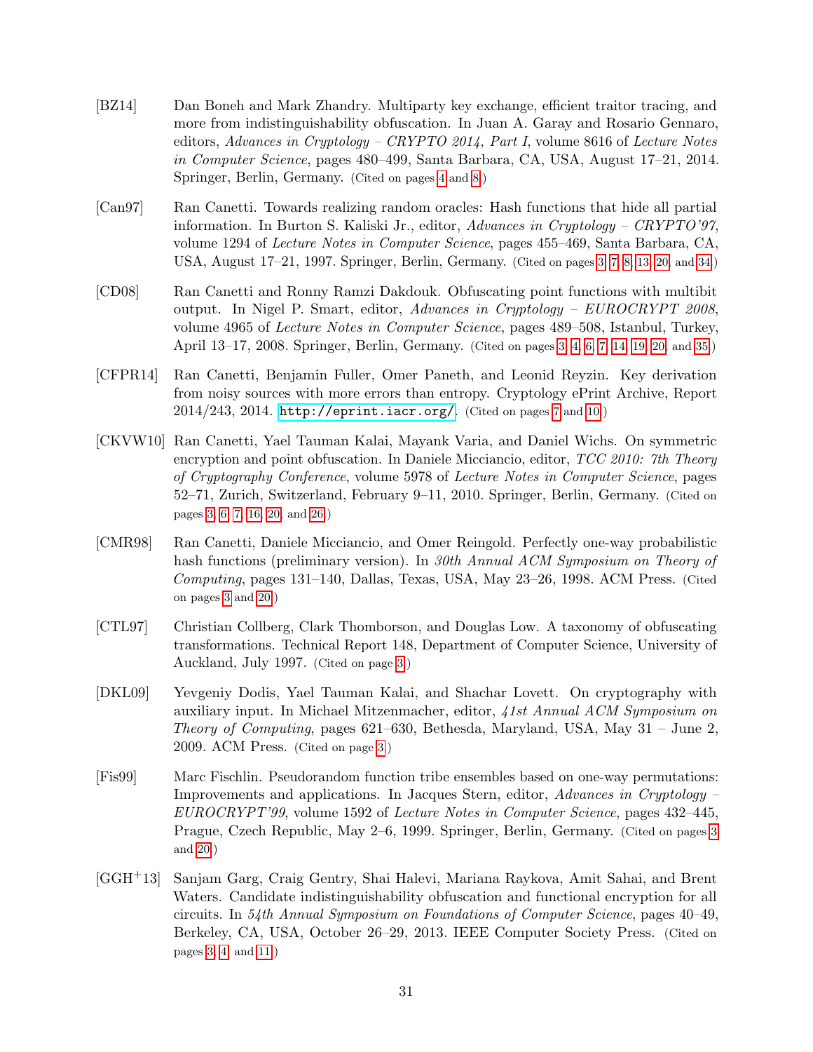[BZ14] Dan Boneh and Mark Zhandry. Multiparty key exchange, efficient traitor tracing, and more from indistinguishability obfuscation. In Juan A. Garay and Rosario Gennaro, editors, *Advances in Cryptology – CRYPTO 2014, Part I*, volume 8616 of *Lecture Notes in Computer Science*, pages 480–499, Santa Barbara, CA, USA, August 17–21, 2014. Springer, Berlin, Germany. (Cited on pages 4 and 8.)

[Can97] Ran Canetti. Towards realizing random oracles: Hash functions that hide all partial information. In Burton S. Kaliski Jr., editor, *Advances in Cryptology – CRYPTO'97*, volume 1294 of *Lecture Notes in Computer Science*, pages 455–469, Santa Barbara, CA, USA, August 17–21, 1997. Springer, Berlin, Germany. (Cited on pages 3, 7, 8, 13, 20, and 34.)

[CD08] Ran Canetti and Ronny Ramzi Dakdouk. Obfuscating point functions with multibit output. In Nigel P. Smart, editor, *Advances in Cryptology – EUROCRYPT 2008*, volume 4965 of *Lecture Notes in Computer Science*, pages 489–508, Istanbul, Turkey, April 13–17, 2008. Springer, Berlin, Germany. (Cited on pages 3, 4, 6, 7, 14, 19, 20, and 35.)

[CFPR14] Ran Canetti, Benjamin Fuller, Omer Paneth, and Leonid Reyzin. Key derivation from noisy sources with more errors than entropy. Cryptology ePrint Archive, Report 2014/243, 2014. http://eprint.iacr.org/. (Cited on pages 7 and 10.)

[CKVW10] Ran Canetti, Yael Tauman Kalai, Mayank Varia, and Daniel Wichs. On symmetric encryption and point obfuscation. In Daniele Micciancio, editor, *TCC 2010: 7th Theory of Cryptography Conference*, volume 5978 of *Lecture Notes in Computer Science*, pages 52–71, Zurich, Switzerland, February 9–11, 2010. Springer, Berlin, Germany. (Cited on pages 3, 6, 7, 16, 20, and 26.)

[CMR98] Ran Canetti, Daniele Micciancio, and Omer Reingold. Perfectly one-way probabilistic hash functions (preliminary version). In *30th Annual ACM Symposium on Theory of Computing*, pages 131–140, Dallas, Texas, USA, May 23–26, 1998. ACM Press. (Cited on pages 3 and 20.)

[CTL97] Christian Collberg, Clark Thomborson, and Douglas Low. A taxonomy of obfuscating transformations. Technical Report 148, Department of Computer Science, University of Auckland, July 1997. (Cited on page 3.)

[DKL09] Yevgeniy Dodis, Yael Tauman Kalai, and Shachar Lovett. On cryptography with auxiliary input. In Michael Mitzenmacher, editor, *41st Annual ACM Symposium on Theory of Computing*, pages 621–630, Bethesda, Maryland, USA, May 31 – June 2, 2009. ACM Press. (Cited on page 3.)

[Fis99] Marc Fischlin. Pseudorandom function tribe ensembles based on one-way permutations: Improvements and applications. In Jacques Stern, editor, *Advances in Cryptology – EUROCRYPT'99*, volume 1592 of *Lecture Notes in Computer Science*, pages 432–445, Prague, Czech Republic, May 2–6, 1999. Springer, Berlin, Germany. (Cited on pages 3 and 20.)

[GGH+13] Sanjam Garg, Craig Gentry, Shai Halevi, Mariana Raykova, Amit Sahai, and Brent Waters. Candidate indistinguishability obfuscation and functional encryption for all circuits. In *54th Annual Symposium on Foundations of Computer Science*, pages 40–49, Berkeley, CA, USA, October 26–29, 2013. IEEE Computer Society Press. (Cited on pages 3, 4, and 11.)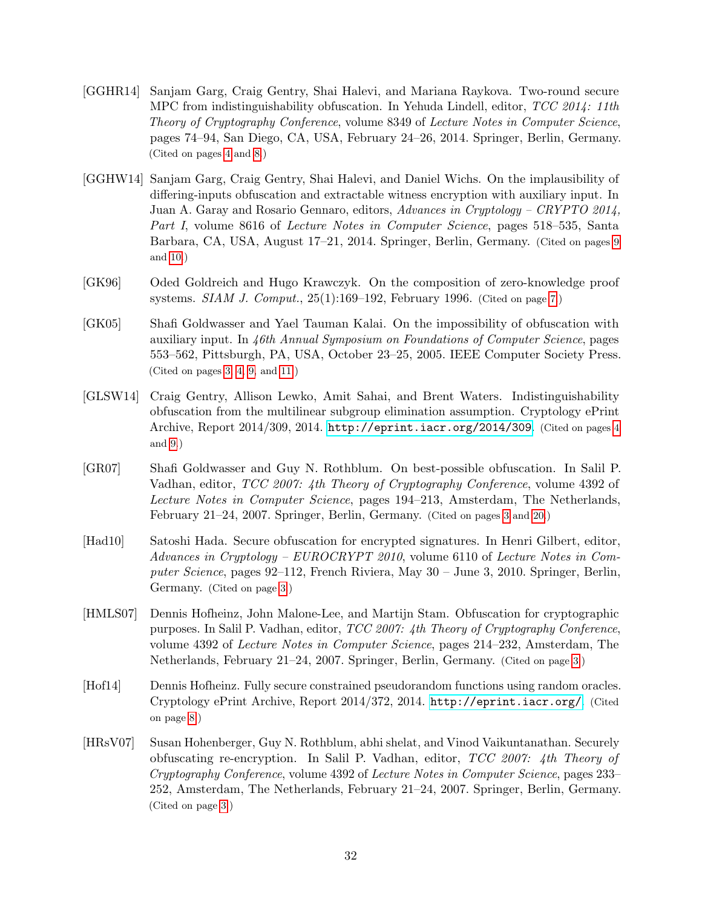[GGHR14] Sanjam Garg, Craig Gentry, Shai Halevi, and Mariana Raykova. Two-round secure MPC from indistinguishability obfuscation. In Yehuda Lindell, editor, *TCC 2014: 11th Theory of Cryptography Conference*, volume 8349 of *Lecture Notes in Computer Science*, pages 74–94, San Diego, CA, USA, February 24–26, 2014. Springer, Berlin, Germany. (Cited on pages 4 and 8.)

[GGHW14] Sanjam Garg, Craig Gentry, Shai Halevi, and Daniel Wichs. On the implausibility of differing-inputs obfuscation and extractable witness encryption with auxiliary input. In Juan A. Garay and Rosario Gennaro, editors, *Advances in Cryptology – CRYPTO 2014, Part I*, volume 8616 of *Lecture Notes in Computer Science*, pages 518–535, Santa Barbara, CA, USA, August 17–21, 2014. Springer, Berlin, Germany. (Cited on pages 9 and 10.)

[GK96] Oded Goldreich and Hugo Krawczyk. On the composition of zero-knowledge proof systems. *SIAM J. Comput.*, 25(1):169–192, February 1996. (Cited on page 7.)

[GK05] Shafi Goldwasser and Yael Tauman Kalai. On the impossibility of obfuscation with auxiliary input. In *46th Annual Symposium on Foundations of Computer Science*, pages 553–562, Pittsburgh, PA, USA, October 23–25, 2005. IEEE Computer Society Press. (Cited on pages 3, 4, 9, and 11.)

[GLSW14] Craig Gentry, Allison Lewko, Amit Sahai, and Brent Waters. Indistinguishability obfuscation from the multilinear subgroup elimination assumption. Cryptology ePrint Archive, Report 2014/309, 2014. http://eprint.iacr.org/2014/309. (Cited on pages 4 and 9.)

[GR07] Shafi Goldwasser and Guy N. Rothblum. On best-possible obfuscation. In Salil P. Vadhan, editor, *TCC 2007: 4th Theory of Cryptography Conference*, volume 4392 of *Lecture Notes in Computer Science*, pages 194–213, Amsterdam, The Netherlands, February 21–24, 2007. Springer, Berlin, Germany. (Cited on pages 3 and 20.)

[Had10] Satoshi Hada. Secure obfuscation for encrypted signatures. In Henri Gilbert, editor, *Advances in Cryptology – EUROCRYPT 2010*, volume 6110 of *Lecture Notes in Computer Science*, pages 92–112, French Riviera, May 30 – June 3, 2010. Springer, Berlin, Germany. (Cited on page 3.)

[HMLS07] Dennis Hofheinz, John Malone-Lee, and Martijn Stam. Obfuscation for cryptographic purposes. In Salil P. Vadhan, editor, *TCC 2007: 4th Theory of Cryptography Conference*, volume 4392 of *Lecture Notes in Computer Science*, pages 214–232, Amsterdam, The Netherlands, February 21–24, 2007. Springer, Berlin, Germany. (Cited on page 3.)

[Hof14] Dennis Hofheinz. Fully secure constrained pseudorandom functions using random oracles. Cryptology ePrint Archive, Report 2014/372, 2014. http://eprint.iacr.org/. (Cited on page 8.)

[HRsV07] Susan Hohenberger, Guy N. Rothblum, abhi shelat, and Vinod Vaikuntanathan. Securely obfuscating re-encryption. In Salil P. Vadhan, editor, *TCC 2007: 4th Theory of Cryptography Conference*, volume 4392 of *Lecture Notes in Computer Science*, pages 233–252, Amsterdam, The Netherlands, February 21–24, 2007. Springer, Berlin, Germany. (Cited on page 3.)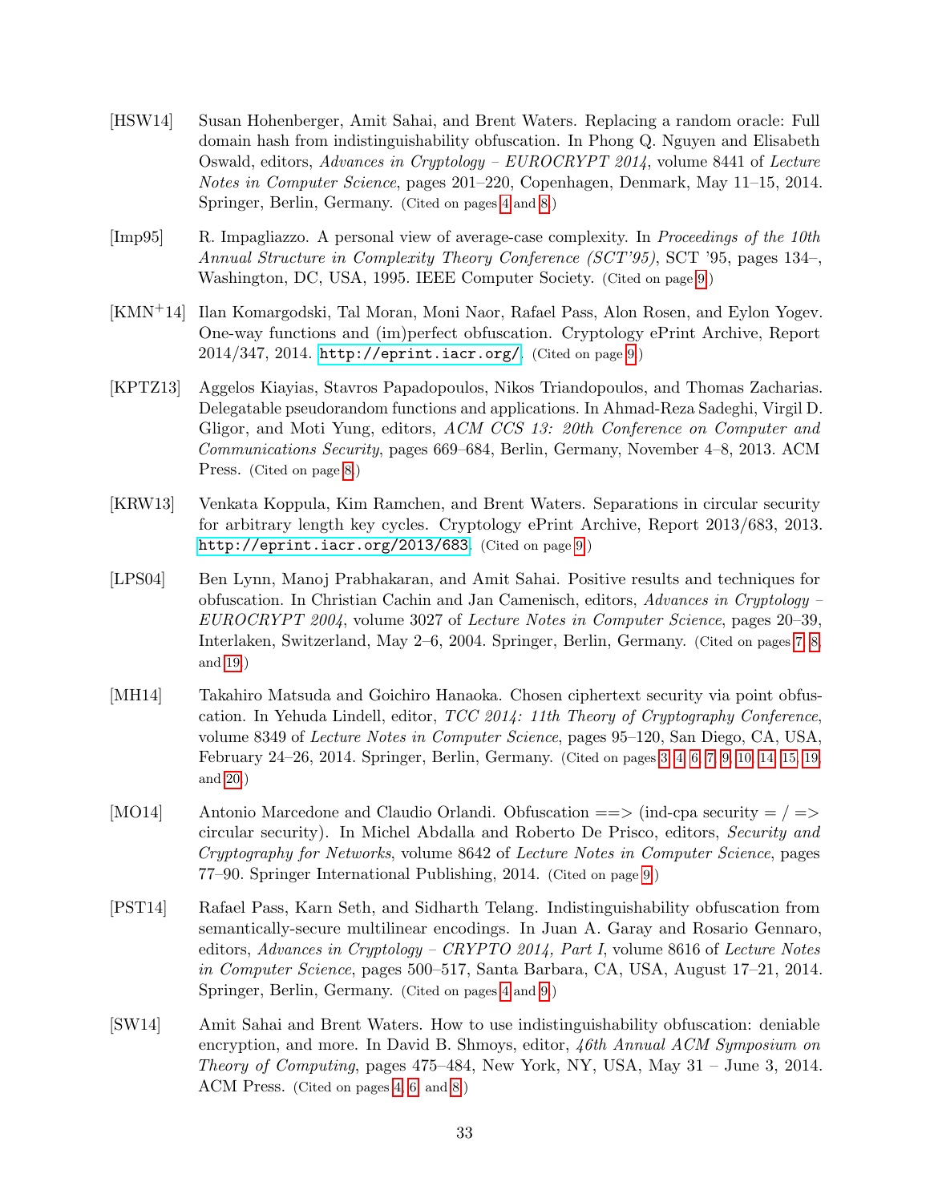[HSW14] Susan Hohenberger, Amit Sahai, and Brent Waters. Replacing a random oracle: Full domain hash from indistinguishability obfuscation. In Phong Q. Nguyen and Elisabeth Oswald, editors, *Advances in Cryptology – EUROCRYPT 2014*, volume 8441 of *Lecture Notes in Computer Science*, pages 201–220, Copenhagen, Denmark, May 11–15, 2014. Springer, Berlin, Germany. (Cited on pages 4 and 8.)

[Imp95] R. Impagliazzo. A personal view of average-case complexity. In *Proceedings of the 10th Annual Structure in Complexity Theory Conference (SCT'95)*, SCT '95, pages 134–, Washington, DC, USA, 1995. IEEE Computer Society. (Cited on page 9.)

[KMN+14] Ilan Komargodski, Tal Moran, Moni Naor, Rafael Pass, Alon Rosen, and Eylon Yogev. One-way functions and (im)perfect obfuscation. Cryptology ePrint Archive, Report 2014/347, 2014. http://eprint.iacr.org/. (Cited on page 9.)

[KPTZ13] Aggelos Kiayias, Stavros Papadopoulos, Nikos Triandopoulos, and Thomas Zacharias. Delegatable pseudorandom functions and applications. In Ahmad-Reza Sadeghi, Virgil D. Gligor, and Moti Yung, editors, *ACM CCS 13: 20th Conference on Computer and Communications Security*, pages 669–684, Berlin, Germany, November 4–8, 2013. ACM Press. (Cited on page 8.)

[KRW13] Venkata Koppula, Kim Ramchen, and Brent Waters. Separations in circular security for arbitrary length key cycles. Cryptology ePrint Archive, Report 2013/683, 2013. http://eprint.iacr.org/2013/683. (Cited on page 9.)

[LPS04] Ben Lynn, Manoj Prabhakaran, and Amit Sahai. Positive results and techniques for obfuscation. In Christian Cachin and Jan Camenisch, editors, *Advances in Cryptology – EUROCRYPT 2004*, volume 3027 of *Lecture Notes in Computer Science*, pages 20–39, Interlaken, Switzerland, May 2–6, 2004. Springer, Berlin, Germany. (Cited on pages 7, 8, and 19.)

[MH14] Takahiro Matsuda and Goichiro Hanaoka. Chosen ciphertext security via point obfuscation. In Yehuda Lindell, editor, *TCC 2014: 11th Theory of Cryptography Conference*, volume 8349 of *Lecture Notes in Computer Science*, pages 95–120, San Diego, CA, USA, February 24–26, 2014. Springer, Berlin, Germany. (Cited on pages 3, 4, 6, 7, 9, 10, 14, 15, 19, and 20.)

[MO14] Antonio Marcedone and Claudio Orlandi. Obfuscation ==> (ind-cpa security = / => circular security). In Michel Abdalla and Roberto De Prisco, editors, *Security and Cryptography for Networks*, volume 8642 of *Lecture Notes in Computer Science*, pages 77–90. Springer International Publishing, 2014. (Cited on page 9.)

[PST14] Rafael Pass, Karn Seth, and Sidharth Telang. Indistinguishability obfuscation from semantically-secure multilinear encodings. In Juan A. Garay and Rosario Gennaro, editors, *Advances in Cryptology – CRYPTO 2014, Part I*, volume 8616 of *Lecture Notes in Computer Science*, pages 500–517, Santa Barbara, CA, USA, August 17–21, 2014. Springer, Berlin, Germany. (Cited on pages 4 and 9.)

[SW14] Amit Sahai and Brent Waters. How to use indistinguishability obfuscation: deniable encryption, and more. In David B. Shmoys, editor, *46th Annual ACM Symposium on Theory of Computing*, pages 475–484, New York, NY, USA, May 31 – June 3, 2014. ACM Press. (Cited on pages 4, 6, and 8.)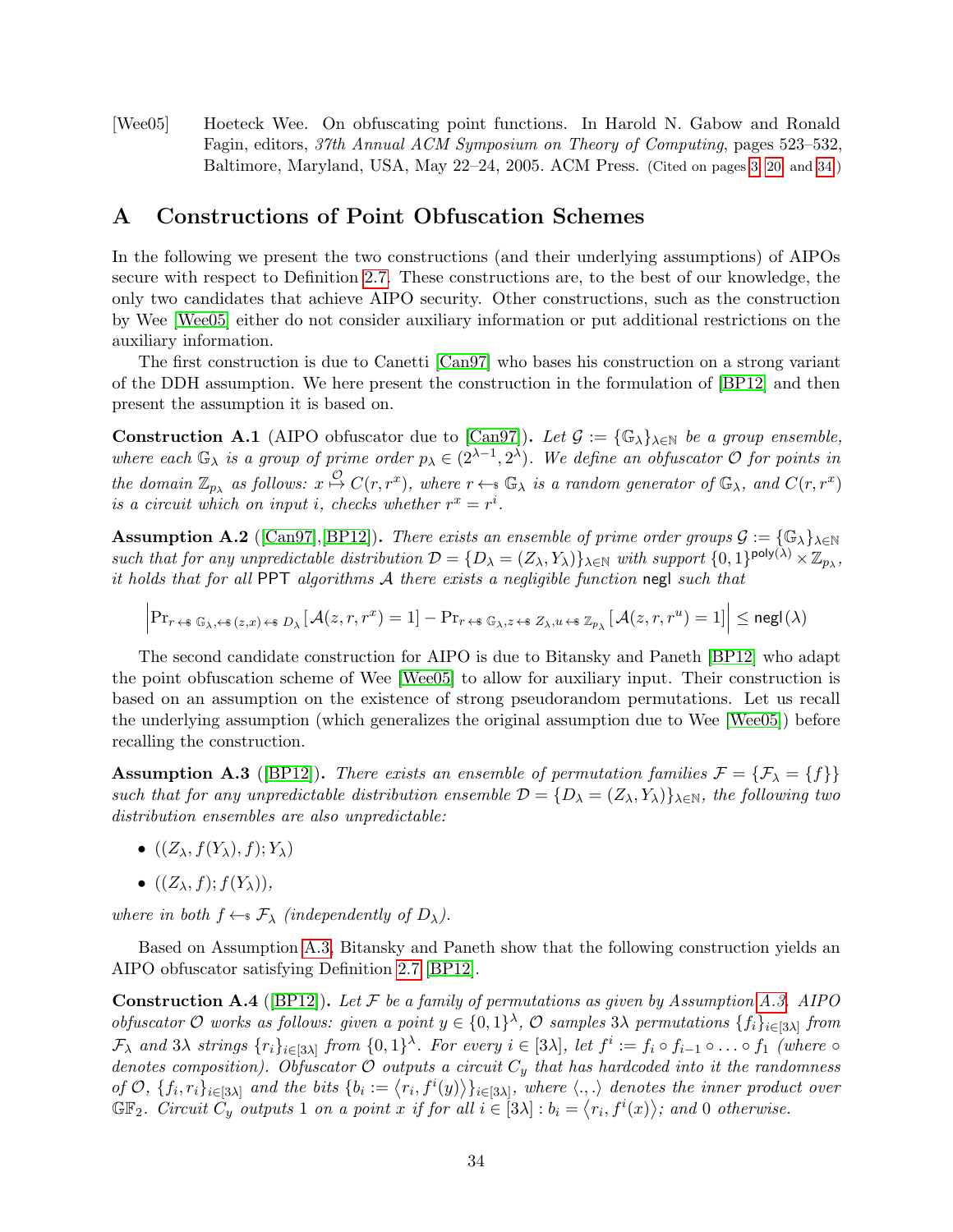[Wee05] Hoeteck Wee. On obfuscating point functions. In Harold N. Gabow and Ronald Fagin, editors, *37th Annual ACM Symposium on Theory of Computing*, pages 523–532, Baltimore, Maryland, USA, May 22–24, 2005. ACM Press. (Cited on pages 3, 20, and 34)

## A Constructions of Point Obfuscation Schemes

In the following we present the two constructions (and their underlying assumptions) of AIPOs secure with respect to Definition 2.7. These constructions are, to the best of our knowledge, the only two candidates that achieve AIPO security. Other constructions, such as the construction by Wee [Wee05] either do not consider auxiliary information or put additional restrictions on the auxiliary information.

The first construction is due to Canetti [Can97] who bases his construction on a strong variant of the DDH assumption. We here present the construction in the formulation of [BP12] and then present the assumption it is based on.

**Construction A.1** (AIPO obfuscator due to [Can97])**.** *Let $\mathcal{G} := \{\mathbb{G}_\lambda\}_{\lambda\in\mathbb{N}}$ be a group ensemble, where each $\mathbb{G}_\lambda$ is a group of prime order $p_\lambda \in (2^{\lambda-1}, 2^\lambda)$. We define an obfuscator $\mathcal{O}$ for points in the domain $\mathbb{Z}_{p_\lambda}$ as follows: $x \overset{\mathcal{O}}{\mapsto} C(r, r^x)$, where $r \leftarrow\!\!\$\ \mathbb{G}_\lambda$ is a random generator of $\mathbb{G}_\lambda$, and $C(r, r^x)$ is a circuit which on input $i$, checks whether $r^x = r^i$.*

**Assumption A.2** ([Can97], [BP12])**.** *There exists an ensemble of prime order groups $\mathcal{G} := \{\mathbb{G}_\lambda\}_{\lambda\in\mathbb{N}}$ such that for any unpredictable distribution $\mathcal{D} = \{D_\lambda = (Z_\lambda, Y_\lambda)\}_{\lambda\in\mathbb{N}}$ with support $\{0,1\}^{\mathsf{poly}(\lambda)} \times \mathbb{Z}_{p_\lambda}$, it holds that for all $\mathsf{PPT}$ algorithms $\mathcal{A}$ there exists a negligible function $\mathsf{negl}$ such that*

$$\left|\Pr_{r \leftarrow\$\ \mathbb{G}_\lambda, \leftarrow\$\ (z,x) \leftarrow\$\ D_\lambda}[\mathcal{A}(z, r, r^x) = 1] - \Pr_{r \leftarrow\$\ \mathbb{G}_\lambda, z \leftarrow\$\ Z_\lambda, u \leftarrow\$\ \mathbb{Z}_{p_\lambda}}[\mathcal{A}(z, r, r^u) = 1]\right| \leq \mathsf{negl}(\lambda)$$

The second candidate construction for AIPO is due to Bitansky and Paneth [BP12] who adapt the point obfuscation scheme of Wee [Wee05] to allow for auxiliary input. Their construction is based on an assumption on the existence of strong pseudorandom permutations. Let us recall the underlying assumption (which generalizes the original assumption due to Wee [Wee05]) before recalling the construction.

**Assumption A.3** ([BP12])**.** *There exists an ensemble of permutation families $\mathcal{F} = \{\mathcal{F}_\lambda = \{f\}\}$ such that for any unpredictable distribution ensemble $\mathcal{D} = \{D_\lambda = (Z_\lambda, Y_\lambda)\}_{\lambda\in\mathbb{N}}$, the following two distribution ensembles are also unpredictable:*

- $((Z_\lambda, f(Y_\lambda), f); Y_\lambda)$
- $((Z_\lambda, f); f(Y_\lambda))$,

*where in both $f \leftarrow\!\!\$\ \mathcal{F}_\lambda$ (independently of $D_\lambda$).*

Based on Assumption A.3, Bitansky and Paneth show that the following construction yields an AIPO obfuscator satisfying Definition 2.7 [BP12].

**Construction A.4** ([BP12])**.** *Let $\mathcal{F}$ be a family of permutations as given by Assumption A.3. AIPO obfuscator $\mathcal{O}$ works as follows: given a point $y \in \{0,1\}^\lambda$, $\mathcal{O}$ samples $3\lambda$ permutations $\{f_i\}_{i\in[3\lambda]}$ from $\mathcal{F}_\lambda$ and $3\lambda$ strings $\{r_i\}_{i\in[3\lambda]}$ from $\{0,1\}^\lambda$. For every $i \in [3\lambda]$, let $f^i := f_i \circ f_{i-1} \circ \ldots \circ f_1$ (where $\circ$ denotes composition). Obfuscator $\mathcal{O}$ outputs a circuit $C_y$ that has hardcoded into it the randomness of $\mathcal{O}$, $\{f_i, r_i\}_{i\in[3\lambda]}$ and the bits $\{b_i := \langle r_i, f^i(y)\rangle\}_{i\in[3\lambda]}$, where $\langle .,. \rangle$ denotes the inner product over $\mathbb{GF}_2$. Circuit $C_y$ outputs 1 on a point $x$ if for all $i \in [3\lambda] : b_i = \langle r_i, f^i(x)\rangle$; and 0 otherwise.*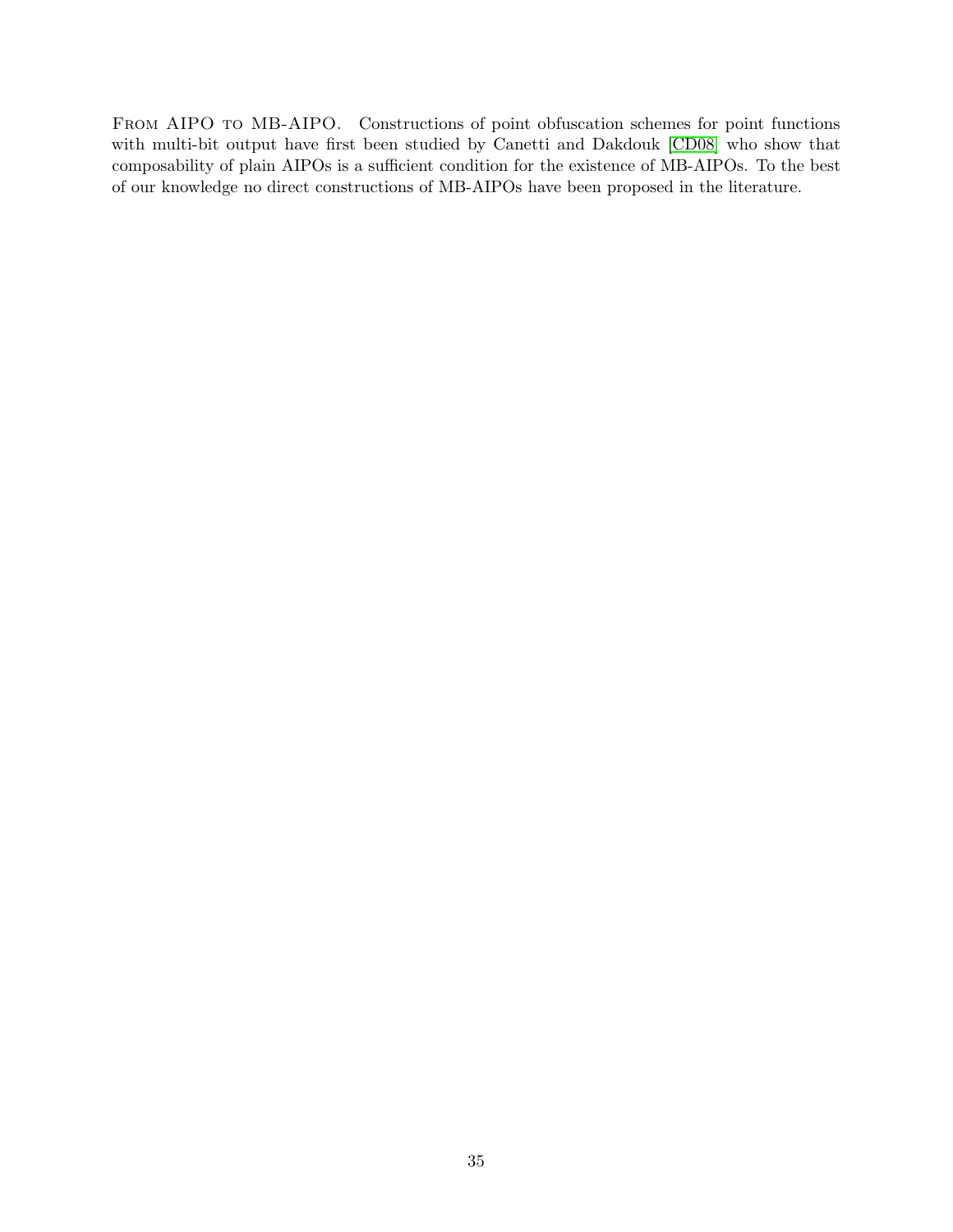From AIPO to MB-AIPO. Constructions of point obfuscation schemes for point functions with multi-bit output have first been studied by Canetti and Dakdouk [CD08] who show that composability of plain AIPOs is a sufficient condition for the existence of MB-AIPOs. To the best of our knowledge no direct constructions of MB-AIPOs have been proposed in the literature.